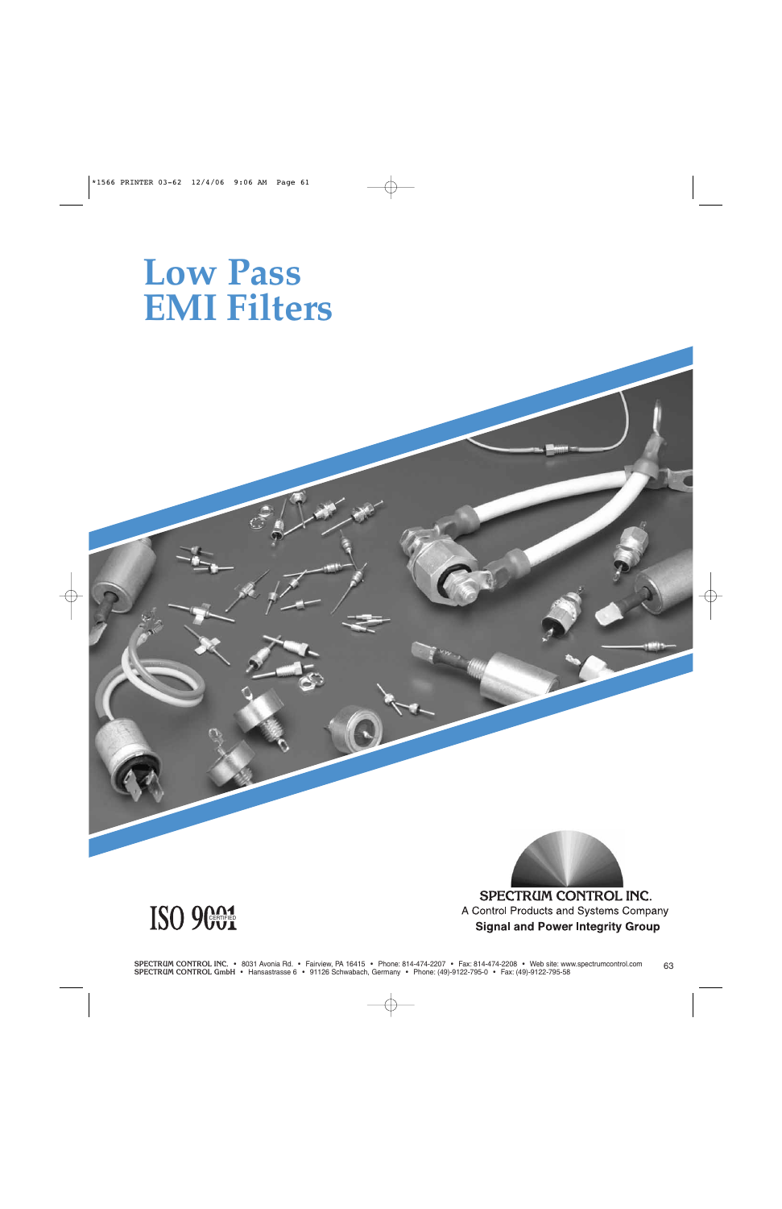# Low Pass EMI Filters

ISO 9001 CERTIFIED

**SPECTRUM CONTROL INC.**
A Control Products and Systems Company
**Signal and Power Integrity Group**

**SPECTRUM CONTROL INC.** • 8031 Avonia Rd. • Fairview, PA 16415 • Phone: 814-474-2207 • Fax: 814-474-2208 • Web site: www.spectrumcontrol.com
**SPECTRUM CONTROL GmbH** • Hansastrasse 6 • 91126 Schwabach, Germany • Phone: (49)-9122-795-0 • Fax: (49)-9122-795-58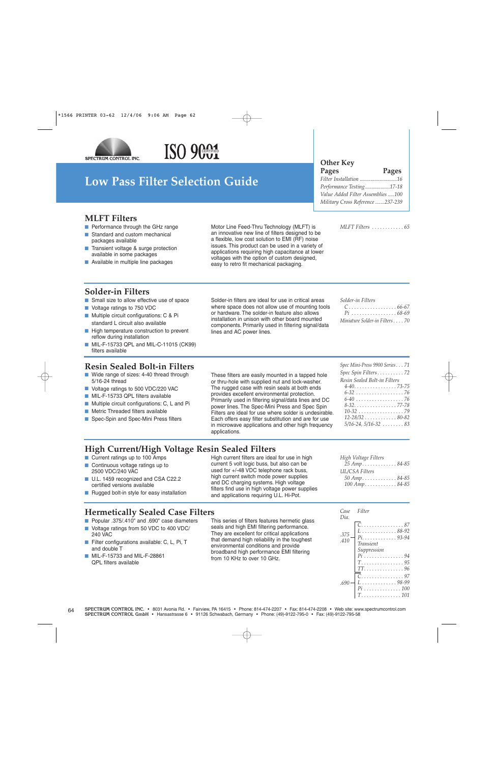SPECTRUM CONTROL INC. ISO 9001 CERTIFIED

# Low Pass Filter Selection Guide

| Other Key Pages | Pages |
|---|---|
| *Filter Installation* | *16* |
| *Performance Testing* | *17-18* |
| *Value Added Filter Assemblies* | *100* |
| *Military Cross Reference* | *237-239* |

## MLFT Filters

- Performance through the GHz range
- Standard and custom mechanical packages available
- Transient voltage & surge protection available in some packages
- Available in multiple line packages

Motor Line Feed-Thru Technology (MLFT) is an innovative new line of filters designed to be a flexible, low cost solution to EMI (RF) noise issues. This product can be used in a variety of applications requiring high capacitance at lower voltages with the option of custom designed, easy to retro fit mechanical packaging.

*MLFT Filters ............ 65*

## Solder-in Filters

- Small size to allow effective use of space
- Voltage ratings to 750 VDC
- Multiple circuit configurations: C & Pi standard L circuit also available
- High temperature construction to prevent reflow during installation
- MIL-F-15733 QPL and MIL-C-11015 (CK99) filters available

Solder-in filters are ideal for use in critical areas where space does not allow use of mounting tools or hardware. The solder-in feature also allows installation in unison with other board mounted components. Primarily used in filtering signal/data lines and AC power lines.

*Solder-in Filters*
- *C .................. 66-67*
- *Pi ................. 68-69*

*Miniature Solder-in Filters . . . . 70*

## Resin Sealed Bolt-in Filters

- Wide range of sizes: 4-40 thread through 5/16-24 thread
- Voltage ratings to 500 VDC/220 VAC
- MIL-F-15733 QPL filters available
- Multiple circuit configurations: C, L and Pi
- Metric Threaded filters available
- Spec-Spin and Spec-Mini Press filters

These filters are easily mounted in a tapped hole or thru-hole with supplied nut and lock-washer. The rugged case with resin seals at both ends provides excellent environmental protection. Primarily used in filtering signal/data lines and DC power lines. The Spec-Mini Press and Spec Spin Filters are ideal for use where solder is undesirable. Each offers easy filter substitution and are for use in microwave applications and other high frequency applications.

*Spec Mini-Press 9900 Series . . . 71*

*Spec Spin Filters . . . . . . . . . . 72*

*Resin Sealed Bolt-in Filters*
- *4-40. . . . . . . . . . . . . . . . 73-75*
- *6-32 . . . . . . . . . . . . . . . . . . 76*
- *6-40 . . . . . . . . . . . . . . . . . . 76*
- *8-32. . . . . . . . . . . . . . . . 77-78*
- *10-32 . . . . . . . . . . . . . . . . . 79*
- *12-28/32 . . . . . . . . . . . . 80-82*
- *5/16-24, 5/16-32 . . . . . . . . 83*

## High Current/High Voltage Resin Sealed Filters

- Current ratings up to 100 Amps
- Continuous voltage ratings up to 2500 VDC/240 VAC
- U.L. 1459 recognized and CSA C22.2 certified versions available
- Rugged bolt-in style for easy installation

High current filters are ideal for use in high current 5 volt logic buss, but also can be used for +/-48 VDC telephone rack buss, high current switch mode power supplies and DC charging systems. High voltage filters find use in high voltage power supplies and applications requiring U.L. Hi-Pot.

*High Voltage Filters*
- *25 Amp. . . . . . . . . . . . . 84-85*

*UL/CSA Filters*
- *50 Amp. . . . . . . . . . . . . 84-85*
- *100 Amp. . . . . . . . . . . 84-85*

## Hermetically Sealed Case Filters

- Popular .375/.410" and .690" case diameters
- Voltage ratings from 50 VDC to 400 VDC/240 VAC
- Filter configurations available: C, L, Pi, T and double T
- MIL-F-15733 and MIL-F-28861 QPL filters available

This series of filters features hermetic glass seals and high EMI filtering performance. They are excellent for critical applications that demand high reliability in the toughest environmental conditions and provide broadband high performance EMI filtering from 10 KHz to over 10 GHz.

| *Case Dia.* | *Filter* |
|---|---|
| *.375 .410* | *C. . . . . . . . . . . . . . . . 87* |
| | *L . . . . . . . . . . . . . 88-92* |
| | *Pi. . . . . . . . . . . . . 93-94* |
| | *Transient Suppression* |
| | *Pi . . . . . . . . . . . . . . . 94* |
| | *T. . . . . . . . . . . . . . . . 95* |
| | *TT. . . . . . . . . . . . . . . 96* |
| *.690* | *C. . . . . . . . . . . . . . . . 97* |
| | *L . . . . . . . . . . . . . 98-99* |
| | *Pi . . . . . . . . . . . . . . 100* |
| | *T. . . . . . . . . . . . . . . 101* |

**SPECTRUM CONTROL INC.** • 8031 Avonia Rd. • Fairview, PA 16415 • Phone: 814-474-2207 • Fax: 814-474-2208 • Web site: www.spectrumcontrol.com
**SPECTRUM CONTROL GmbH** • Hansastrasse 6 • 91126 Schwabach, Germany • Phone: (49)-9122-795-0 • Fax: (49)-9122-795-58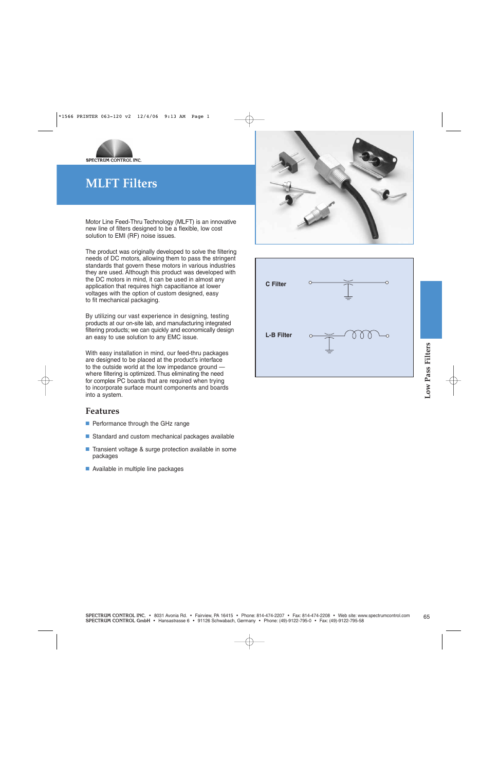# MLFT Filters

Motor Line Feed-Thru Technology (MLFT) is an innovative new line of filters designed to be a flexible, low cost solution to EMI (RF) noise issues.

The product was originally developed to solve the filtering needs of DC motors, allowing them to pass the stringent standards that govern these motors in various industries they are used. Although this product was developed with the DC motors in mind, it can be used in almost any application that requires high capacitiance at lower voltages with the option of custom designed, easy to fit mechanical packaging.

By utilizing our vast experience in designing, testing products at our on-site lab, and manufacturing integrated filtering products; we can quickly and economically design an easy to use solution to any EMC issue.

With easy installation in mind, our feed-thru packages are designed to be placed at the product's interface to the outside world at the low impedance ground — where filtering is optimized. Thus eliminating the need for complex PC boards that are required when trying to incorporate surface mount components and boards into a system.

## Features

- Performance through the GHz range
- Standard and custom mechanical packages available
- Transient voltage & surge protection available in some packages
- Available in multiple line packages

C Filter

L-B Filter

Low Pass Filters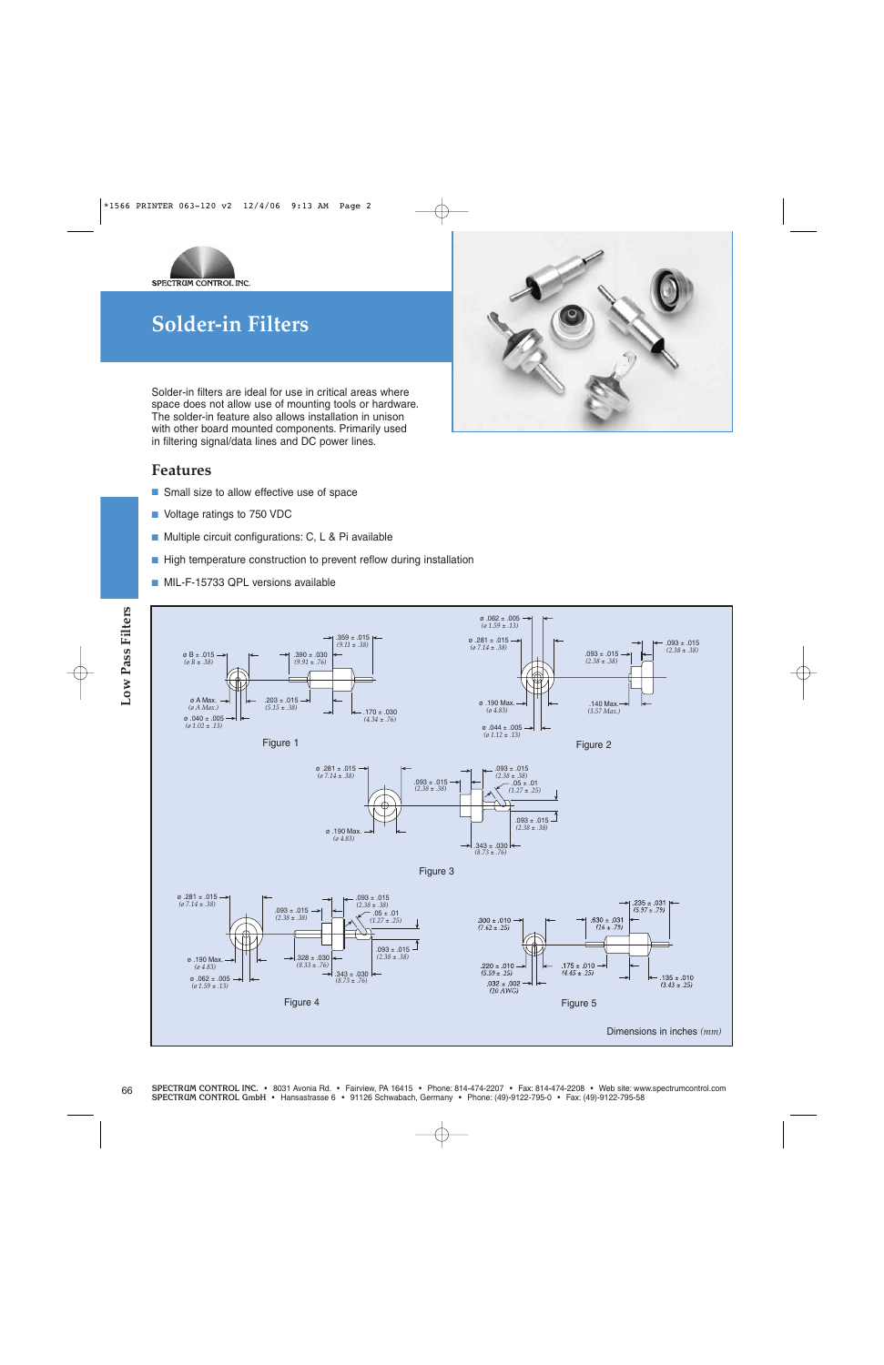SPECTRUM CONTROL INC.

# Solder-in Filters

Solder-in filters are ideal for use in critical areas where space does not allow use of mounting tools or hardware. The solder-in feature also allows installation in unison with other board mounted components. Primarily used in filtering signal/data lines and DC power lines.

## Features

- Small size to allow effective use of space
- Voltage ratings to 750 VDC
- Multiple circuit configurations: C, L & Pi available
- High temperature construction to prevent reflow during installation
- MIL-F-15733 QPL versions available

Figure 1

Figure 2

Figure 3

Figure 4

Figure 5

Dimensions in inches *(mm)*

**SPECTRUM CONTROL INC.** • 8031 Avonia Rd. • Fairview, PA 16415 • Phone: 814-474-2207 • Fax: 814-474-2208 • Web site: www.spectrumcontrol.com
**SPECTRUM CONTROL GmbH** • Hansastrasse 6 • 91126 Schwabach, Germany • Phone: (49)-9122-795-0 • Fax: (49)-9122-795-58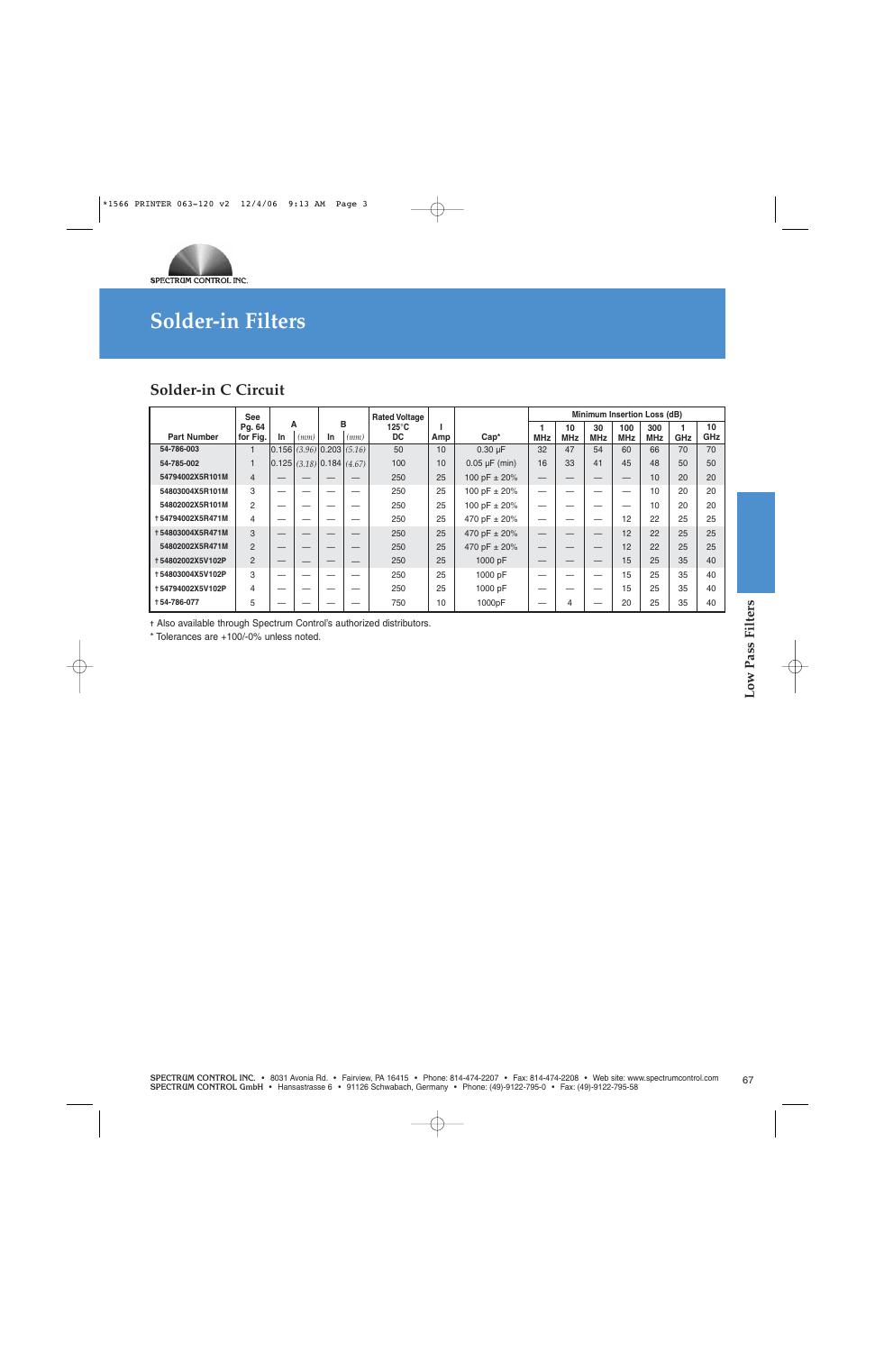# Solder-in Filters

## Solder-in C Circuit

| Part Number | See Pg. 64 for Fig. | A In | A (mm) | B In | B (mm) | Rated Voltage 125°C DC | I Amp | Cap* | Minimum Insertion Loss (dB) 1 MHz | 10 MHz | 30 MHz | 100 MHz | 300 MHz | 1 GHz | 10 GHz |
|---|---|---|---|---|---|---|---|---|---|---|---|---|---|---|---|
| 54-786-003 | 1 | 0.156 | (3.96) | 0.203 | (5.16) | 50 | 10 | 0.30 µF | 32 | 47 | 54 | 60 | 66 | 70 | 70 |
| 54-785-002 | 1 | 0.125 | (3.18) | 0.184 | (4.67) | 100 | 10 | 0.05 µF (min) | 16 | 33 | 41 | 45 | 48 | 50 | 50 |
| 54794002X5R101M | 4 | — | — | — | — | 250 | 25 | 100 pF ± 20% | — | — | — | — | 10 | 20 | 20 |
| 54803004X5R101M | 3 | — | — | — | — | 250 | 25 | 100 pF ± 20% | — | — | — | — | 10 | 20 | 20 |
| 54802002X5R101M | 2 | — | — | — | — | 250 | 25 | 100 pF ± 20% | — | — | — | — | 10 | 20 | 20 |
| †54794002X5R471M | 4 | — | — | — | — | 250 | 25 | 470 pF ± 20% | — | — | — | 12 | 22 | 25 | 25 |
| †54803004X5R471M | 3 | — | — | — | — | 250 | 25 | 470 pF ± 20% | — | — | — | 12 | 22 | 25 | 25 |
| 54802002X5R471M | 2 | — | — | — | — | 250 | 25 | 470 pF ± 20% | — | — | — | 12 | 22 | 25 | 25 |
| †54802002X5V102P | 2 | — | — | — | — | 250 | 25 | 1000 pF | — | — | — | 15 | 25 | 35 | 40 |
| †54803004X5V102P | 3 | — | — | — | — | 250 | 25 | 1000 pF | — | — | — | 15 | 25 | 35 | 40 |
| †54794002X5V102P | 4 | — | — | — | — | 250 | 25 | 1000 pF | — | — | — | 15 | 25 | 35 | 40 |
| †54-786-077 | 5 | — | — | — | — | 750 | 10 | 1000pF | — | 4 | — | 20 | 25 | 35 | 40 |

† Also available through Spectrum Control's authorized distributors.

\* Tolerances are +100/-0% unless noted.

Low Pass Filters

SPECTRUM CONTROL INC. • 8031 Avonia Rd. • Fairview, PA 16415 • Phone: 814-474-2207 • Fax: 814-474-2208 • Web site: www.spectrumcontrol.com
SPECTRUM CONTROL GmbH • Hansastrasse 6 • 91126 Schwabach, Germany • Phone: (49)-9122-795-0 • Fax: (49)-9122-795-58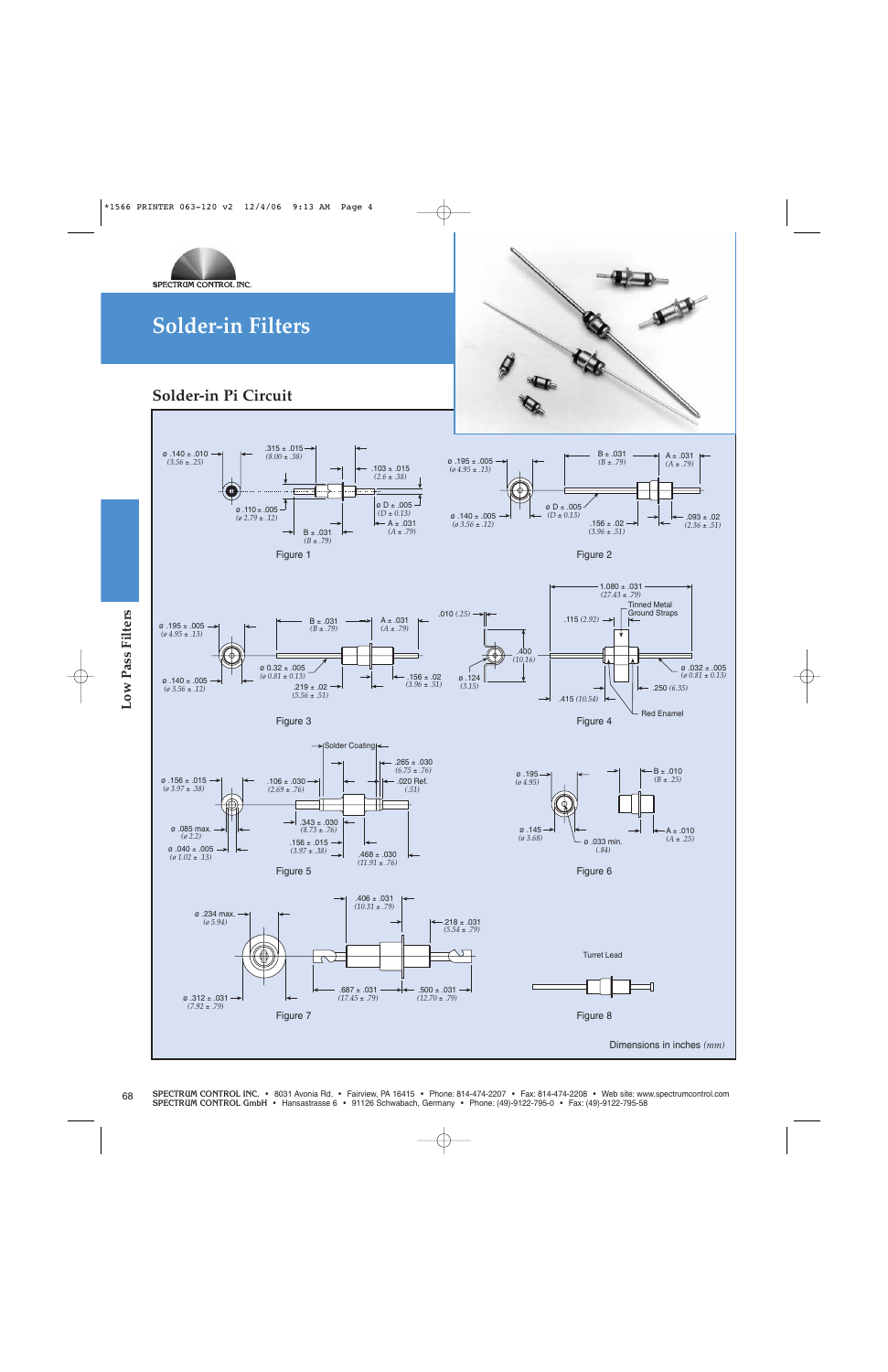# Solder-in Filters

## Solder-in Pi Circuit

ø .140 ± .010 (3.56 ± .25)
.315 ± .015 (8.00 ± .38)
.103 ± .015 (2.6 ± .38)
ø .110 ± .005 (ø 2.79 ± .12)
ø D ± .005 (D ± 0.13)
A ± .031 (A ± .79)
B ± .031 (B ± .79)

Figure 1

ø .195 ± .005 (ø 4.95 ± .13)
B ± .031 (B ± .79)
A ± .031 (A ± .79)
ø .140 ± .005 (ø 3.56 ± .12)
ø D ± .005 (D ± 0.13)
.156 ± .02 (3.96 ± .51)
.093 ± .02 (2.36 ± .51)

Figure 2

ø .195 ± .005 (ø 4.95 ± .13)
B ± .031 (B ± .79)
A ± .031 (A ± .79)
ø 0.32 ± .005 (ø 0.81 ± 0.13)
ø .140 ± .005 (ø 3.56 ± .12)
.219 ± .02 (5.56 ± .51)
.156 ± .02 (3.96 ± .51)

Figure 3

.010 (.25)
.400 (10.16)
ø .124 (3.15)
1.080 ± .031 (27.43 ± .79)
Tinned Metal Ground Straps
.115 (2.92)
ø .032 ± .005 (ø 0.81 ± 0.13)
.250 (6.35)
.415 (10.54)
Red Enamel

Figure 4

Solder Coating
.265 ± .030 (6.75 ± .76)
ø .156 ± .015 (ø 3.97 ± .38)
.106 ± .030 (2.69 ± .76)
.020 Ref. (.51)
.343 ± .030 (8.73 ± .76)
ø .085 max. (ø 2.2)
.156 ± .015 (3.97 ± .38)
ø .040 ± .005 (ø 1.02 ± .13)
.468 ± .030 (11.91 ± .76)

Figure 5

ø .195 (ø 4.95)
B ± .010 (B ± .25)
ø .145 (ø 3.68)
ø .033 min. (.84)
A ± .010 (A ± .25)

Figure 6

ø .234 max. (ø 5.94)
.406 ± .031 (10.31 ± .79)
.218 ± .031 (5.54 ± .79)
ø .312 ± .031 (7.92 ± .79)
.687 ± .031 (17.45 ± .79)
.500 ± .031 (12.70 ± .79)

Figure 7

Turret Lead

Figure 8

Dimensions in inches *(mm)*

Low Pass Filters

**SPECTRUM CONTROL INC.** • 8031 Avonia Rd. • Fairview, PA 16415 • Phone: 814-474-2207 • Fax: 814-474-2208 • Web site: www.spectrumcontrol.com
**SPECTRUM CONTROL GmbH** • Hansastrasse 6 • 91126 Schwabach, Germany • Phone: (49)-9122-795-0 • Fax: (49)-9122-795-58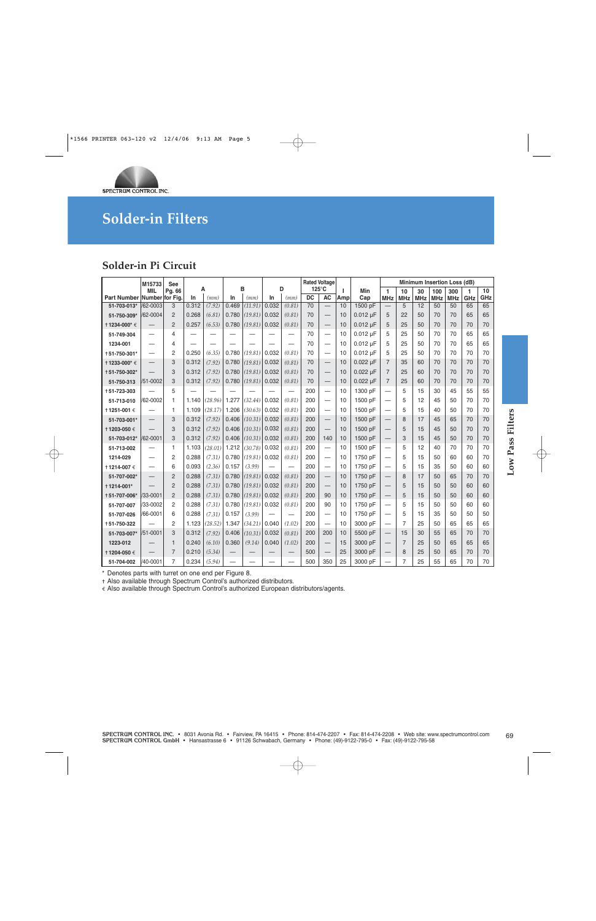# Solder-in Filters

## Solder-in Pi Circuit

| Part Number | M15733 MIL Number | See Pg. 66 for Fig. | A In | A (mm) | B In | B (mm) | D In | D (mm) | Rated Voltage 125°C DC | Rated Voltage 125°C AC | I Amp | Min Cap | 1 MHz | 10 MHz | 30 MHz | 100 MHz | 300 MHz | 1 GHz | 10 GHz |
|---|---|---|---|---|---|---|---|---|---|---|---|---|---|---|---|---|---|---|---|
| 51-703-013* | /62-0003 | 3 | 0.312 | (7.92) | 0.469 | (11.91) | 0.032 | (0.81) | 70 | — | 10 | 1500 pF | — | 5 | 12 | 50 | 50 | 65 | 65 |
| 51-750-309* | /62-0004 | 2 | 0.268 | (6.81) | 0.780 | (19.81) | 0.032 | (0.81) | 70 | — | 10 | 0.012 µF | 5 | 22 | 50 | 70 | 70 | 65 | 65 |
| †1234-000* € | — | 2 | 0.257 | (6.53) | 0.780 | (19.81) | 0.032 | (0.81) | 70 | — | 10 | 0.012 µF | 5 | 25 | 50 | 70 | 70 | 70 | 70 |
| 51-749-304 | — | 4 | — | — | — | — | — | — | 70 | — | 10 | 0.012 µF | 5 | 25 | 50 | 70 | 70 | 65 | 65 |
| 1234-001 | — | 4 | — | — | — | — | — | — | 70 | — | 10 | 0.012 µF | 5 | 25 | 50 | 70 | 70 | 65 | 65 |
| †51-750-301* | — | 2 | 0.250 | (6.35) | 0.780 | (19.81) | 0.032 | (0.81) | 70 | — | 10 | 0.012 µF | 5 | 25 | 50 | 70 | 70 | 70 | 70 |
| †1233-000* € | — | 3 | 0.312 | (7.92) | 0.780 | (19.81) | 0.032 | (0.81) | 70 | — | 10 | 0.022 µF | 7 | 35 | 60 | 70 | 70 | 70 | 70 |
| †51-750-302* | — | 3 | 0.312 | (7.92) | 0.780 | (19.81) | 0.032 | (0.81) | 70 | — | 10 | 0.022 µF | 7 | 25 | 60 | 70 | 70 | 70 | 70 |
| 51-750-313 | /51-0002 | 3 | 0.312 | (7.92) | 0.780 | (19.81) | 0.032 | (0.81) | 70 | — | 10 | 0.022 µF | 7 | 25 | 60 | 70 | 70 | 70 | 70 |
| †51-723-303 | — | 5 | — | — | — | — | — | — | 200 | — | 10 | 1300 pF | — | 5 | 15 | 30 | 45 | 55 | 55 |
| 51-713-010 | /62-0002 | 1 | 1.140 | (28.96) | 1.277 | (32.44) | 0.032 | (0.81) | 200 | — | 10 | 1500 pF | — | 5 | 12 | 45 | 50 | 70 | 70 |
| †1251-001 € | — | 1 | 1.109 | (28.17) | 1.206 | (30.63) | 0.032 | (0.81) | 200 | — | 10 | 1500 pF | — | 5 | 15 | 40 | 50 | 70 | 70 |
| 51-703-001* | — | 3 | 0.312 | (7.92) | 0.406 | (10.31) | 0.032 | (0.81) | 200 | — | 10 | 1500 pF | — | 8 | 17 | 45 | 65 | 70 | 70 |
| †1203-050 € | — | 3 | 0.312 | (7.92) | 0.406 | (10.31) | 0.032 | (0.81) | 200 | — | 10 | 1500 pF | — | 5 | 15 | 45 | 50 | 70 | 70 |
| 51-703-012* | /62-0001 | 3 | 0.312 | (7.92) | 0.406 | (10.31) | 0.032 | (0.81) | 200 | 140 | 10 | 1500 pF | — | 3 | 15 | 45 | 50 | 70 | 70 |
| 51-713-002 | — | 1 | 1.103 | (28.01) | 1.212 | (30.78) | 0.032 | (0.81) | 200 | — | 10 | 1500 pF | — | 5 | 12 | 40 | 70 | 70 | 70 |
| 1214-029 | — | 2 | 0.288 | (7.31) | 0.780 | (19.81) | 0.032 | (0.81) | 200 | — | 10 | 1750 pF | — | 5 | 15 | 50 | 60 | 60 | 70 |
| †1214-007 € | — | 6 | 0.093 | (2.36) | 0.157 | (3.99) | — | — | 200 | — | 10 | 1750 pF | — | 5 | 15 | 35 | 50 | 60 | 60 |
| 51-707-002* | — | 2 | 0.288 | (7.31) | 0.780 | (19.81) | 0.032 | (0.81) | 200 | — | 10 | 1750 pF | — | 8 | 17 | 50 | 65 | 70 | 70 |
| †1214-001* | — | 2 | 0.288 | (7.31) | 0.780 | (19.81) | 0.032 | (0.81) | 200 | — | 10 | 1750 pF | — | 5 | 15 | 50 | 50 | 60 | 60 |
| †51-707-006* | /33-0001 | 2 | 0.288 | (7.31) | 0.780 | (19.81) | 0.032 | (0.81) | 200 | 90 | 10 | 1750 pF | — | 5 | 15 | 50 | 50 | 60 | 60 |
| 51-707-007 | /33-0002 | 2 | 0.288 | (7.31) | 0.780 | (19.81) | 0.032 | (0.81) | 200 | 90 | 10 | 1750 pF | — | 5 | 15 | 50 | 50 | 60 | 60 |
| 51-707-026 | /66-0001 | 6 | 0.288 | (7.31) | 0.157 | (3.99) | — | — | 200 | — | 10 | 1750 pF | — | 5 | 15 | 35 | 50 | 50 | 50 |
| †51-750-322 | — | 2 | 1.123 | (28.52) | 1.347 | (34.21) | 0.040 | (1.02) | 200 | — | 10 | 3000 pF | — | 7 | 25 | 50 | 65 | 65 | 65 |
| 51-703-007* | /51-0001 | 3 | 0.312 | (7.92) | 0.406 | (10.31) | 0.032 | (0.81) | 200 | 200 | 10 | 5500 pF | — | 15 | 30 | 55 | 65 | 70 | 70 |
| 1223-012 | — | 1 | 0.240 | (6.10) | 0.360 | (9.14) | 0.040 | (1.02) | 200 | — | 15 | 3000 pF | — | 7 | 25 | 50 | 65 | 65 | 65 |
| †1204-050 € | — | 7 | 0.210 | (5.34) | — | — | — | — | 500 | — | 25 | 3000 pF | — | 8 | 25 | 50 | 65 | 70 | 70 |
| 51-704-002 | /40-0001 | 7 | 0.234 | (5.94) | — | — | — | — | 500 | 350 | 25 | 3000 pF | — | 7 | 25 | 55 | 65 | 70 | 70 |

Minimum Insertion Loss (dB) columns: 1 MHz through 10 GHz.

\* Denotes parts with turret on one end per Figure 8.
† Also available through Spectrum Control's authorized distributors.
€ Also available through Spectrum Control's authorized European distributors/agents.

Low Pass Filters

SPECTRUM CONTROL INC. • 8031 Avonia Rd. • Fairview, PA 16415 • Phone: 814-474-2207 • Fax: 814-474-2208 • Web site: www.spectrumcontrol.com
SPECTRUM CONTROL GmbH • Hansastrasse 6 • 91126 Schwabach, Germany • Phone: (49)-9122-795-0 • Fax: (49)-9122-795-58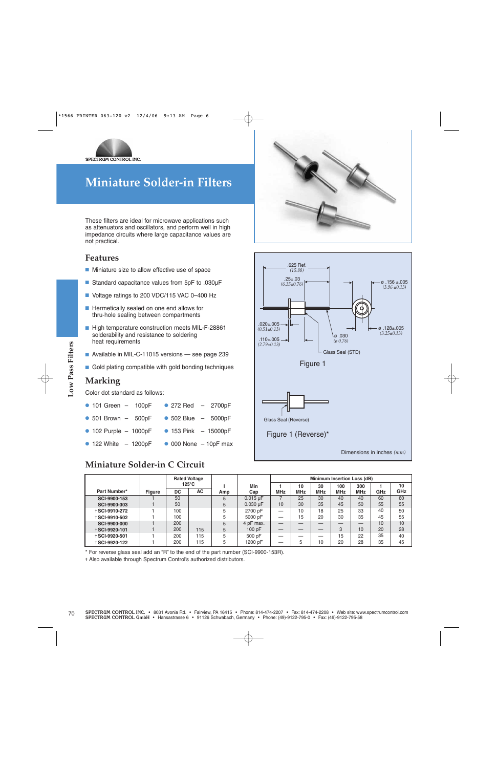# Miniature Solder-in Filters

These filters are ideal for microwave applications such as attenuators and oscillators, and perform well in high impedance circuits where large capacitance values are not practical.

## Features

- Miniature size to allow effective use of space
- Standard capacitance values from 5pF to .030µF
- Voltage ratings to 200 VDC/115 VAC 0–400 Hz
- Hermetically sealed on one end allows for thru-hole sealing between compartments
- High temperature construction meets MIL-F-28861 solderability and resistance to soldering heat requirements
- Available in MIL-C-11015 versions — see page 239
- Gold plating compatible with gold bonding techniques

## Marking

Color dot standard as follows:

- 101 Green – 100pF
- 501 Brown – 500pF
- 102 Purple – 1000pF
- 122 White – 1200pF
- 272 Red – 2700pF
- 502 Blue – 5000pF
- 153 Pink – 15000pF
- 000 None – 10pF max

.625 Ref. *(15.88)*
.25±.03 *(6.35±0.76)*
ø .156 ±.005 *(3.96 ±0.13)*
.020±.005 *(0.51±0.13)*
.110±.005 *(2.79±0.13)*
ø .030 *(ø 0.76)*
ø .128±.005 *(3.25±0.13)*
Glass Seal (STD)

Figure 1

Glass Seal (Reverse)

Figure 1 (Reverse)*

Dimensions in inches *(mm)*

## Miniature Solder-in C Circuit

| Part Number* | Figure | Rated Voltage 125°C | | I | Min | Minimum Insertion Loss (dB) | | | | | | |
|---|---|---|---|---|---|---|---|---|---|---|---|---|
| | | DC | AC | Amp | Cap | 1 MHz | 10 MHz | 30 MHz | 100 MHz | 300 MHz | 1 GHz | 10 GHz |
| SCI-9900-153 | 1 | 50 | | 5 | 0.015 µF | 7 | 25 | 30 | 40 | 40 | 60 | 60 |
| SCI-9900-303 | 1 | 50 | | 5 | 0.030 µF | 10 | 30 | 35 | 45 | 50 | 55 | 55 |
| †SCI-9910-272 | 1 | 100 | | 5 | 2700 pF | — | 10 | 18 | 25 | 33 | 40 | 50 |
| †SCI-9910-502 | 1 | 100 | | 5 | 5000 pF | — | 15 | 20 | 30 | 35 | 45 | 55 |
| SCI-9900-000 | 1 | 200 | | 5 | 4 pF max. | — | — | — | — | — | 10 | 10 |
| †SCI-9920-101 | 1 | 200 | 115 | 5 | 100 pF | — | — | — | 3 | 10 | 20 | 28 |
| †SCI-9920-501 | 1 | 200 | 115 | 5 | 500 pF | — | — | — | 15 | 22 | 35 | 40 |
| †SCI-9920-122 | 1 | 200 | 115 | 5 | 1200 pF | — | 5 | 10 | 20 | 28 | 35 | 45 |

* For reverse glass seal add an “R” to the end of the part number (SCI-9900-153R).
† Also available through Spectrum Control’s authorized distributors.

SPECTRUM CONTROL INC. • 8031 Avonia Rd. • Fairview, PA 16415 • Phone: 814-474-2207 • Fax: 814-474-2208 • Web site: www.spectrumcontrol.com
SPECTRUM CONTROL GmbH • Hansastrasse 6 • 91126 Schwabach, Germany • Phone: (49)-9122-795-0 • Fax: (49)-9122-795-58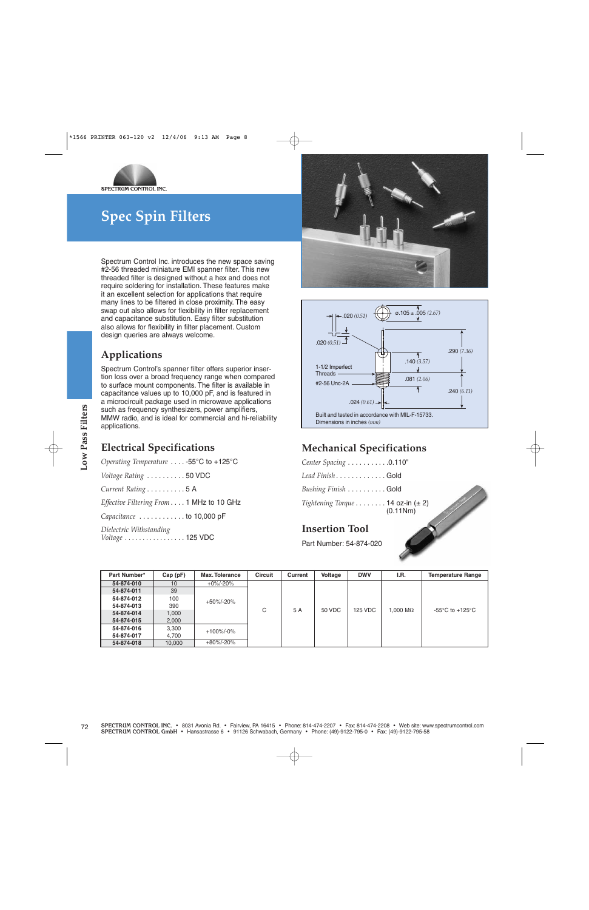# Spec Spin Filters

Spectrum Control Inc. introduces the new space saving #2-56 threaded miniature EMI spanner filter. This new threaded filter is designed without a hex and does not require soldering for installation. These features make it an excellent selection for applications that require many lines to be filtered in close proximity. The easy swap out also allows for flexibility in filter replacement and capacitance substitution. Easy filter substitution also allows for flexibility in filter placement. Custom design queries are always welcome.

## Applications

Spectrum Control's spanner filter offers superior insertion loss over a broad frequency range when compared to surface mount components. The filter is available in capacitance values up to 10,000 pF, and is featured in a microcircuit package used in microwave applications such as frequency synthesizers, power amplifiers, MMW radio, and is ideal for commercial and hi-reliability applications.

Built and tested in accordance with MIL-F-15733.
Dimensions in inches *(mm)*

## Electrical Specifications

*Operating Temperature* . . . . -55°C to +125°C

*Voltage Rating* . . . . . . . . . . 50 VDC

*Current Rating* . . . . . . . . . . 5 A

*Effective Filtering From* . . . . 1 MHz to 10 GHz

*Capacitance* . . . . . . . . . . . . to 10,000 pF

*Dielectric Withstanding Voltage* . . . . . . . . . . . . . . . . . 125 VDC

## Mechanical Specifications

*Center Spacing* . . . . . . . . . . .0.110"

*Lead Finish* . . . . . . . . . . . . . Gold

*Bushing Finish* . . . . . . . . . . Gold

*Tightening Torque* . . . . . . . . 14 oz-in (± 2) (0.11Nm)

## Insertion Tool

Part Number: 54-874-020

| Part Number* | Cap (pF) | Max. Tolerance | Circuit | Current | Voltage | DWV | I.R. | Temperature Range |
|---|---|---|---|---|---|---|---|---|
| 54-874-010 | 10 | +0%/-20% | C | 5 A | 50 VDC | 125 VDC | 1,000 MΩ | -55°C to +125°C |
| 54-874-011 | 39 | +50%/-20% | | | | | | |
| 54-874-012 | 100 | | | | | | | |
| 54-874-013 | 390 | | | | | | | |
| 54-874-014 | 1,000 | | | | | | | |
| 54-874-015 | 2,000 | | | | | | | |
| 54-874-016 | 3,300 | +100%/-0% | | | | | | |
| 54-874-017 | 4,700 | | | | | | | |
| 54-874-018 | 10,000 | +80%/-20% | | | | | | |

**SPECTRUM CONTROL INC.** • 8031 Avonia Rd. • Fairview, PA 16415 • Phone: 814-474-2207 • Fax: 814-474-2208 • Web site: www.spectrumcontrol.com
**SPECTRUM CONTROL GmbH** • Hansastrasse 6 • 91126 Schwabach, Germany • Phone: (49)-9122-795-0 • Fax: (49)-9122-795-58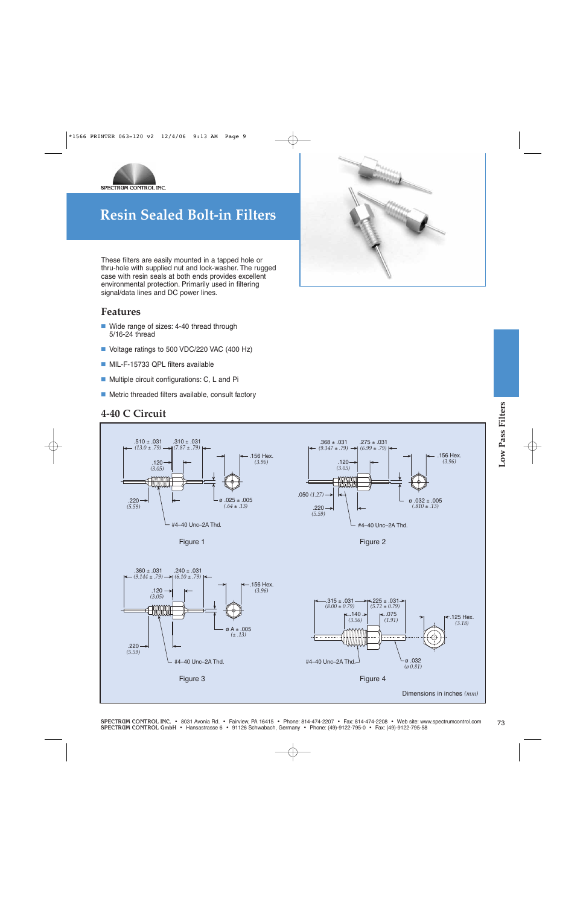# Resin Sealed Bolt-in Filters

These filters are easily mounted in a tapped hole or thru-hole with supplied nut and lock-washer. The rugged case with resin seals at both ends provides excellent environmental protection. Primarily used in filtering signal/data lines and DC power lines.

## Features

- Wide range of sizes: 4-40 thread through 5/16-24 thread
- Voltage ratings to 500 VDC/220 VAC (400 Hz)
- MIL-F-15733 QPL filters available
- Multiple circuit configurations: C, L and Pi
- Metric threaded filters available, consult factory

## 4-40 C Circuit

.510 ± .031 (13.0 ± .79) .310 ± .031 (7.87 ± .79) .156 Hex. (3.96) .120 (3.05) .220 (5.59) ø .025 ± .005 (.64 ± .13) #4–40 Unc–2A Thd.

Figure 1

.368 ± .031 (9.347 ± .79) .275 ± .031 (6.99 ± .79) .156 Hex. (3.96) .120 (3.05) .050 (1.27) .220 (5.59) ø .032 ± .005 (.810 ± .13) #4–40 Unc–2A Thd.

Figure 2

.360 ± .031 (9.144 ± .79) .240 ± .031 (6.10 ± .79) .156 Hex. (3.96) .120 (3.05) .220 (5.59) ø A ± .005 (± .13) #4–40 Unc–2A Thd.

Figure 3

.315 ± .031 (8.00 ± 0.79) .225 ± .031 (5.72 ± 0.79) .140 (3.56) .075 (1.91) .125 Hex. (3.18) #4–40 Unc–2A Thd. ø .032 (ø 0.81)

Figure 4

Dimensions in inches *(mm)*

**SPECTRUM CONTROL INC.** • 8031 Avonia Rd. • Fairview, PA 16415 • Phone: 814-474-2207 • Fax: 814-474-2208 • Web site: www.spectrumcontrol.com
**SPECTRUM CONTROL GmbH** • Hansastrasse 6 • 91126 Schwabach, Germany • Phone: (49)-9122-795-0 • Fax: (49)-9122-795-58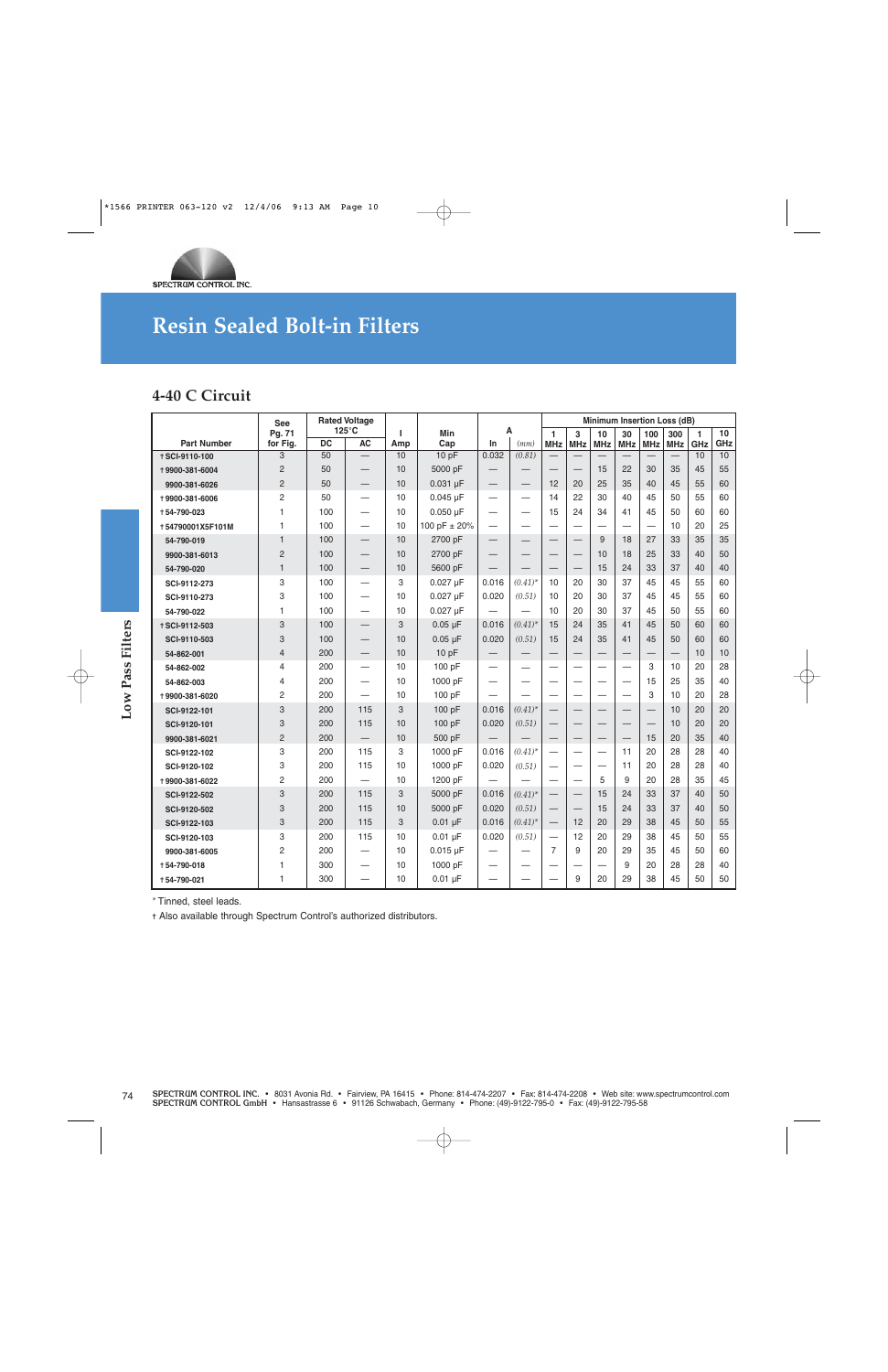# Resin Sealed Bolt-in Filters

## 4-40 C Circuit

| Part Number | See Pg. 71 for Fig. | Rated Voltage 125°C DC | AC | I Amp | Min Cap | A In | (mm) | Minimum Insertion Loss (dB) 1 MHz | 3 MHz | 10 MHz | 30 MHz | 100 MHz | 300 MHz | 1 GHz | 10 GHz |
|---|---|---|---|---|---|---|---|---|---|---|---|---|---|---|---|
| †SCI-9110-100 | 3 | 50 | — | 10 | 10 pF | 0.032 | (0.81) | — | — | — | — | — | — | 10 | 10 |
| †9900-381-6004 | 2 | 50 | — | 10 | 5000 pF | — | — | — | — | 15 | 22 | 30 | 35 | 45 | 55 |
| 9900-381-6026 | 2 | 50 | — | 10 | 0.031 µF | — | — | 12 | 20 | 25 | 35 | 40 | 45 | 55 | 60 |
| †9900-381-6006 | 2 | 50 | — | 10 | 0.045 µF | — | — | 14 | 22 | 30 | 40 | 45 | 50 | 55 | 60 |
| †54-790-023 | 1 | 100 | — | 10 | 0.050 µF | — | — | 15 | 24 | 34 | 41 | 45 | 50 | 60 | 60 |
| †54790001X5F101M | 1 | 100 | — | 10 | 100 pF ± 20% | — | — | — | — | — | — | — | 10 | 20 | 25 |
| 54-790-019 | 1 | 100 | — | 10 | 2700 pF | — | — | — | — | 9 | 18 | 27 | 33 | 35 | 35 |
| 9900-381-6013 | 2 | 100 | — | 10 | 2700 pF | — | — | — | — | 10 | 18 | 25 | 33 | 40 | 50 |
| 54-790-020 | 1 | 100 | — | 10 | 5600 pF | — | — | — | — | 15 | 24 | 33 | 37 | 40 | 40 |
| SCI-9112-273 | 3 | 100 | — | 3 | 0.027 µF | 0.016 | (0.41)* | 10 | 20 | 30 | 37 | 45 | 45 | 55 | 60 |
| SCI-9110-273 | 3 | 100 | — | 10 | 0.027 µF | 0.020 | (0.51) | 10 | 20 | 30 | 37 | 45 | 45 | 55 | 60 |
| 54-790-022 | 1 | 100 | — | 10 | 0.027 µF | — | — | 10 | 20 | 30 | 37 | 45 | 50 | 55 | 60 |
| †SCI-9112-503 | 3 | 100 | — | 3 | 0.05 µF | 0.016 | (0.41)* | 15 | 24 | 35 | 41 | 45 | 50 | 60 | 60 |
| SCI-9110-503 | 3 | 100 | — | 10 | 0.05 µF | 0.020 | (0.51) | 15 | 24 | 35 | 41 | 45 | 50 | 60 | 60 |
| 54-862-001 | 4 | 200 | — | 10 | 10 pF | — | — | — | — | — | — | — | — | 10 | 10 |
| 54-862-002 | 4 | 200 | — | 10 | 100 pF | — | — | — | — | — | — | 3 | 10 | 20 | 28 |
| 54-862-003 | 4 | 200 | — | 10 | 1000 pF | — | — | — | — | — | — | 15 | 25 | 35 | 40 |
| †9900-381-6020 | 2 | 200 | — | 10 | 100 pF | — | — | — | — | — | — | 3 | 10 | 20 | 28 |
| SCI-9122-101 | 3 | 200 | 115 | 3 | 100 pF | 0.016 | (0.41)* | — | — | — | — | — | 10 | 20 | 20 |
| SCI-9120-101 | 3 | 200 | 115 | 10 | 100 pF | 0.020 | (0.51) | — | — | — | — | — | 10 | 20 | 20 |
| 9900-381-6021 | 2 | 200 | — | 10 | 500 pF | — | — | — | — | — | — | 15 | 20 | 35 | 40 |
| SCI-9122-102 | 3 | 200 | 115 | 3 | 1000 pF | 0.016 | (0.41)* | — | — | — | 11 | 20 | 28 | 28 | 40 |
| SCI-9120-102 | 3 | 200 | 115 | 10 | 1000 pF | 0.020 | (0.51) | — | — | — | 11 | 20 | 28 | 28 | 40 |
| †9900-381-6022 | 2 | 200 | — | 10 | 1200 pF | — | — | — | — | 5 | 9 | 20 | 28 | 35 | 45 |
| SCI-9122-502 | 3 | 200 | 115 | 3 | 5000 pF | 0.016 | (0.41)* | — | — | 15 | 24 | 33 | 37 | 40 | 50 |
| SCI-9120-502 | 3 | 200 | 115 | 10 | 5000 pF | 0.020 | (0.51) | — | — | 15 | 24 | 33 | 37 | 40 | 50 |
| SCI-9122-103 | 3 | 200 | 115 | 3 | 0.01 µF | 0.016 | (0.41)* | — | 12 | 20 | 29 | 38 | 45 | 50 | 55 |
| SCI-9120-103 | 3 | 200 | 115 | 10 | 0.01 µF | 0.020 | (0.51) | — | 12 | 20 | 29 | 38 | 45 | 50 | 55 |
| 9900-381-6005 | 2 | 200 | — | 10 | 0.015 µF | — | — | 7 | 9 | 20 | 29 | 35 | 45 | 50 | 60 |
| †54-790-018 | 1 | 300 | — | 10 | 1000 pF | — | — | — | — | — | 9 | 20 | 28 | 28 | 40 |
| †54-790-021 | 1 | 300 | — | 10 | 0.01 µF | — | — | — | 9 | 20 | 29 | 38 | 45 | 50 | 50 |

\* Tinned, steel leads.

† Also available through Spectrum Control's authorized distributors.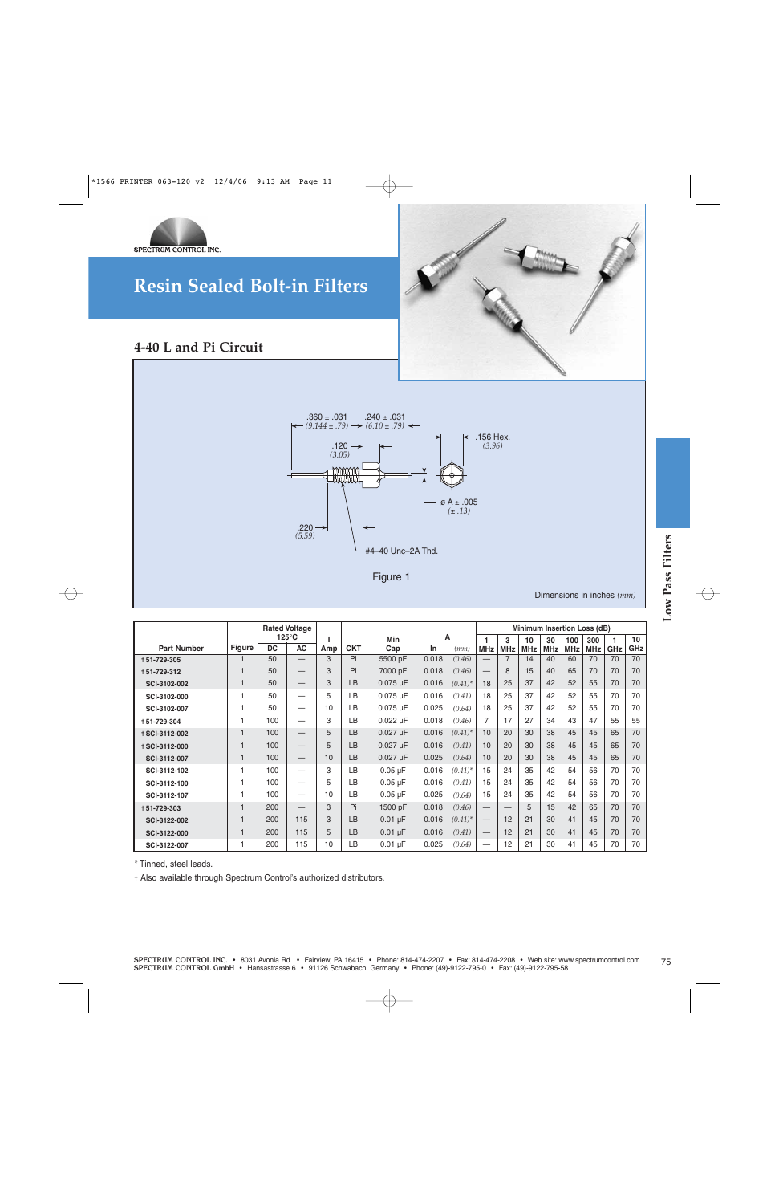# Resin Sealed Bolt-in Filters

## 4-40 L and Pi Circuit

.360 ± .031 (9.144 ± .79) .240 ± .031 (6.10 ± .79) .120 (3.05) .156 Hex. (3.96) ø A ± .005 (± .13) .220 (5.59) #4–40 Unc–2A Thd.

Figure 1

Dimensions in inches *(mm)*

| Part Number | Figure | Rated Voltage 125°C | | I | CKT | Min Cap | A | | Minimum Insertion Loss (dB) | | | | | | | |
|---|---|---|---|---|---|---|---|---|---|---|---|---|---|---|---|---|
| | | DC | AC | Amp | | | In | *(mm)* | 1 MHz | 3 MHz | 10 MHz | 30 MHz | 100 MHz | 300 MHz | 1 GHz | 10 GHz |
| †51-729-305 | 1 | 50 | — | 3 | Pi | 5500 pF | 0.018 | *(0.46)* | — | 7 | 14 | 40 | 60 | 70 | 70 | 70 |
| †51-729-312 | 1 | 50 | — | 3 | Pi | 7000 pF | 0.018 | *(0.46)* | — | 8 | 15 | 40 | 65 | 70 | 70 | 70 |
| SCI-3102-002 | 1 | 50 | — | 3 | LB | 0.075 µF | 0.016 | *(0.41)** | 18 | 25 | 37 | 42 | 52 | 55 | 70 | 70 |
| SCI-3102-000 | 1 | 50 | — | 5 | LB | 0.075 µF | 0.016 | *(0.41)* | 18 | 25 | 37 | 42 | 52 | 55 | 70 | 70 |
| SCI-3102-007 | 1 | 50 | — | 10 | LB | 0.075 µF | 0.025 | *(0.64)* | 18 | 25 | 37 | 42 | 52 | 55 | 70 | 70 |
| †51-729-304 | 1 | 100 | — | 3 | LB | 0.022 µF | 0.018 | *(0.46)* | 7 | 17 | 27 | 34 | 43 | 47 | 55 | 55 |
| †SCI-3112-002 | 1 | 100 | — | 5 | LB | 0.027 µF | 0.016 | *(0.41)** | 10 | 20 | 30 | 38 | 45 | 45 | 65 | 70 |
| †SCI-3112-000 | 1 | 100 | — | 5 | LB | 0.027 µF | 0.016 | *(0.41)* | 10 | 20 | 30 | 38 | 45 | 45 | 65 | 70 |
| SCI-3112-007 | 1 | 100 | — | 10 | LB | 0.027 µF | 0.025 | *(0.64)* | 10 | 20 | 30 | 38 | 45 | 45 | 65 | 70 |
| SCI-3112-102 | 1 | 100 | — | 3 | LB | 0.05 µF | 0.016 | *(0.41)** | 15 | 24 | 35 | 42 | 54 | 56 | 70 | 70 |
| SCI-3112-100 | 1 | 100 | — | 5 | LB | 0.05 µF | 0.016 | *(0.41)* | 15 | 24 | 35 | 42 | 54 | 56 | 70 | 70 |
| SCI-3112-107 | 1 | 100 | — | 10 | LB | 0.05 µF | 0.025 | *(0.64)* | 15 | 24 | 35 | 42 | 54 | 56 | 70 | 70 |
| †51-729-303 | 1 | 200 | — | 3 | Pi | 1500 pF | 0.018 | *(0.46)* | — | — | 5 | 15 | 42 | 65 | 70 | 70 |
| SCI-3122-002 | 1 | 200 | 115 | 3 | LB | 0.01 µF | 0.016 | *(0.41)** | — | 12 | 21 | 30 | 41 | 45 | 70 | 70 |
| SCI-3122-000 | 1 | 200 | 115 | 5 | LB | 0.01 µF | 0.016 | *(0.41)* | — | 12 | 21 | 30 | 41 | 45 | 70 | 70 |
| SCI-3122-007 | 1 | 200 | 115 | 10 | LB | 0.01 µF | 0.025 | *(0.64)* | — | 12 | 21 | 30 | 41 | 45 | 70 | 70 |

* Tinned, steel leads.

† Also available through Spectrum Control's authorized distributors.

**SPECTRUM CONTROL INC.** • 8031 Avonia Rd. • Fairview, PA 16415 • Phone: 814-474-2207 • Fax: 814-474-2208 • Web site: www.spectrumcontrol.com
**SPECTRUM CONTROL GmbH** • Hansastrasse 6 • 91126 Schwabach, Germany • Phone: (49)-9122-795-0 • Fax: (49)-9122-795-58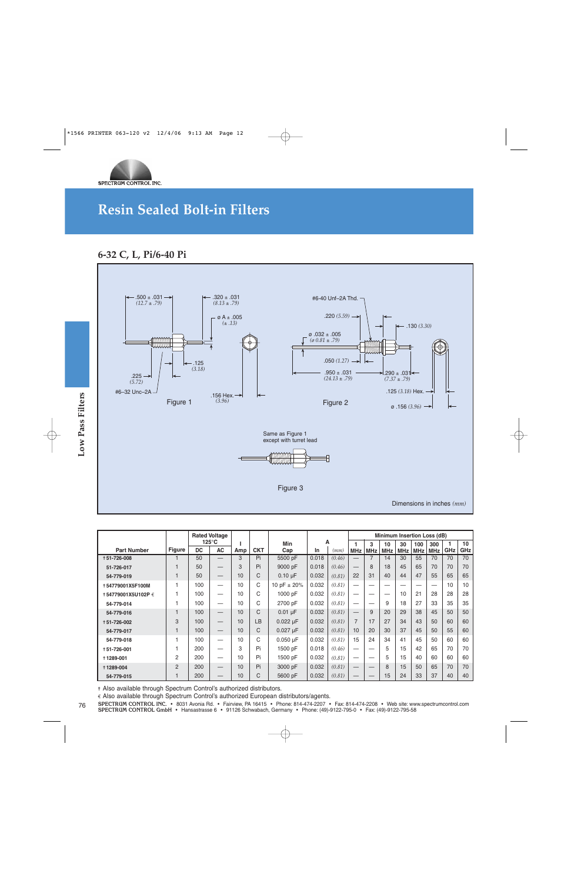# Resin Sealed Bolt-in Filters

## 6-32 C, L, Pi/6-40 Pi

.500 ± .031 (12.7 ± .79)
.320 ± .031 (8.13 ± .79)
ø A ± .005 (± .13)
.125 (3.18)
.225 (5.72)
#6–32 Unc–2A
.156 Hex. (3.96)

Figure 1

#6-40 Unf–2A Thd.
.220 (5.59)
.130 (3.30)
ø .032 ± .005 (ø 0.81 ± .79)
.050 (1.27)
.950 ± .031 (24.13 ± .79)
.290 ± .031 (7.37 ± .79)
.125 (3.18) Hex.
ø .156 (3.96)

Figure 2

Same as Figure 1 except with turret lead

Figure 3

Dimensions in inches (mm)

| Part Number | Figure | Rated Voltage 125°C | | I | CKT | Min | A | | Minimum Insertion Loss (dB) | | | | | | | |
|---|---|---|---|---|---|---|---|---|---|---|---|---|---|---|---|---|
| | | DC | AC | Amp | | Cap | In | (mm) | 1 MHz | 3 MHz | 10 MHz | 30 MHz | 100 MHz | 300 MHz | 1 GHz | 10 GHz |
| †51-726-008 | 1 | 50 | — | 3 | Pi | 5500 pF | 0.018 | (0.46) | — | 7 | 14 | 30 | 55 | 70 | 70 | 70 |
| 51-726-017 | 1 | 50 | — | 3 | Pi | 9000 pF | 0.018 | (0.46) | — | 8 | 18 | 45 | 65 | 70 | 70 | 70 |
| 54-779-019 | 1 | 50 | — | 10 | C | 0.10 µF | 0.032 | (0.81) | 22 | 31 | 40 | 44 | 47 | 55 | 65 | 65 |
| †54779001X5F100M | 1 | 100 | — | 10 | C | 10 pF ± 20% | 0.032 | (0.81) | — | — | — | — | — | — | 10 | 10 |
| †54779001X5U102P € | 1 | 100 | — | 10 | C | 1000 pF | 0.032 | (0.81) | — | — | — | 10 | 21 | 28 | 28 | 28 |
| 54-779-014 | 1 | 100 | — | 10 | C | 2700 pF | 0.032 | (0.81) | — | — | 9 | 18 | 27 | 33 | 35 | 35 |
| 54-779-016 | 1 | 100 | — | 10 | C | 0.01 µF | 0.032 | (0.81) | — | 9 | 20 | 29 | 38 | 45 | 50 | 50 |
| †51-726-002 | 3 | 100 | — | 10 | LB | 0.022 µF | 0.032 | (0.81) | 7 | 17 | 27 | 34 | 43 | 50 | 60 | 60 |
| 54-779-017 | 1 | 100 | — | 10 | C | 0.027 µF | 0.032 | (0.81) | 10 | 20 | 30 | 37 | 45 | 50 | 55 | 60 |
| 54-779-018 | 1 | 100 | — | 10 | C | 0.050 µF | 0.032 | (0.81) | 15 | 24 | 34 | 41 | 45 | 50 | 60 | 60 |
| †51-726-001 | 1 | 200 | — | 3 | Pi | 1500 pF | 0.018 | (0.46) | — | — | 5 | 15 | 42 | 65 | 70 | 70 |
| †1289-001 | 2 | 200 | — | 10 | Pi | 1500 pF | 0.032 | (0.81) | — | — | 5 | 15 | 40 | 60 | 60 | 60 |
| †1289-004 | 2 | 200 | — | 10 | Pi | 3000 pF | 0.032 | (0.81) | — | — | 8 | 15 | 50 | 65 | 70 | 70 |
| 54-779-015 | 1 | 200 | — | 10 | C | 5600 pF | 0.032 | (0.81) | — | — | 15 | 24 | 33 | 37 | 40 | 40 |

† Also available through Spectrum Control's authorized distributors.
€ Also available through Spectrum Control's authorized European distributors/agents.

**SPECTRUM CONTROL INC.** • 8031 Avonia Rd. • Fairview, PA 16415 • Phone: 814-474-2207 • Fax: 814-474-2208 • Web site: www.spectrumcontrol.com
**SPECTRUM CONTROL GmbH** • Hansastrasse 6 • 91126 Schwabach, Germany • Phone: (49)-9122-795-0 • Fax: (49)-9122-795-58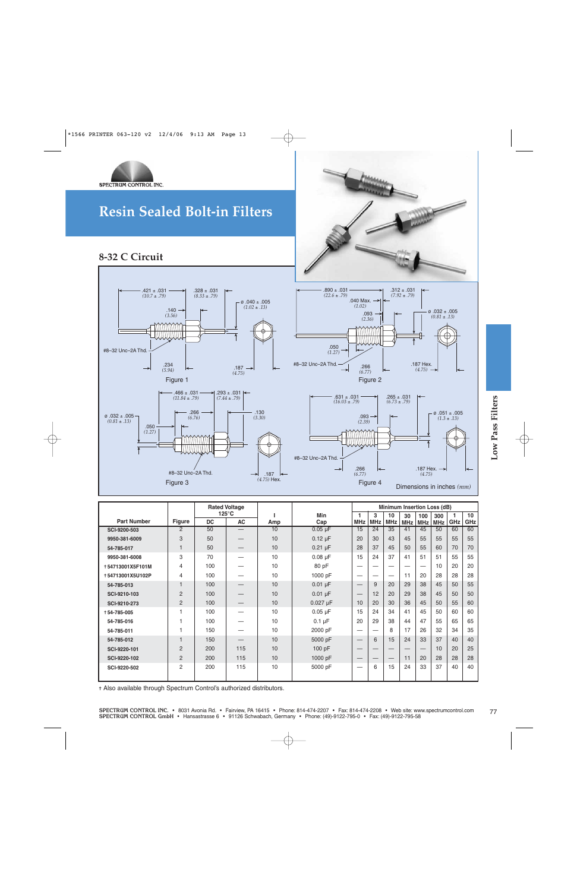SPECTRUM CONTROL INC.

# Resin Sealed Bolt-in Filters

## 8-32 C Circuit

Figure 1

Figure 2

Figure 3

Figure 4

Dimensions in inches *(mm)*

| Part Number | Figure | Rated Voltage 125°C | | I | Min | Minimum Insertion Loss (dB) | | | | | | | |
|---|---|---|---|---|---|---|---|---|---|---|---|---|---|
| | | DC | AC | Amp | Cap | 1 MHz | 3 MHz | 10 MHz | 30 MHz | 100 MHz | 300 MHz | 1 GHz | 10 GHz |
| SCI-9200-503 | 2 | 50 | — | 10 | 0.05 µF | 15 | 24 | 35 | 41 | 45 | 50 | 60 | 60 |
| 9950-381-6009 | 3 | 50 | — | 10 | 0.12 µF | 20 | 30 | 43 | 45 | 55 | 55 | 55 | 55 |
| 54-785-017 | 1 | 50 | — | 10 | 0.21 µF | 28 | 37 | 45 | 50 | 55 | 60 | 70 | 70 |
| 9950-381-6008 | 3 | 70 | — | 10 | 0.08 µF | 15 | 24 | 37 | 41 | 51 | 51 | 55 | 55 |
| †54713001X5F101M | 4 | 100 | — | 10 | 80 pF | — | — | — | — | — | 10 | 20 | 20 |
| †54713001X5U102P | 4 | 100 | — | 10 | 1000 pF | — | — | — | 11 | 20 | 28 | 28 | 28 |
| 54-785-013 | 1 | 100 | — | 10 | 0.01 µF | — | 9 | 20 | 29 | 38 | 45 | 50 | 55 |
| SCI-9210-103 | 2 | 100 | — | 10 | 0.01 µF | — | 12 | 20 | 29 | 38 | 45 | 50 | 50 |
| SCI-9210-273 | 2 | 100 | — | 10 | 0.027 µF | 10 | 20 | 30 | 36 | 45 | 50 | 55 | 60 |
| †54-785-005 | 1 | 100 | — | 10 | 0.05 µF | 15 | 24 | 34 | 41 | 45 | 50 | 60 | 60 |
| 54-785-016 | 1 | 100 | — | 10 | 0.1 µF | 20 | 29 | 38 | 44 | 47 | 55 | 65 | 65 |
| 54-785-011 | 1 | 150 | — | 10 | 2000 pF | — | — | 8 | 17 | 26 | 32 | 34 | 35 |
| 54-785-012 | 1 | 150 | — | 10 | 5000 pF | — | 6 | 15 | 24 | 33 | 37 | 40 | 40 |
| SCI-9220-101 | 2 | 200 | 115 | 10 | 100 pF | — | — | — | — | — | 10 | 20 | 25 |
| SCI-9220-102 | 2 | 200 | 115 | 10 | 1000 pF | — | — | — | 11 | 20 | 28 | 28 | 28 |
| SCI-9220-502 | 2 | 200 | 115 | 10 | 5000 pF | — | 6 | 15 | 24 | 33 | 37 | 40 | 40 |

† Also available through Spectrum Control's authorized distributors.

SPECTRUM CONTROL INC. • 8031 Avonia Rd. • Fairview, PA 16415 • Phone: 814-474-2207 • Fax: 814-474-2208 • Web site: www.spectrumcontrol.com
SPECTRUM CONTROL GmbH • Hansastrasse 6 • 91126 Schwabach, Germany • Phone: (49)-9122-795-0 • Fax: (49)-9122-795-58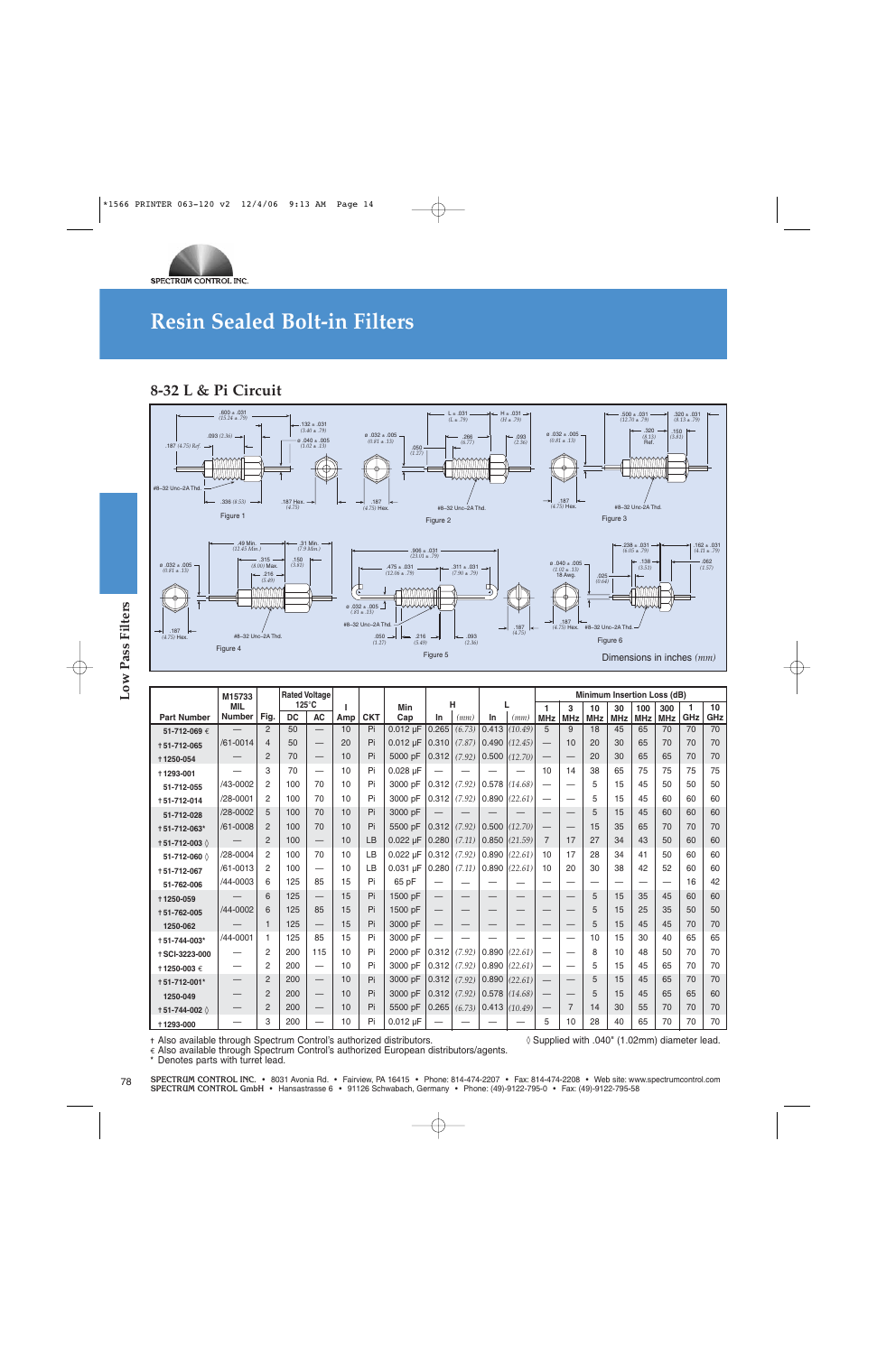# Resin Sealed Bolt-in Filters

## 8-32 L & Pi Circuit

Figure 1   Figure 2   Figure 3   Figure 4   Figure 5   Figure 6

Dimensions in inches *(mm)*

| Part Number | M15733 MIL Number | Fig. | Rated Voltage 125°C DC | AC | I Amp | CKT | Min Cap | H In | (mm) | L In | (mm) | 1 MHz | 3 MHz | 10 MHz | 30 MHz | 100 MHz | 300 MHz | 1 GHz | 10 GHz |
|---|---|---|---|---|---|---|---|---|---|---|---|---|---|---|---|---|---|---|---|
| 51-712-069 € | — | 2 | 50 | — | 10 | Pi | 0.012 µF | 0.265 | (6.73) | 0.413 | (10.49) | 5 | 9 | 18 | 45 | 65 | 70 | 70 | 70 |
| † 51-712-065 | /61-0014 | 4 | 50 | — | 20 | Pi | 0.012 µF | 0.310 | (7.87) | 0.490 | (12.45) | — | 10 | 20 | 30 | 65 | 70 | 70 | 70 |
| † 1250-054 | — | 2 | 70 | — | 10 | Pi | 5000 pF | 0.312 | (7.92) | 0.500 | (12.70) | — | — | 20 | 30 | 65 | 65 | 70 | 70 |
| † 1293-001 | — | 3 | 70 | — | 10 | Pi | 0.028 µF | — | — | — | — | 10 | 14 | 38 | 65 | 75 | 75 | 75 | 75 |
| 51-712-055 | /43-0002 | 2 | 100 | 70 | 10 | Pi | 3000 pF | 0.312 | (7.92) | 0.578 | (14.68) | — | — | 5 | 15 | 45 | 50 | 50 | 50 |
| † 51-712-014 | /28-0001 | 2 | 100 | 70 | 10 | Pi | 3000 pF | 0.312 | (7.92) | 0.890 | (22.61) | — | — | 5 | 15 | 45 | 60 | 60 | 60 |
| 51-712-028 | /28-0002 | 5 | 100 | 70 | 10 | Pi | 3000 pF | — | — | — | — | — | — | 5 | 15 | 45 | 60 | 60 | 60 |
| † 51-712-063* | /61-0008 | 2 | 100 | 70 | 10 | Pi | 5500 pF | 0.312 | (7.92) | 0.500 | (12.70) | — | — | 15 | 35 | 65 | 70 | 70 | 70 |
| † 51-712-003 ◊ | — | 2 | 100 | — | 10 | LB | 0.022 µF | 0.280 | (7.11) | 0.850 | (21.59) | 7 | 17 | 27 | 34 | 43 | 50 | 60 | 60 |
| 51-712-060 ◊ | /28-0004 | 2 | 100 | 70 | 10 | LB | 0.022 µF | 0.312 | (7.92) | 0.890 | (22.61) | 10 | 17 | 28 | 34 | 41 | 50 | 60 | 60 |
| † 51-712-067 | /61-0013 | 2 | 100 | — | 10 | LB | 0.031 µF | 0.280 | (7.11) | 0.890 | (22.61) | 10 | 20 | 30 | 38 | 42 | 52 | 60 | 60 |
| 51-762-006 | /44-0003 | 6 | 125 | 85 | 15 | Pi | 65 pF | — | — | — | — | — | — | — | — | — | — | 16 | 42 |
| † 1250-059 | — | 6 | 125 | — | 15 | Pi | 1500 pF | — | — | — | — | — | — | 5 | 15 | 35 | 45 | 60 | 60 |
| † 51-762-005 | /44-0002 | 6 | 125 | 85 | 15 | Pi | 1500 pF | — | — | — | — | — | — | 5 | 15 | 25 | 35 | 50 | 50 |
| 1250-062 | — | 1 | 125 | — | 15 | Pi | 3000 pF | — | — | — | — | — | — | 5 | 15 | 45 | 45 | 70 | 70 |
| † 51-744-003* | /44-0001 | 1 | 125 | 85 | 15 | Pi | 3000 pF | — | — | — | — | — | — | 10 | 15 | 30 | 40 | 65 | 65 |
| † SCI-3223-000 | — | 2 | 200 | 115 | 10 | Pi | 2000 pF | 0.312 | (7.92) | 0.890 | (22.61) | — | — | 8 | 10 | 48 | 50 | 70 | 70 |
| † 1250-003 € | — | 2 | 200 | — | 10 | Pi | 3000 pF | 0.312 | (7.92) | 0.890 | (22.61) | — | — | 5 | 15 | 45 | 65 | 70 | 70 |
| † 51-712-001* | — | 2 | 200 | — | 10 | Pi | 3000 pF | 0.312 | (7.92) | 0.890 | (22.61) | — | — | 5 | 15 | 45 | 65 | 70 | 70 |
| 1250-049 | — | 2 | 200 | — | 10 | Pi | 3000 pF | 0.312 | (7.92) | 0.578 | (14.68) | — | — | 5 | 15 | 45 | 65 | 65 | 60 |
| † 51-744-002 ◊ | — | 2 | 200 | — | 10 | Pi | 5500 pF | 0.265 | (6.73) | 0.413 | (10.49) | — | 7 | 14 | 30 | 55 | 70 | 70 | 70 |
| † 1293-000 | — | 3 | 200 | — | 10 | Pi | 0.012 µF | — | — | — | — | 5 | 10 | 28 | 40 | 65 | 70 | 70 | 70 |

(Columns 1 MHz through 10 GHz: Minimum Insertion Loss (dB))

† Also available through Spectrum Control's authorized distributors.
€ Also available through Spectrum Control's authorized European distributors/agents.
\* Denotes parts with turret lead.
◊ Supplied with .040" (1.02mm) diameter lead.

**SPECTRUM CONTROL INC.** • 8031 Avonia Rd. • Fairview, PA 16415 • Phone: 814-474-2207 • Fax: 814-474-2208 • Web site: www.spectrumcontrol.com
**SPECTRUM CONTROL GmbH** • Hansastrasse 6 • 91126 Schwabach, Germany • Phone: (49)-9122-795-0 • Fax: (49)-9122-795-58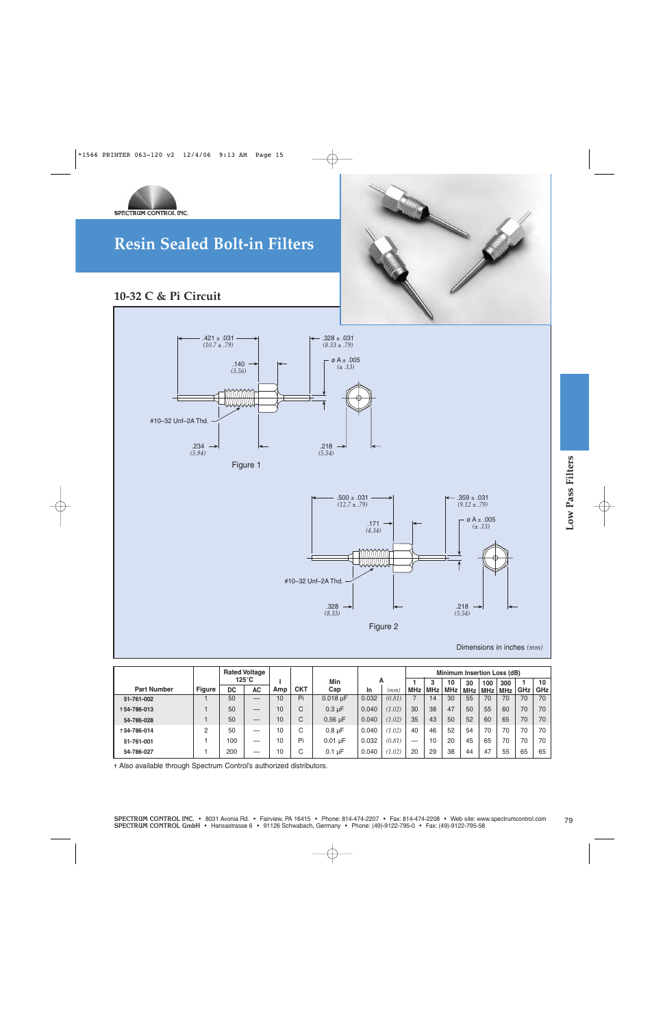# Resin Sealed Bolt-in Filters

## 10-32 C & Pi Circuit

.421 ± .031 (10.7 ± .79)

.328 ± .031 (8.33 ± .79)

.140 (3.56)

ø A ± .005 (± .13)

#10–32 Unf–2A Thd.

.234 (5.94)

.218 (5.54)

Figure 1

.500 ± .031 (12.7 ± .79)

.359 ± .031 (9.12 ± .79)

.171 (4.34)

ø A ± .005 (± .13)

#10–32 Unf–2A Thd.

.328 (8.33)

.218 (5.54)

Figure 2

Dimensions in inches *(mm)*

| Part Number | Figure | Rated Voltage 125°C | | I | CKT | Min Cap | A | | Minimum Insertion Loss (dB) | | | | | | | |
|---|---|---|---|---|---|---|---|---|---|---|---|---|---|---|---|---|
| | | DC | AC | Amp | | | In | *(mm)* | 1 MHz | 3 MHz | 10 MHz | 30 MHz | 100 MHz | 300 MHz | 1 GHz | 10 GHz |
| 51-761-002 | 1 | 50 | — | 10 | Pi | 0.018 µF | 0.032 | *(0.81)* | 7 | 14 | 30 | 55 | 70 | 70 | 70 | 70 |
| †54-786-013 | 1 | 50 | — | 10 | C | 0.3 µF | 0.040 | *(1.02)* | 30 | 38 | 47 | 50 | 55 | 60 | 70 | 70 |
| 54-786-028 | 1 | 50 | — | 10 | C | 0.56 µF | 0.040 | *(1.02)* | 35 | 43 | 50 | 52 | 60 | 65 | 70 | 70 |
| †54-786-014 | 2 | 50 | — | 10 | C | 0.8 µF | 0.040 | *(1.02)* | 40 | 46 | 52 | 54 | 70 | 70 | 70 | 70 |
| 51-761-001 | 1 | 100 | — | 10 | Pi | 0.01 µF | 0.032 | *(0.81)* | — | 10 | 20 | 45 | 65 | 70 | 70 | 70 |
| 54-786-027 | 1 | 200 | — | 10 | C | 0.1 µF | 0.040 | *(1.02)* | 20 | 29 | 38 | 44 | 47 | 55 | 65 | 65 |

† Also available through Spectrum Control's authorized distributors.

Low Pass Filters

SPECTRUM CONTROL INC. • 8031 Avonia Rd. • Fairview, PA 16415 • Phone: 814-474-2207 • Fax: 814-474-2208 • Web site: www.spectrumcontrol.com
SPECTRUM CONTROL GmbH • Hansastrasse 6 • 91126 Schwabach, Germany • Phone: (49)-9122-795-0 • Fax: (49)-9122-795-58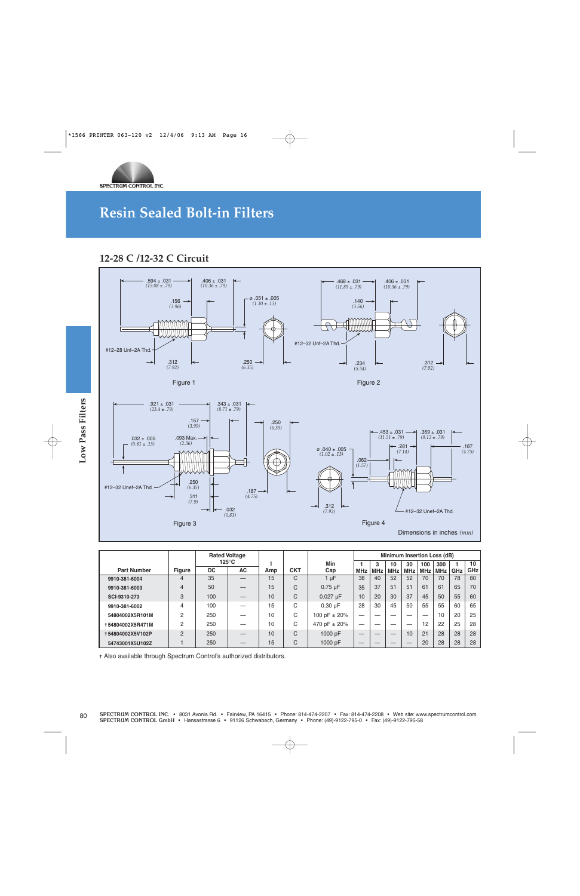# Resin Sealed Bolt-in Filters

## 12-28 C /12-32 C Circuit

Figure 1

Figure 2

Figure 3

Figure 4

Dimensions in inches *(mm)*

| Part Number | Figure | Rated Voltage 125°C | | I | CKT | Min | Minimum Insertion Loss (dB) | | | | | | | |
|---|---|---|---|---|---|---|---|---|---|---|---|---|---|---|
| | | DC | AC | Amp | | Cap | 1 MHz | 3 MHz | 10 MHz | 30 MHz | 100 MHz | 300 MHz | 1 GHz | 10 GHz |
| 9910-381-6004 | 4 | 35 | — | 15 | C | 1 µF | 38 | 40 | 52 | 52 | 70 | 70 | 78 | 80 |
| 9910-381-6003 | 4 | 50 | — | 15 | C | 0.75 µF | 35 | 37 | 51 | 51 | 61 | 61 | 65 | 70 |
| SCI-9310-273 | 3 | 100 | — | 10 | C | 0.027 µF | 10 | 20 | 30 | 37 | 45 | 50 | 55 | 60 |
| 9910-381-6002 | 4 | 100 | — | 15 | C | 0.30 µF | 28 | 30 | 45 | 50 | 55 | 55 | 60 | 65 |
| 54804002X5R101M | 2 | 250 | — | 10 | C | 100 pF ± 20% | — | — | — | — | — | 10 | 20 | 25 |
| †54804002X5R471M | 2 | 250 | — | 10 | C | 470 pF ± 20% | — | — | — | — | 12 | 22 | 25 | 28 |
| †54804002X5V102P | 2 | 250 | — | 10 | C | 1000 pF | — | — | — | 10 | 21 | 28 | 28 | 28 |
| 54743001X5U102Z | 1 | 250 | — | 15 | C | 1000 pF | — | — | — | — | 20 | 28 | 28 | 28 |

† Also available through Spectrum Control's authorized distributors.

SPECTRUM CONTROL INC. • 8031 Avonia Rd. • Fairview, PA 16415 • Phone: 814-474-2207 • Fax: 814-474-2208 • Web site: www.spectrumcontrol.com
SPECTRUM CONTROL GmbH • Hansastrasse 6 • 91126 Schwabach, Germany • Phone: (49)-9122-795-0 • Fax: (49)-9122-795-58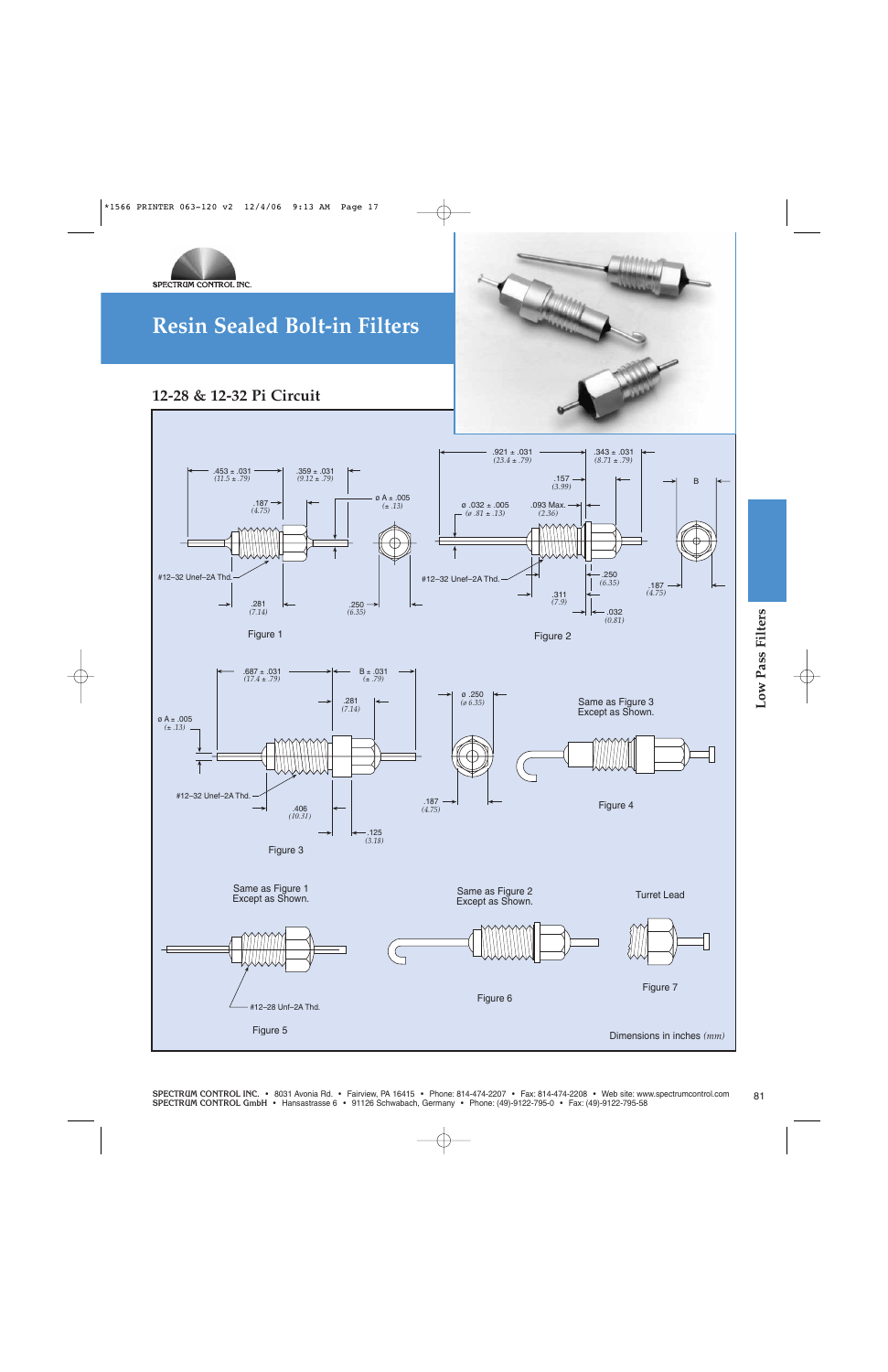SPECTRUM CONTROL INC.

# Resin Sealed Bolt-in Filters

## 12-28 & 12-32 Pi Circuit

.453 ± .031 *(11.5 ± .79)*
.359 ± .031 *(9.12 ± .79)*
.187 *(4.75)*
ø A ± .005 *(± .13)*
#12–32 Unef–2A Thd.
.281 *(7.14)*
.250 *(6.35)*

Figure 1

.921 ± .031 *(23.4 ± .79)*
.343 ± .031 *(8.71 ± .79)*
.157 *(3.99)*
B
ø .032 ± .005 *(ø .81 ± .13)*
.093 Max. *(2.36)*
#12–32 Unef–2A Thd.
.250 *(6.35)*
.311 *(7.9)*
.187 *(4.75)*
.032 *(0.81)*

Figure 2

.687 ± .031 *(17.4 ± .79)*
B ± .031 *(± .79)*
.281 *(7.14)*
ø A ± .005 *(± .13)*
#12–32 Unef–2A Thd.
.406 *(10.31)*
.125 *(3.18)*

Figure 3

ø .250 *(ø 6.35)*
.187 *(4.75)*

Same as Figure 3
Except as Shown.

Figure 4

Same as Figure 1
Except as Shown.

#12–28 Unf–2A Thd.

Figure 5

Same as Figure 2
Except as Shown.

Figure 6

Turret Lead

Figure 7

Dimensions in inches *(mm)*

**Low Pass Filters**

SPECTRUM CONTROL INC. • 8031 Avonia Rd. • Fairview, PA 16415 • Phone: 814-474-2207 • Fax: 814-474-2208 • Web site: www.spectrumcontrol.com
SPECTRUM CONTROL GmbH • Hansastrasse 6 • 91126 Schwabach, Germany • Phone: (49)-9122-795-0 • Fax: (49)-9122-795-58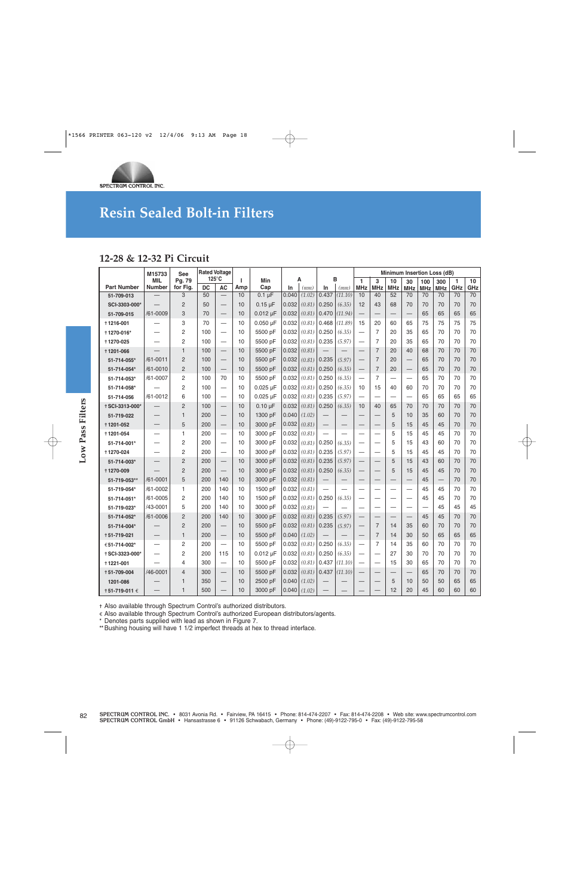# Resin Sealed Bolt-in Filters

## 12-28 & 12-32 Pi Circuit

| Part Number | M15733 MIL Number | See Pg. 79 for Fig. | Rated Voltage 125°C DC | AC | I Amp | Min Cap | A In | (mm) | B In | (mm) | 1 MHz | 3 MHz | 10 MHz | 30 MHz | 100 MHz | 300 MHz | 1 GHz | 10 GHz |
|---|---|---|---|---|---|---|---|---|---|---|---|---|---|---|---|---|---|---|
| | | | | | | | | | | | Minimum Insertion Loss (dB) | | | | | | | |
| 51-709-013 | — | 3 | 50 | — | 10 | 0.1 µF | 0.040 | (1.02) | 0.437 | (11.10) | 10 | 40 | 52 | 70 | 70 | 70 | 70 | 70 |
| SCI-3303-000* | — | 2 | 50 | — | 10 | 0.15 µF | 0.032 | (0.81) | 0.250 | (6.35) | 12 | 43 | 68 | 70 | 70 | 70 | 70 | 70 |
| 51-709-015 | /61-0009 | 3 | 70 | — | 10 | 0.012 µF | 0.032 | (0.81) | 0.470 | (11.94) | — | — | — | — | 65 | 65 | 65 | 65 |
| † 1216-001 | — | 3 | 70 | — | 10 | 0.050 µF | 0.032 | (0.81) | 0.468 | (11.89) | 15 | 20 | 60 | 65 | 75 | 75 | 75 | 75 |
| † 1270-016* | — | 2 | 100 | — | 10 | 5500 pF | 0.032 | (0.81) | 0.250 | (6.35) | — | 7 | 20 | 35 | 65 | 70 | 70 | 70 |
| † 1270-025 | — | 2 | 100 | — | 10 | 5500 pF | 0.032 | (0.81) | 0.235 | (5.97) | — | 7 | 20 | 35 | 65 | 70 | 70 | 70 |
| † 1201-066 | — | 1 | 100 | — | 10 | 5500 pF | 0.032 | (0.81) | — | — | — | 7 | 20 | 40 | 68 | 70 | 70 | 70 |
| 51-714-055* | /61-0011 | 2 | 100 | — | 10 | 5500 pF | 0.032 | (0.81) | 0.235 | (5.97) | — | 7 | 20 | — | 65 | 70 | 70 | 70 |
| 51-714-054* | /61-0010 | 2 | 100 | — | 10 | 5500 pF | 0.032 | (0.81) | 0.250 | (6.35) | — | 7 | 20 | — | 65 | 70 | 70 | 70 |
| 51-714-053* | /61-0007 | 2 | 100 | 70 | 10 | 5500 pF | 0.032 | (0.81) | 0.250 | (6.35) | — | 7 | — | — | 65 | 70 | 70 | 70 |
| 51-714-058* | — | 2 | 100 | — | 10 | 0.025 µF | 0.032 | (0.81) | 0.250 | (6.35) | 10 | 15 | 40 | 60 | 70 | 70 | 70 | 70 |
| 51-714-056 | /61-0012 | 6 | 100 | — | 10 | 0.025 µF | 0.032 | (0.81) | 0.235 | (5.97) | — | — | — | — | 65 | 65 | 65 | 65 |
| † SCI-3313-000* | — | 2 | 100 | — | 10 | 0.10 µF | 0.032 | (0.81) | 0.250 | (6.35) | 10 | 40 | 65 | 70 | 70 | 70 | 70 | 70 |
| 51-719-022 | — | 1 | 200 | — | 10 | 1300 pF | 0.040 | (1.02) | — | — | — | — | 5 | 10 | 35 | 60 | 70 | 70 |
| † 1201-052 | — | 5 | 200 | — | 10 | 3000 pF | 0.032 | (0.81) | — | — | — | — | 5 | 15 | 45 | 45 | 70 | 70 |
| † 1201-054 | — | 1 | 200 | — | 10 | 3000 pF | 0.032 | (0.81) | — | — | — | — | 5 | 15 | 45 | 45 | 70 | 70 |
| 51-714-001* | — | 2 | 200 | — | 10 | 3000 pF | 0.032 | (0.81) | 0.250 | (6.35) | — | — | 5 | 15 | 43 | 60 | 70 | 70 |
| † 1270-024 | — | 2 | 200 | — | 10 | 3000 pF | 0.032 | (0.81) | 0.235 | (5.97) | — | — | 5 | 15 | 45 | 45 | 70 | 70 |
| 51-714-003* | — | 2 | 200 | — | 10 | 3000 pF | 0.032 | (0.81) | 0.235 | (5.97) | — | — | 5 | 15 | 43 | 60 | 70 | 70 |
| † 1270-009 | — | 2 | 200 | — | 10 | 3000 pF | 0.032 | (0.81) | 0.250 | (6.35) | — | — | 5 | 15 | 45 | 45 | 70 | 70 |
| 51-719-053** | /61-0001 | 5 | 200 | 140 | 10 | 3000 pF | 0.032 | (0.81) | — | — | — | — | — | — | 45 | — | 70 | 70 |
| 51-719-054* | /61-0002 | 1 | 200 | 140 | 10 | 1500 pF | 0.032 | (0.81) | — | — | — | — | — | — | 45 | 45 | 70 | 70 |
| 51-714-051* | /61-0005 | 2 | 200 | 140 | 10 | 1500 pF | 0.032 | (0.81) | 0.250 | (6.35) | — | — | — | — | 45 | 45 | 70 | 70 |
| 51-719-023* | /43-0001 | 5 | 200 | 140 | 10 | 3000 pF | 0.032 | (0.81) | — | — | — | — | — | — | — | 45 | 45 | 45 |
| 51-714-052* | /61-0006 | 2 | 200 | 140 | 10 | 3000 pF | 0.032 | (0.81) | 0.235 | (5.97) | — | — | — | — | 45 | 45 | 70 | 70 |
| 51-714-004* | — | 2 | 200 | — | 10 | 5500 pF | 0.032 | (0.81) | 0.235 | (5.97) | — | 7 | 14 | 35 | 60 | 70 | 70 | 70 |
| † 51-719-021 | — | 1 | 200 | — | 10 | 5500 pF | 0.040 | (1.02) | — | — | — | 7 | 14 | 30 | 50 | 65 | 65 | 65 |
| € 51-714-002* | — | 2 | 200 | — | 10 | 5500 pF | 0.032 | (0.81) | 0.250 | (6.35) | — | 7 | 14 | 35 | 60 | 70 | 70 | 70 |
| † SCI-3323-000* | — | 2 | 200 | 115 | 10 | 0.012 µF | 0.032 | (0.81) | 0.250 | (6.35) | — | — | 27 | 30 | 70 | 70 | 70 | 70 |
| † 1221-001 | — | 4 | 300 | — | 10 | 5500 pF | 0.032 | (0.81) | 0.437 | (11.10) | — | — | 15 | 30 | 65 | 70 | 70 | 70 |
| † 51-709-004 | /46-0001 | 4 | 300 | — | 10 | 5500 pF | 0.032 | (0.81) | 0.437 | (11.10) | — | — | — | — | 65 | 70 | 70 | 70 |
| 1201-086 | — | 1 | 350 | — | 10 | 2500 pF | 0.040 | (1.02) | — | — | — | — | 5 | 10 | 50 | 50 | 65 | 65 |
| † 51-719-011 € | — | 1 | 500 | — | 10 | 3000 pF | 0.040 | (1.02) | — | — | — | — | 12 | 20 | 45 | 60 | 60 | 60 |

† Also available through Spectrum Control's authorized distributors.
€ Also available through Spectrum Control's authorized European distributors/agents.
* Denotes parts supplied with lead as shown in Figure 7.
** Bushing housing will have 1 1/2 imperfect threads at hex to thread interface.

**SPECTRUM CONTROL INC.** • 8031 Avonia Rd. • Fairview, PA 16415 • Phone: 814-474-2207 • Fax: 814-474-2208 • Web site: www.spectrumcontrol.com
**SPECTRUM CONTROL GmbH** • Hansastrasse 6 • 91126 Schwabach, Germany • Phone: (49)-9122-795-0 • Fax: (49)-9122-795-58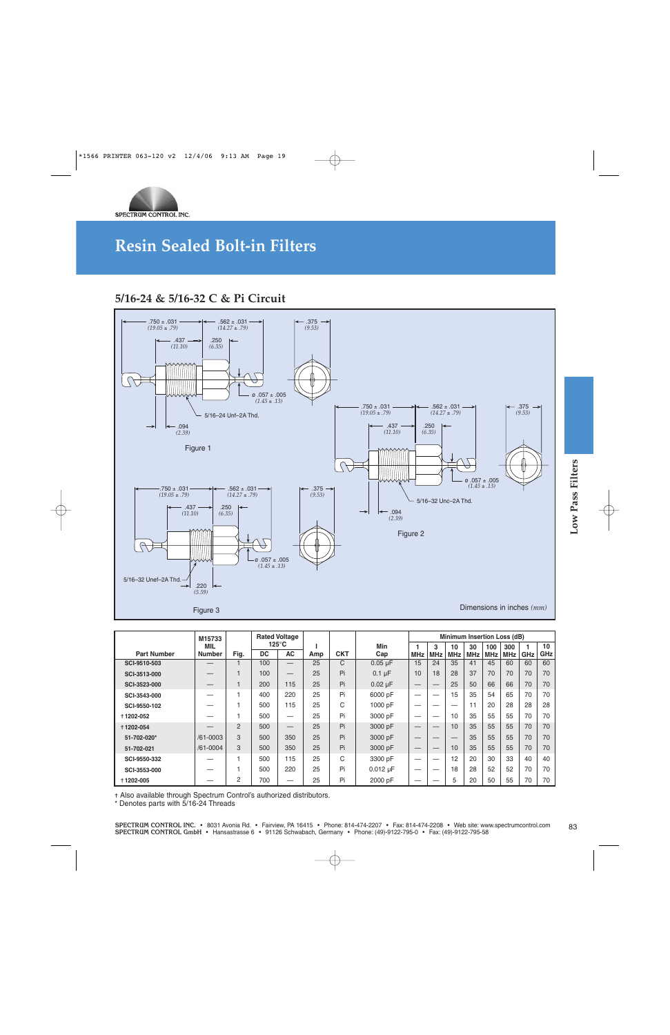# Resin Sealed Bolt-in Filters

## 5/16-24 & 5/16-32 C & Pi Circuit

Figure 1

Figure 2

Figure 3

Dimensions in inches *(mm)*

| Part Number | M15733 MIL Number | Fig. | Rated Voltage 125°C | | I Amp | CKT | Min Cap | Minimum Insertion Loss (dB) | | | | | | | |
|---|---|---|---|---|---|---|---|---|---|---|---|---|---|---|---|
| | | | DC | AC | | | | 1 MHz | 3 MHz | 10 MHz | 30 MHz | 100 MHz | 300 MHz | 1 GHz | 10 GHz |
| SCI-9510-503 | — | 1 | 100 | — | 25 | C | 0.05 µF | 15 | 24 | 35 | 41 | 45 | 60 | 60 | 60 |
| SCI-3513-000 | — | 1 | 100 | — | 25 | Pi | 0.1 µF | 10 | 18 | 28 | 37 | 70 | 70 | 70 | 70 |
| SCI-3523-000 | — | 1 | 200 | 115 | 25 | Pi | 0.02 µF | — | — | 25 | 50 | 66 | 66 | 70 | 70 |
| SCI-3543-000 | — | 1 | 400 | 220 | 25 | Pi | 6000 pF | — | — | 15 | 35 | 54 | 65 | 70 | 70 |
| SCI-9550-102 | — | 1 | 500 | 115 | 25 | C | 1000 pF | — | — | — | 11 | 20 | 28 | 28 | 28 |
| † 1202-052 | — | 1 | 500 | — | 25 | Pi | 3000 pF | — | — | 10 | 35 | 55 | 55 | 70 | 70 |
| † 1202-054 | — | 2 | 500 | — | 25 | Pi | 3000 pF | — | — | 10 | 35 | 55 | 55 | 70 | 70 |
| 51-702-020* | /61-0003 | 3 | 500 | 350 | 25 | Pi | 3000 pF | — | — | — | 35 | 55 | 55 | 70 | 70 |
| 51-702-021 | /61-0004 | 3 | 500 | 350 | 25 | Pi | 3000 pF | — | — | 10 | 35 | 55 | 55 | 70 | 70 |
| SCI-9550-332 | — | 1 | 500 | 115 | 25 | C | 3300 pF | — | — | 12 | 20 | 30 | 33 | 40 | 40 |
| SCI-3553-000 | — | 1 | 500 | 220 | 25 | Pi | 0.012 µF | — | — | 18 | 28 | 52 | 52 | 70 | 70 |
| † 1202-005 | — | 2 | 700 | — | 25 | Pi | 2000 pF | — | — | 5 | 20 | 50 | 55 | 70 | 70 |

† Also available through Spectrum Control's authorized distributors.
* Denotes parts with 5/16-24 Threads

SPECTRUM CONTROL INC. • 8031 Avonia Rd. • Fairview, PA 16415 • Phone: 814-474-2207 • Fax: 814-474-2208 • Web site: www.spectrumcontrol.com
SPECTRUM CONTROL GmbH • Hansastrasse 6 • 91126 Schwabach, Germany • Phone: (49)-9122-795-0 • Fax: (49)-9122-795-58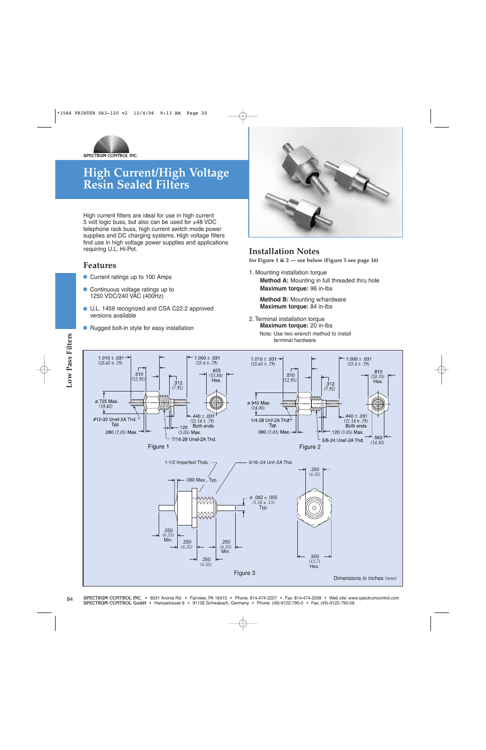# High Current/High Voltage Resin Sealed Filters

High current filters are ideal for use in high current 5 volt logic buss, but also can be used for ±48 VDC telephone rack buss, high current switch mode power supplies and DC charging systems. High voltage filters find use in high voltage power supplies and applications requiring U.L. Hi-Pot.

## Features

- Current ratings up to 100 Amps
- Continuous voltage ratings up to 1250 VDC/240 VAC (400Hz)
- U.L. 1459 recognized and CSA C22.2 approved versions available
- Rugged bolt-in style for easy installation

## Installation Notes

**for Figure 1 & 2 — see below (Figure 3 see page 16)**

1. Mounting installation torque
   - **Method A:** Mounting in full threaded thru hole
     **Maximum torque:** 96 in-lbs
   - **Method B:** Mounting w/hardware
     **Maximum torque:** 84 in-lbs
2. Terminal installation torque
   **Maximum torque:** 20 in-lbs
   Note: Use two wrench method to install terminal hardware

1.010 ± .031 (25.65 ± .79) · 1.000 ± .031 (25.4 ± .79) · .510 (12.95) · .625 (15.88) Hex. · .312 (7.92) · ø.725 Max. (18.42) · #12-32 Unef-2A Thd. Typ. · .440 ± .031 (11.18 ± .79) Both ends · .120 (3.05) Max. · .080 (2.03) Max. · 7/16-28 Unef-2A Thd.

Figure 1

1.010 ± .031 (25.65 ± .79) · 1.000 ± .031 (25.4 ± .79) · .510 (12.95) · .815 (20.70) Hex. · .312 (7.92) · ø.945 Max. (24.00) · 1/4-28 Unf-2A Thd. Typ. · .440 ± .031 (11.18 ± .79) Both ends · .080 (2.03) Max. · .120 (3.05) Max. · .563 (14.30) · 5/8-24 Unef-2A Thd.

Figure 2

1-1/2 Imperfect Thds. · 5/16–24 Unf–2A Thd. · .060 Max., Typ. · ø .062 ± .005 (1.58 ± .13) Typ. · .250 (6.35) · .250 (6.35) Min. · .250 (6.35) · .250 (6.35) Min. · .250 (6.35) · .500 (12.7) Hex.

Figure 3

Dimensions in inches *(mm)*

**SPECTRUM CONTROL INC.** • 8031 Avonia Rd. • Fairview, PA 16415 • Phone: 814-474-2207 • Fax: 814-474-2208 • Web site: www.spectrumcontrol.com
**SPECTRUM CONTROL GmbH** • Hansastrasse 6 • 91126 Schwabach, Germany • Phone: (49)-9122-795-0 • Fax: (49)-9122-795-58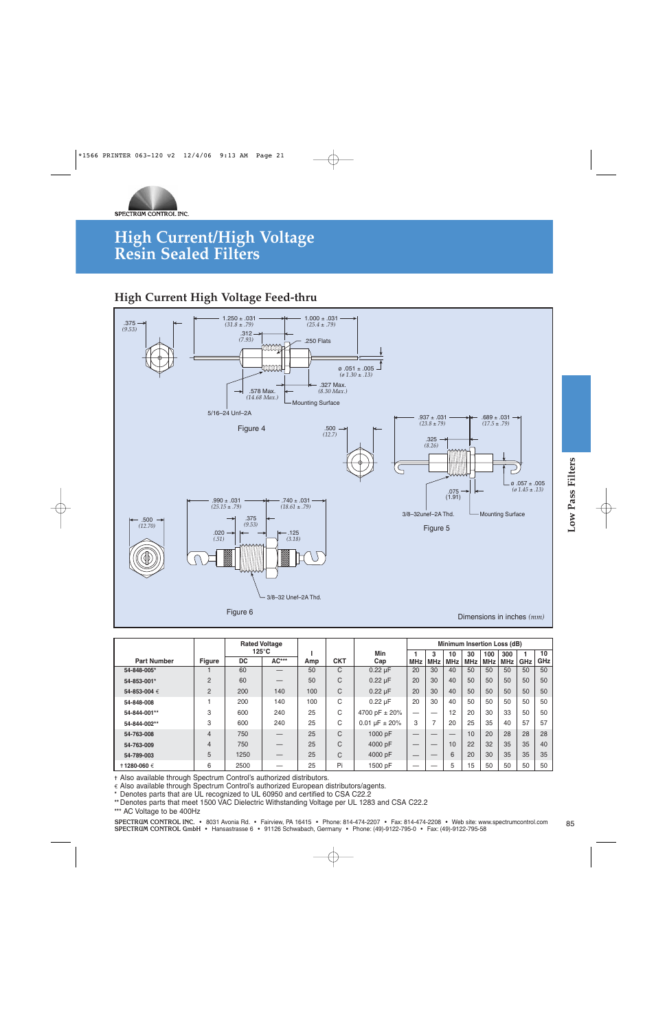SPECTRUM CONTROL INC.

# High Current/High Voltage Resin Sealed Filters

## High Current High Voltage Feed-thru

.375 (9.53)

1.250 ± .031 (31.8 ± .79)

1.000 ± .031 (25.4 ± .79)

.312 (7.93)

.250 Flats

ø .051 ± .005 (ø 1.30 ± .13)

.327 Max. (8.30 Max.)

.578 Max. (14.68 Max.)

Mounting Surface

5/16–24 Unf–2A

Figure 4

.500 (12.7)

.937 ± .031 (23.8 ± 79)

.689 ± .031 (17.5 ± .79)

.325 (8.26)

ø .057 ± .005 (ø 1.45 ± .13)

.075 (1.91)

3/8–32unef–2A Thd.

Mounting Surface

Figure 5

.990 ± .031 (25.15 ± .79)

.740 ± .031 (18.61 ± .79)

.500 (12.70)

.375 (9.53)

.020 (.51)

.125 (3.18)

3/8–32 Unef–2A Thd.

Figure 6

Dimensions in inches *(mm)*

| Part Number | Figure | Rated Voltage 125°C DC | AC*** | I Amp | CKT | Min Cap | 1 MHz | 3 MHz | 10 MHz | 30 MHz | 100 MHz | 300 MHz | 1 GHz | 10 GHz |
|---|---|---|---|---|---|---|---|---|---|---|---|---|---|---|
| | | | | | | | Minimum Insertion Loss (dB) | | | | | | | |
| 54-848-005* | 1 | 60 | — | 50 | C | 0.22 µF | 20 | 30 | 40 | 50 | 50 | 50 | 50 | 50 |
| 54-853-001* | 2 | 60 | — | 50 | C | 0.22 µF | 20 | 30 | 40 | 50 | 50 | 50 | 50 | 50 |
| 54-853-004 € | 2 | 200 | 140 | 100 | C | 0.22 µF | 20 | 30 | 40 | 50 | 50 | 50 | 50 | 50 |
| 54-848-008 | 1 | 200 | 140 | 100 | C | 0.22 µF | 20 | 30 | 40 | 50 | 50 | 50 | 50 | 50 |
| 54-844-001** | 3 | 600 | 240 | 25 | C | 4700 pF ± 20% | — | — | 12 | 20 | 30 | 33 | 50 | 50 |
| 54-844-002** | 3 | 600 | 240 | 25 | C | 0.01 µF ± 20% | 3 | 7 | 20 | 25 | 35 | 40 | 57 | 57 |
| 54-763-008 | 4 | 750 | — | 25 | C | 1000 pF | — | — | — | 10 | 20 | 28 | 28 | 28 |
| 54-763-009 | 4 | 750 | — | 25 | C | 4000 pF | — | — | 10 | 22 | 32 | 35 | 35 | 40 |
| 54-789-003 | 5 | 1250 | — | 25 | C | 4000 pF | — | — | 6 | 20 | 30 | 35 | 35 | 35 |
| † 1280-060 € | 6 | 2500 | — | 25 | Pi | 1500 pF | — | — | 5 | 15 | 50 | 50 | 50 | 50 |

† Also available through Spectrum Control's authorized distributors.
€ Also available through Spectrum Control's authorized European distributors/agents.
\* Denotes parts that are UL recognized to UL 60950 and certified to CSA C22.2
** Denotes parts that meet 1500 VAC Dielectric Withstanding Voltage per UL 1283 and CSA C22.2
*** AC Voltage to be 400Hz

**SPECTRUM CONTROL INC.** • 8031 Avonia Rd. • Fairview, PA 16415 • Phone: 814-474-2207 • Fax: 814-474-2208 • Web site: www.spectrumcontrol.com
**SPECTRUM CONTROL GmbH** • Hansastrasse 6 • 91126 Schwabach, Germany • Phone: (49)-9122-795-0 • Fax: (49)-9122-795-58

Low Pass Filters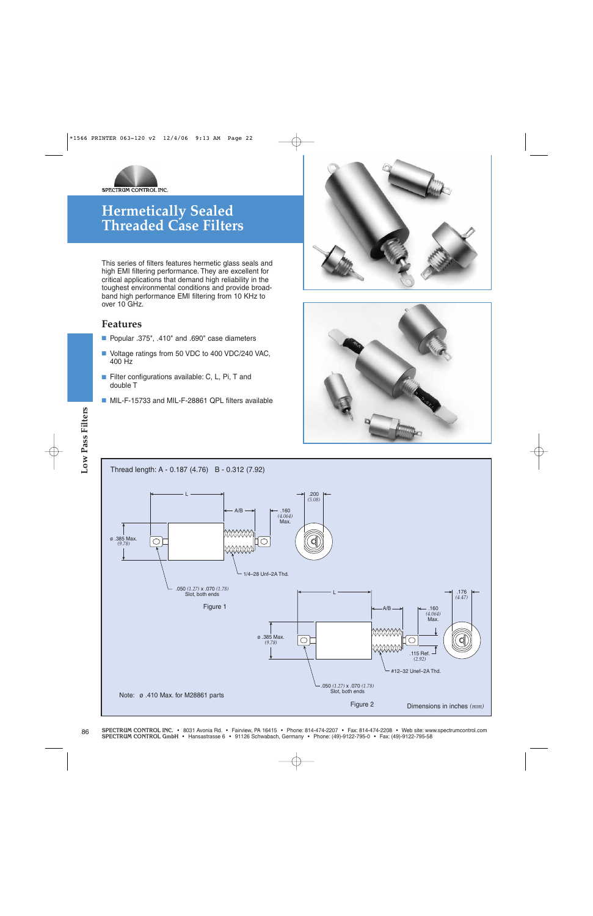SPECTRUM CONTROL INC.

# Hermetically Sealed Threaded Case Filters

This series of filters features hermetic glass seals and high EMI filtering performance. They are excellent for critical applications that demand high reliability in the toughest environmental conditions and provide broad-band high performance EMI filtering from 10 KHz to over 10 GHz.

## Features

- Popular .375", .410" and .690" case diameters
- Voltage ratings from 50 VDC to 400 VDC/240 VAC, 400 Hz
- Filter configurations available: C, L, Pi, T and double T
- MIL-F-15733 and MIL-F-28861 QPL filters available

Low Pass Filters

Thread length: A - 0.187 (4.76) B - 0.312 (7.92)

L

A/B

.160 (4.064) Max.

.200 (5.08)

ø .385 Max. (9.78)

1/4–28 Unf–2A Thd.

.050 (1.27) x .070 (1.78) Slot, both ends

Figure 1

L

A/B

.160 (4.064) Max.

.176 (4.47)

ø .385 Max. (9.78)

.115 Ref. (2.92)

#12–32 Unef–2A Thd.

.050 (1.27) x .070 (1.78) Slot, both ends

Note: ø .410 Max. for M28861 parts

Figure 2

Dimensions in inches *(mm)*

**SPECTRUM CONTROL INC.** • 8031 Avonia Rd. • Fairview, PA 16415 • Phone: 814-474-2207 • Fax: 814-474-2208 • Web site: www.spectrumcontrol.com
**SPECTRUM CONTROL GmbH** • Hansastrasse 6 • 91126 Schwabach, Germany • Phone: (49)-9122-795-0 • Fax: (49)-9122-795-58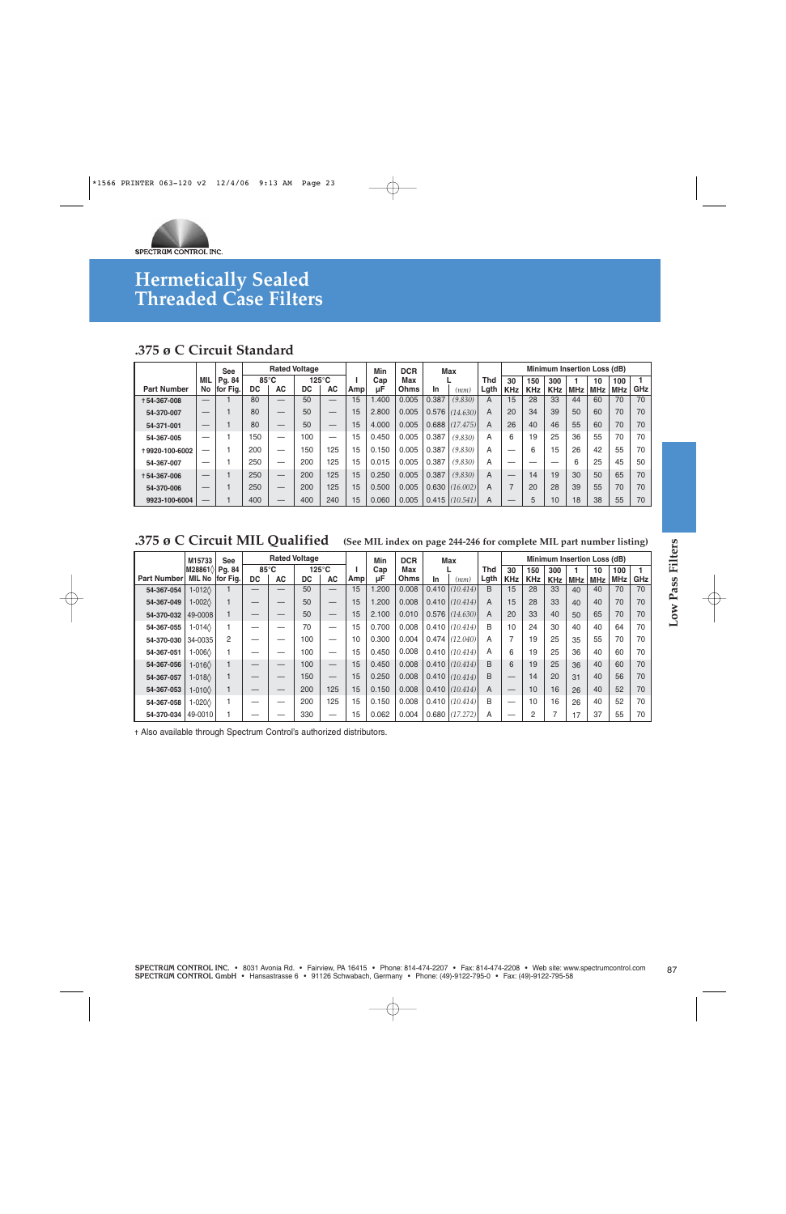# Hermetically Sealed Threaded Case Filters

## .375 ø C Circuit Standard

| Part Number | MIL No | See Pg. 84 for Fig. | Rated Voltage 85°C DC | 85°C AC | 125°C DC | 125°C AC | I Amp | Min Cap µF | DCR Max Ohms | Max L In | (mm) | Thd Lgth | Minimum Insertion Loss (dB) 30 KHz | 150 KHz | 300 KHz | 1 MHz | 10 MHz | 100 MHz | 1 GHz |
|---|---|---|---|---|---|---|---|---|---|---|---|---|---|---|---|---|---|---|---|
| †54-367-008 | — | 1 | 80 | — | 50 | — | 15 | 1.400 | 0.005 | 0.387 | *(9.830)* | A | 15 | 28 | 33 | 44 | 60 | 70 | 70 |
| 54-370-007 | — | 1 | 80 | — | 50 | — | 15 | 2.800 | 0.005 | 0.576 | *(14.630)* | A | 20 | 34 | 39 | 50 | 60 | 70 | 70 |
| 54-371-001 | — | 1 | 80 | — | 50 | — | 15 | 4.000 | 0.005 | 0.688 | *(17.475)* | A | 26 | 40 | 46 | 55 | 60 | 70 | 70 |
| 54-367-005 | — | 1 | 150 | — | 100 | — | 15 | 0.450 | 0.005 | 0.387 | *(9.830)* | A | 6 | 19 | 25 | 36 | 55 | 70 | 70 |
| †9920-100-6002 | — | 1 | 200 | — | 150 | 125 | 15 | 0.150 | 0.005 | 0.387 | *(9.830)* | A | — | 6 | 15 | 26 | 42 | 55 | 70 |
| 54-367-007 | — | 1 | 250 | — | 200 | 125 | 15 | 0.015 | 0.005 | 0.387 | *(9.830)* | A | — | — | — | 6 | 25 | 45 | 50 |
| †54-367-006 | — | 1 | 250 | — | 200 | 125 | 15 | 0.250 | 0.005 | 0.387 | *(9.830)* | A | — | 14 | 19 | 30 | 50 | 65 | 70 |
| 54-370-006 | — | 1 | 250 | — | 200 | 125 | 15 | 0.500 | 0.005 | 0.630 | *(16.002)* | A | 7 | 20 | 28 | 39 | 55 | 70 | 70 |
| 9923-100-6004 | — | 1 | 400 | — | 400 | 240 | 15 | 0.060 | 0.005 | 0.415 | *(10.541)* | A | — | 5 | 10 | 18 | 38 | 55 | 70 |

## .375 ø C Circuit MIL Qualified

**(See MIL index on page 244-246 for complete MIL part number listing)**

| Part Number | M15733 M28861◊ MIL No | See Pg. 84 for Fig. | Rated Voltage 85°C DC | 85°C AC | 125°C DC | 125°C AC | I Amp | Min Cap µF | DCR Max Ohms | Max L In | (mm) | Thd Lgth | Minimum Insertion Loss (dB) 30 KHz | 150 KHz | 300 KHz | 1 MHz | 10 MHz | 100 MHz | 1 GHz |
|---|---|---|---|---|---|---|---|---|---|---|---|---|---|---|---|---|---|---|---|
| 54-367-054 | 1-012◊ | 1 | — | — | 50 | — | 15 | 1.200 | 0.008 | 0.410 | *(10.414)* | B | 15 | 28 | 33 | 40 | 40 | 70 | 70 |
| 54-367-049 | 1-002◊ | 1 | — | — | 50 | — | 15 | 1.200 | 0.008 | 0.410 | *(10.414)* | A | 15 | 28 | 33 | 40 | 40 | 70 | 70 |
| 54-370-032 | 49-0008 | 1 | — | — | 50 | — | 15 | 2.100 | 0.010 | 0.576 | *(14.630)* | A | 20 | 33 | 40 | 50 | 65 | 70 | 70 |
| 54-367-055 | 1-014◊ | 1 | — | — | 70 | — | 15 | 0.700 | 0.008 | 0.410 | *(10.414)* | B | 10 | 24 | 30 | 40 | 40 | 64 | 70 |
| 54-370-030 | 34-0035 | 2 | — | — | 100 | — | 10 | 0.300 | 0.004 | 0.474 | *(12.040)* | A | 7 | 19 | 25 | 35 | 55 | 70 | 70 |
| 54-367-051 | 1-006◊ | 1 | — | — | 100 | — | 15 | 0.450 | 0.008 | 0.410 | *(10.414)* | A | 6 | 19 | 25 | 36 | 40 | 60 | 70 |
| 54-367-056 | 1-016◊ | 1 | — | — | 100 | — | 15 | 0.450 | 0.008 | 0.410 | *(10.414)* | B | 6 | 19 | 25 | 36 | 40 | 60 | 70 |
| 54-367-057 | 1-018◊ | 1 | — | — | 150 | — | 15 | 0.250 | 0.008 | 0.410 | *(10.414)* | B | — | 14 | 20 | 31 | 40 | 56 | 70 |
| 54-367-053 | 1-010◊ | 1 | — | — | 200 | 125 | 15 | 0.150 | 0.008 | 0.410 | *(10.414)* | A | — | 10 | 16 | 26 | 40 | 52 | 70 |
| 54-367-058 | 1-020◊ | 1 | — | — | 200 | 125 | 15 | 0.150 | 0.008 | 0.410 | *(10.414)* | B | — | 10 | 16 | 26 | 40 | 52 | 70 |
| 54-370-034 | 49-0010 | 1 | — | — | 330 | — | 15 | 0.062 | 0.004 | 0.680 | *(17.272)* | A | — | 2 | 7 | 17 | 37 | 55 | 70 |

† Also available through Spectrum Control's authorized distributors.

SPECTRUM CONTROL INC. • 8031 Avonia Rd. • Fairview, PA 16415 • Phone: 814-474-2207 • Fax: 814-474-2208 • Web site: www.spectrumcontrol.com
SPECTRUM CONTROL GmbH • Hansastrasse 6 • 91126 Schwabach, Germany • Phone: (49)-9122-795-0 • Fax: (49)-9122-795-58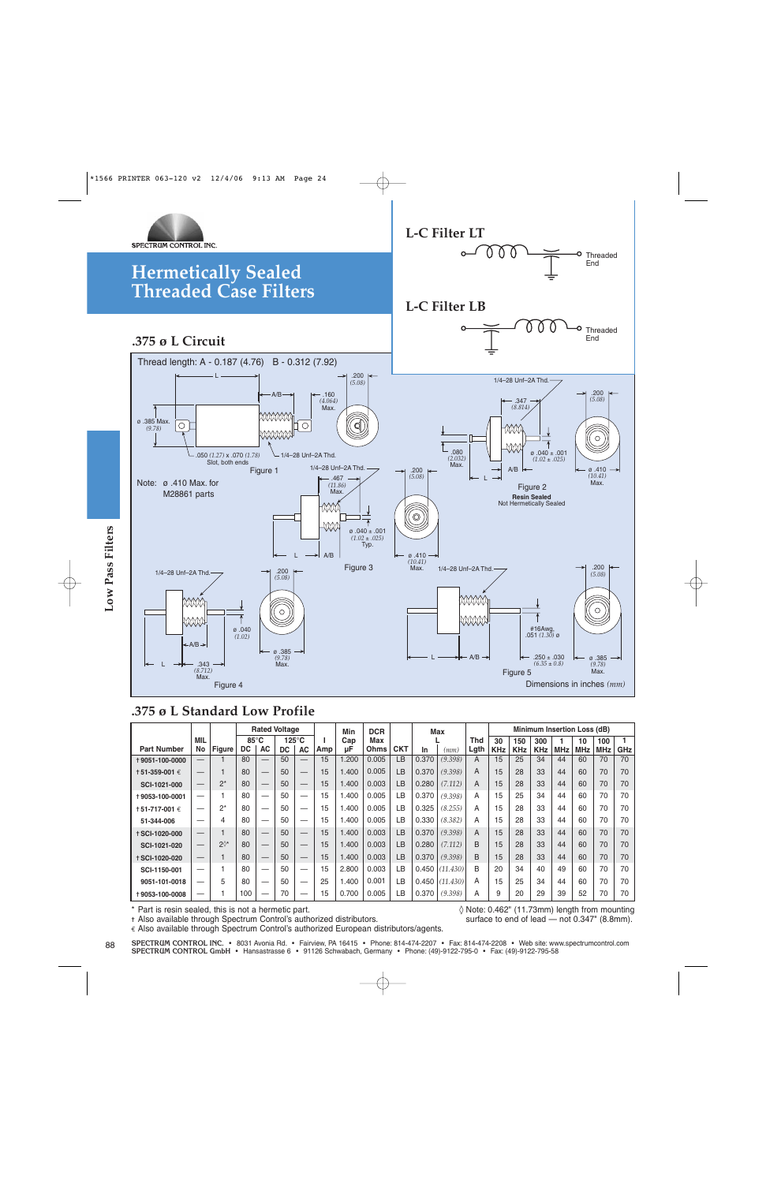SPECTRUM CONTROL INC.

# Hermetically Sealed Threaded Case Filters

## L-C Filter LT

Threaded End

## L-C Filter LB

Threaded End

## .375 ø L Circuit

Thread length: A - 0.187 (4.76) B - 0.312 (7.92)

Note: ø .410 Max. for M28861 parts

Figure 1

Figure 2 — Resin Sealed, Not Hermetically Sealed

Figure 3

Figure 4

Figure 5

Dimensions in inches *(mm)*

## .375 ø L Standard Low Profile

| Part Number | MIL No | Figure | Rated Voltage 85°C DC | 85°C AC | 125°C DC | 125°C AC | I Amp | Min Cap µF | DCR Max Ohms | CKT | Max L In | Max L *(mm)* | Thd Lgth | 30 KHz | 150 KHz | 300 KHz | 1 MHz | 10 MHz | 100 MHz | 1 GHz |
|---|---|---|---|---|---|---|---|---|---|---|---|---|---|---|---|---|---|---|---|---|
| | | | | | | | | | | | | | | Minimum Insertion Loss (dB) | | | | | | |
| †9051-100-0000 | — | 1 | 80 | — | 50 | — | 15 | 1.200 | 0.005 | LB | 0.370 | *(9.398)* | A | 15 | 25 | 34 | 44 | 60 | 70 | 70 |
| †51-359-001 ∈ | — | 1 | 80 | — | 50 | — | 15 | 1.400 | 0.005 | LB | 0.370 | *(9.398)* | A | 15 | 28 | 33 | 44 | 60 | 70 | 70 |
| SCI-1021-000 | — | 2* | 80 | — | 50 | — | 15 | 1.400 | 0.003 | LB | 0.280 | *(7.112)* | A | 15 | 28 | 33 | 44 | 60 | 70 | 70 |
| †9053-100-0001 | — | 1 | 80 | — | 50 | — | 15 | 1.400 | 0.005 | LB | 0.370 | *(9.398)* | A | 15 | 25 | 34 | 44 | 60 | 70 | 70 |
| †51-717-001 ∈ | — | 2* | 80 | — | 50 | — | 15 | 1.400 | 0.005 | LB | 0.325 | *(8.255)* | A | 15 | 28 | 33 | 44 | 60 | 70 | 70 |
| 51-344-006 | — | 4 | 80 | — | 50 | — | 15 | 1.400 | 0.005 | LB | 0.330 | *(8.382)* | A | 15 | 28 | 33 | 44 | 60 | 70 | 70 |
| †SCI-1020-000 | — | 1 | 80 | — | 50 | — | 15 | 1.400 | 0.003 | LB | 0.370 | *(9.398)* | A | 15 | 28 | 33 | 44 | 60 | 70 | 70 |
| SCI-1021-020 | — | 2◊* | 80 | — | 50 | — | 15 | 1.400 | 0.003 | LB | 0.280 | *(7.112)* | B | 15 | 28 | 33 | 44 | 60 | 70 | 70 |
| †SCI-1020-020 | — | 1 | 80 | — | 50 | — | 15 | 1.400 | 0.003 | LB | 0.370 | *(9.398)* | B | 15 | 28 | 33 | 44 | 60 | 70 | 70 |
| SCI-1150-001 | — | 1 | 80 | — | 50 | — | 15 | 2.800 | 0.003 | LB | 0.450 | *(11.430)* | B | 20 | 34 | 40 | 49 | 60 | 70 | 70 |
| 9051-101-0018 | — | 5 | 80 | — | 50 | — | 25 | 1.400 | 0.001 | LB | 0.450 | *(11.430)* | A | 15 | 25 | 34 | 44 | 60 | 70 | 70 |
| †9053-100-0008 | — | 1 | 100 | — | 70 | — | 15 | 0.700 | 0.005 | LB | 0.370 | *(9.398)* | A | 9 | 20 | 29 | 39 | 52 | 70 | 70 |

\* Part is resin sealed, this is not a hermetic part.
† Also available through Spectrum Control's authorized distributors.
∈ Also available through Spectrum Control's authorized European distributors/agents.

◊ Note: 0.462" (11.73mm) length from mounting surface to end of lead — not 0.347" (8.8mm).

SPECTRUM CONTROL INC. • 8031 Avonia Rd. • Fairview, PA 16415 • Phone: 814-474-2207 • Fax: 814-474-2208 • Web site: www.spectrumcontrol.com
SPECTRUM CONTROL GmbH • Hansastrasse 6 • 91126 Schwabach, Germany • Phone: (49)-9122-795-0 • Fax: (49)-9122-795-58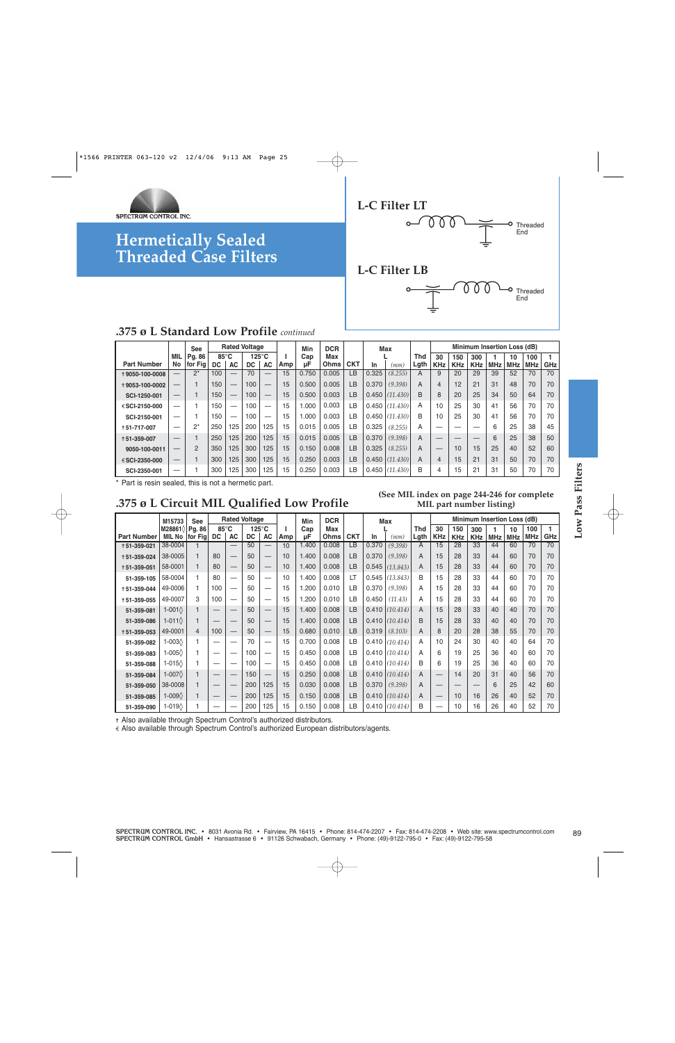# Hermetically Sealed Threaded Case Filters

## L-C Filter LT

Threaded End

## L-C Filter LB

Threaded End

## .375 ø L Standard Low Profile *continued*

| Part Number | MIL No | See Pg. 86 for Fig | Rated Voltage 85°C DC | 85°C AC | 125°C DC | 125°C AC | I Amp | Min Cap µF | DCR Max Ohms | CKT | Max L In | (mm) | Thd Lgth | Minimum Insertion Loss (dB) 30 KHz | 150 KHz | 300 KHz | 1 MHz | 10 MHz | 100 MHz | 1 GHz |
|---|---|---|---|---|---|---|---|---|---|---|---|---|---|---|---|---|---|---|---|---|
| †9050-100-0008 | — | 2* | 100 | — | 70 | — | 15 | 0.750 | 0.005 | LB | 0.325 | (8.255) | A | 9 | 20 | 29 | 39 | 52 | 70 | 70 |
| †9053-100-0002 | — | 1 | 150 | — | 100 | — | 15 | 0.500 | 0.005 | LB | 0.370 | (9.398) | A | 4 | 12 | 21 | 31 | 48 | 70 | 70 |
| SCI-1250-001 | — | 1 | 150 | — | 100 | — | 15 | 0.500 | 0.003 | LB | 0.450 | (11.430) | B | 8 | 20 | 25 | 34 | 50 | 64 | 70 |
| €SCI-2150-000 | — | 1 | 150 | — | 100 | — | 15 | 1.000 | 0.003 | LB | 0.450 | (11.430) | A | 10 | 25 | 30 | 41 | 56 | 70 | 70 |
| SCI-2150-001 | — | 1 | 150 | — | 100 | — | 15 | 1.000 | 0.003 | LB | 0.450 | (11.430) | B | 10 | 25 | 30 | 41 | 56 | 70 | 70 |
| †51-717-007 | — | 2* | 250 | 125 | 200 | 125 | 15 | 0.015 | 0.005 | LB | 0.325 | (8.255) | A | — | — | — | 6 | 25 | 38 | 45 |
| †51-359-007 | — | 1 | 250 | 125 | 200 | 125 | 15 | 0.015 | 0.005 | LB | 0.370 | (9.398) | A | — | — | — | 6 | 25 | 38 | 50 |
| 9050-100-0011 | — | 2 | 350 | 125 | 300 | 125 | 15 | 0.150 | 0.008 | LB | 0.325 | (8.255) | A | — | 10 | 15 | 25 | 40 | 52 | 60 |
| €SCI-2350-000 | — | 1 | 300 | 125 | 300 | 125 | 15 | 0.250 | 0.003 | LB | 0.450 | (11.430) | A | 4 | 15 | 21 | 31 | 50 | 70 | 70 |
| SCI-2350-001 | — | 1 | 300 | 125 | 300 | 125 | 15 | 0.250 | 0.003 | LB | 0.450 | (11.430) | B | 4 | 15 | 21 | 31 | 50 | 70 | 70 |

\* Part is resin sealed, this is not a hermetic part.

## .375 ø L Circuit MIL Qualified Low Profile

(See MIL index on page 244-246 for complete MIL part number listing)

| Part Number | M15733 M28861◊ MIL No | See Pg. 86 for Fig | Rated Voltage 85°C DC | 85°C AC | 125°C DC | 125°C AC | I Amp | Min Cap µF | DCR Max Ohms | CKT | Max L In | (mm) | Thd Lgth | Minimum Insertion Loss (dB) 30 KHz | 150 KHz | 300 KHz | 1 MHz | 10 MHz | 100 MHz | 1 GHz |
|---|---|---|---|---|---|---|---|---|---|---|---|---|---|---|---|---|---|---|---|---|
| †51-359-021 | 38-0004 | 1 | | — | 50 | — | 10 | 1.400 | 0.008 | LB | 0.370 | (9.398) | A | 15 | 28 | 33 | 44 | 60 | 70 | 70 |
| †51-359-024 | 38-0005 | 1 | 80 | — | 50 | — | 10 | 1.400 | 0.008 | LB | 0.370 | (9.398) | A | 15 | 28 | 33 | 44 | 60 | 70 | 70 |
| †51-359-051 | 58-0001 | 1 | 80 | — | 50 | — | 10 | 1.400 | 0.008 | LB | 0.545 | (13.843) | A | 15 | 28 | 33 | 44 | 60 | 70 | 70 |
| 51-359-105 | 58-0004 | 1 | 80 | — | 50 | — | 10 | 1.400 | 0.008 | LT | 0.545 | (13.843) | B | 15 | 28 | 33 | 44 | 60 | 70 | 70 |
| †51-359-044 | 49-0006 | 1 | 100 | — | 50 | — | 15 | 1.200 | 0.010 | LB | 0.370 | (9.398) | A | 15 | 28 | 33 | 44 | 60 | 70 | 70 |
| †51-359-055 | 49-0007 | 3 | 100 | — | 50 | — | 15 | 1.200 | 0.010 | LB | 0.450 | (11.43) | A | 15 | 28 | 33 | 44 | 60 | 70 | 70 |
| 51-359-081 | 1-001◊ | 1 | — | — | 50 | — | 15 | 1.400 | 0.008 | LB | 0.410 | (10.414) | A | 15 | 28 | 33 | 40 | 40 | 70 | 70 |
| 51-359-086 | 1-011◊ | 1 | — | — | 50 | — | 15 | 1.400 | 0.008 | LB | 0.410 | (10.414) | B | 15 | 28 | 33 | 40 | 40 | 70 | 70 |
| †51-359-053 | 49-0001 | 4 | 100 | — | 50 | — | 15 | 0.680 | 0.010 | LB | 0.319 | (8.103) | A | 8 | 20 | 28 | 38 | 55 | 70 | 70 |
| 51-359-082 | 1-003◊ | 1 | — | — | 70 | — | 15 | 0.700 | 0.008 | LB | 0.410 | (10.414) | A | 10 | 24 | 30 | 40 | 40 | 64 | 70 |
| 51-359-083 | 1-005◊ | 1 | — | — | 100 | — | 15 | 0.450 | 0.008 | LB | 0.410 | (10.414) | A | 6 | 19 | 25 | 36 | 40 | 60 | 70 |
| 51-359-088 | 1-015◊ | 1 | — | — | 100 | — | 15 | 0.450 | 0.008 | LB | 0.410 | (10.414) | B | 6 | 19 | 25 | 36 | 40 | 60 | 70 |
| 51-359-084 | 1-007◊ | 1 | — | — | 150 | — | 15 | 0.250 | 0.008 | LB | 0.410 | (10.414) | A | — | 14 | 20 | 31 | 40 | 56 | 70 |
| 51-359-050 | 38-0008 | 1 | — | — | 200 | 125 | 15 | 0.030 | 0.008 | LB | 0.370 | (9.398) | A | — | — | — | 6 | 25 | 42 | 60 |
| 51-359-085 | 1-009◊ | 1 | — | — | 200 | 125 | 15 | 0.150 | 0.008 | LB | 0.410 | (10.414) | A | — | 10 | 16 | 26 | 40 | 52 | 70 |
| 51-359-090 | 1-019◊ | 1 | — | — | 200 | 125 | 15 | 0.150 | 0.008 | LB | 0.410 | (10.414) | B | — | 10 | 16 | 26 | 40 | 52 | 70 |

† Also available through Spectrum Control's authorized distributors.
€ Also available through Spectrum Control's authorized European distributors/agents.

SPECTRUM CONTROL INC. • 8031 Avonia Rd. • Fairview, PA 16415 • Phone: 814-474-2207 • Fax: 814-474-2208 • Web site: www.spectrumcontrol.com
SPECTRUM CONTROL GmbH • Hansastrasse 6 • 91126 Schwabach, Germany • Phone: (49)-9122-795-0 • Fax: (49)-9122-795-58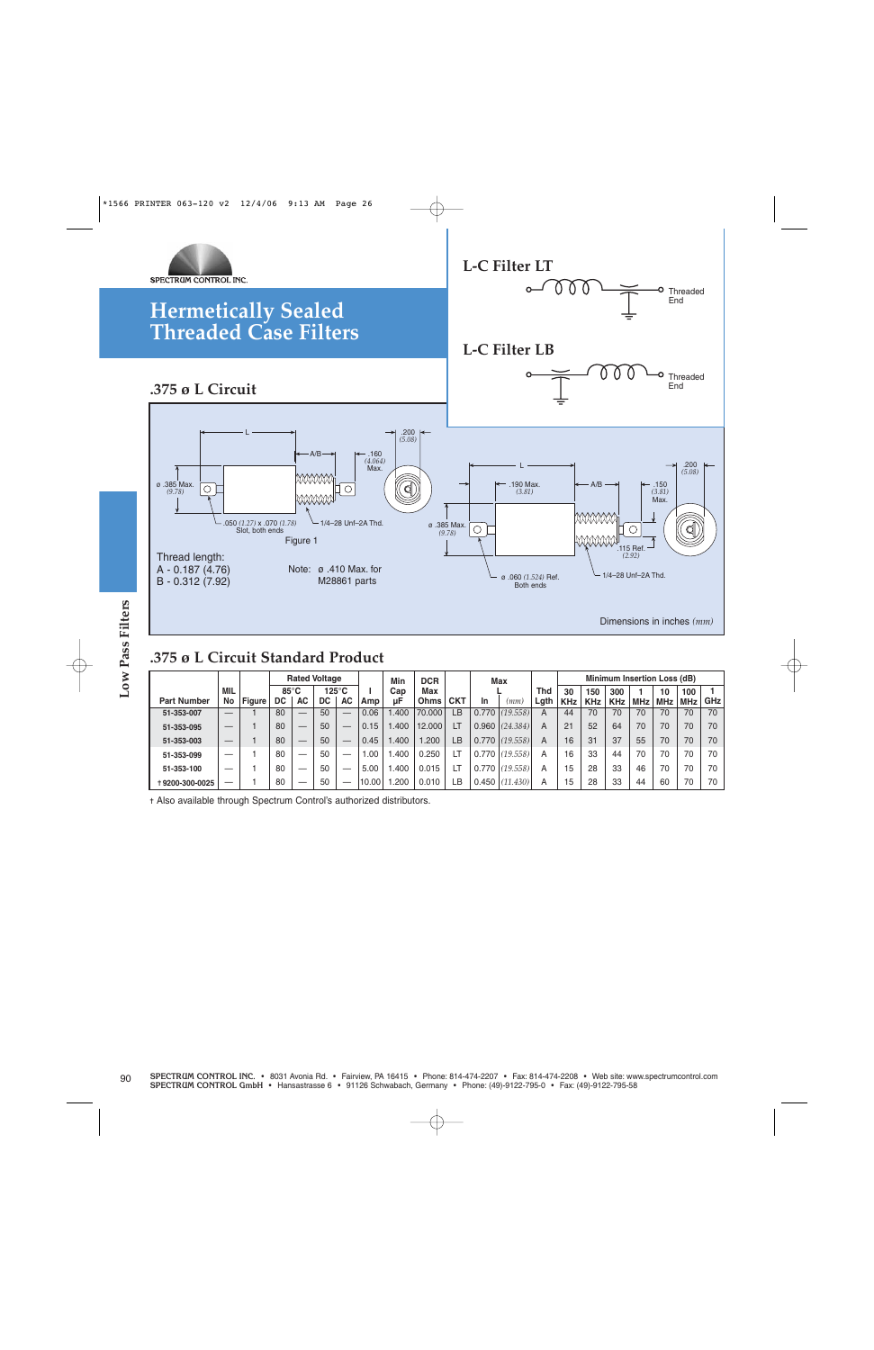SPECTRUM CONTROL INC.

# Hermetically Sealed Threaded Case Filters

## L-C Filter LT

Threaded End

## L-C Filter LB

Threaded End

## .375 ø L Circuit

L

A/B

.200 (5.08)

.160 (4.064) Max.

ø .385 Max. (9.78)

.050 (1.27) x .070 (1.78) Slot, both ends

1/4–28 Unf–2A Thd.

Figure 1

Thread length:
A - 0.187 (4.76)
B - 0.312 (7.92)

Note: ø .410 Max. for M28861 parts

.190 Max. (3.81)

.150 (3.81) Max.

ø .385 Max. (9.78)

.115 Ref. (2.92)

ø .060 (1.524) Ref. Both ends

Dimensions in inches *(mm)*

## .375 ø L Circuit Standard Product

| Part Number | MIL No | Figure | Rated Voltage 85°C DC | 85°C AC | 125°C DC | 125°C AC | I Amp | Min Cap µF | DCR Max Ohms | CKT | Max L In | Max L (mm) | Thd Lgth | Minimum Insertion Loss (dB) 30 KHz | 150 KHz | 300 KHz | 1 MHz | 10 MHz | 100 MHz | 1 GHz |
|---|---|---|---|---|---|---|---|---|---|---|---|---|---|---|---|---|---|---|---|---|
| 51-353-007 | — | 1 | 80 | — | 50 | — | 0.06 | 1.400 | 70.000 | LB | 0.770 | (19.558) | A | 44 | 70 | 70 | 70 | 70 | 70 | 70 |
| 51-353-095 | — | 1 | 80 | — | 50 | — | 0.15 | 1.400 | 12.000 | LT | 0.960 | (24.384) | A | 21 | 52 | 64 | 70 | 70 | 70 | 70 |
| 51-353-003 | — | 1 | 80 | — | 50 | — | 0.45 | 1.400 | 1.200 | LB | 0.770 | (19.558) | A | 16 | 31 | 37 | 55 | 70 | 70 | 70 |
| 51-353-099 | — | 1 | 80 | — | 50 | — | 1.00 | 1.400 | 0.250 | LT | 0.770 | (19.558) | A | 16 | 33 | 44 | 70 | 70 | 70 | 70 |
| 51-353-100 | — | 1 | 80 | — | 50 | — | 5.00 | 1.400 | 0.015 | LT | 0.770 | (19.558) | A | 15 | 28 | 33 | 46 | 70 | 70 | 70 |
| †9200-300-0025 | — | 1 | 80 | — | 50 | — | 10.00 | 1.200 | 0.010 | LB | 0.450 | (11.430) | A | 15 | 28 | 33 | 44 | 60 | 70 | 70 |

† Also available through Spectrum Control's authorized distributors.

Low Pass Filters

SPECTRUM CONTROL INC. • 8031 Avonia Rd. • Fairview, PA 16415 • Phone: 814-474-2207 • Fax: 814-474-2208 • Web site: www.spectrumcontrol.com
SPECTRUM CONTROL GmbH • Hansastrasse 6 • 91126 Schwabach, Germany • Phone: (49)-9122-795-0 • Fax: (49)-9122-795-58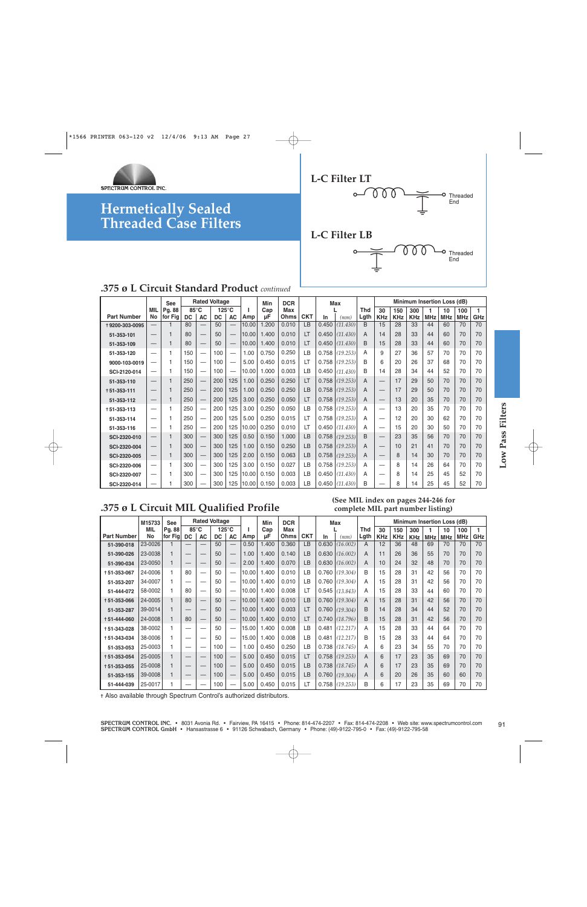SPECTRUM CONTROL INC.

# Hermetically Sealed Threaded Case Filters

## L-C Filter LT

Threaded End

## L-C Filter LB

Threaded End

## .375 ø L Circuit Standard Product *continued*

| Part Number | MIL No | See Pg. 88 for Fig | Rated Voltage 85°C DC | 85°C AC | 125°C DC | 125°C AC | I Amp | Min Cap µF | DCR Max Ohms | CKT | Max L In | (mm) | Thd Lgth | Minimum Insertion Loss (dB) 30 KHz | 150 KHz | 300 KHz | 1 MHz | 10 MHz | 100 MHz | 1 GHz |
|---|---|---|---|---|---|---|---|---|---|---|---|---|---|---|---|---|---|---|---|---|
| †9200-303-0095 | — | 1 | 80 | — | 50 | — | 10.00 | 1.200 | 0.010 | LB | 0.450 | (11.430) | B | 15 | 28 | 33 | 44 | 60 | 70 | 70 |
| 51-353-101 | — | 1 | 80 | — | 50 | — | 10.00 | 1.400 | 0.010 | LB | 0.450 | (11.430) | A | 14 | 28 | 33 | 44 | 60 | 70 | 70 |
| 51-353-109 | — | 1 | 80 | — | 50 | — | 10.00 | 1.400 | 0.010 | LT | 0.450 | (11.430) | B | 15 | 28 | 33 | 44 | 60 | 70 | 70 |
| 51-353-120 | — | 1 | 150 | — | 100 | — | 1.00 | 0.750 | 0.250 | LB | 0.758 | (19.253) | A | 9 | 27 | 36 | 57 | 70 | 70 | 70 |
| 9000-103-0019 | — | 1 | 150 | — | 100 | — | 5.00 | 0.450 | 0.015 | LT | 0.758 | (19.253) | B | 6 | 20 | 26 | 37 | 68 | 70 | 70 |
| SCI-2120-014 | — | 1 | 150 | — | 100 | — | 10.00 | 1.000 | 0.003 | LB | 0.450 | (11.430) | B | 14 | 28 | 34 | 44 | 52 | 70 | 70 |
| 51-353-110 | — | 1 | 250 | — | 200 | 125 | 1.00 | 0.250 | 0.250 | LT | 0.758 | (19.253) | A | — | 17 | 29 | 50 | 70 | 70 | 70 |
| †51-353-111 | — | 1 | 250 | — | 200 | 125 | 1.00 | 0.250 | 0.250 | LB | 0.758 | (19.253) | A | — | 17 | 29 | 50 | 70 | 70 | 70 |
| 51-353-112 | — | 1 | 250 | — | 200 | 125 | 3.00 | 0.250 | 0.050 | LT | 0.758 | (19.253) | A | — | 13 | 20 | 35 | 70 | 70 | 70 |
| †51-353-113 | — | 1 | 250 | — | 200 | 125 | 3.00 | 0.250 | 0.050 | LB | 0.758 | (19.253) | A | — | 13 | 20 | 35 | 70 | 70 | 70 |
| 51-353-114 | — | 1 | 250 | — | 200 | 125 | 5.00 | 0.250 | 0.015 | LT | 0.758 | (19.253) | A | — | 12 | 20 | 30 | 62 | 70 | 70 |
| 51-353-116 | — | 1 | 250 | — | 200 | 125 | 10.00 | 0.250 | 0.010 | LT | 0.450 | (11.430) | A | — | 15 | 20 | 30 | 50 | 70 | 70 |
| SCI-2320-010 | — | 1 | 300 | — | 300 | 125 | 0.50 | 0.150 | 1.000 | LB | 0.758 | (19.253) | B | — | 23 | 35 | 56 | 70 | 70 | 70 |
| SCI-2320-004 | — | 1 | 300 | — | 300 | 125 | 1.00 | 0.150 | 0.250 | LB | 0.758 | (19.253) | A | — | 10 | 21 | 41 | 70 | 70 | 70 |
| SCI-2320-005 | — | 1 | 300 | — | 300 | 125 | 2.00 | 0.150 | 0.063 | LB | 0.758 | (19.253) | A | — | 8 | 14 | 30 | 70 | 70 | 70 |
| SCI-2320-006 | — | 1 | 300 | — | 300 | 125 | 3.00 | 0.150 | 0.027 | LB | 0.758 | (19.253) | A | — | 8 | 14 | 26 | 64 | 70 | 70 |
| SCI-2320-007 | — | 1 | 300 | — | 300 | 125 | 5.00 | 0.150 | 0.003 | LB | 0.450 | (11.430) | A | — | 8 | 14 | 25 | 45 | 52 | 70 |
| SCI-2320-014 | — | 1 | 300 | — | 300 | 125 | 10.00 | 0.150 | 0.003 | LB | 0.450 | (11.430) | B | — | 8 | 14 | 25 | 45 | 52 | 70 |

## .375 ø L Circuit MIL Qualified Profile

(See MIL index on pages 244-246 for complete MIL part number listing)

| Part Number | M15733 MIL No | See Pg. 88 for Fig | Rated Voltage 85°C DC | 85°C AC | 125°C DC | 125°C AC | I Amp | Min Cap µF | DCR Max Ohms | CKT | Max L In | (mm) | Thd Lgth | Minimum Insertion Loss (dB) 30 KHz | 150 KHz | 300 KHz | 1 MHz | 10 MHz | 100 MHz | 1 GHz |
|---|---|---|---|---|---|---|---|---|---|---|---|---|---|---|---|---|---|---|---|---|
| 51-390-018 | 23-0026 | 1 | — | — | 50 | — | 0.50 | 1.400 | 0.360 | LB | 0.630 | (16.002) | A | 12 | 36 | 48 | 69 | 70 | 70 | 70 |
| 51-390-026 | 23-0038 | 1 | — | — | 50 | — | 1.00 | 1.400 | 0.140 | LB | 0.630 | (16.002) | A | 11 | 26 | 36 | 55 | 70 | 70 | 70 |
| 51-390-034 | 23-0050 | 1 | — | — | 50 | — | 2.00 | 1.400 | 0.070 | LB | 0.630 | (16.002) | A | 10 | 24 | 32 | 48 | 70 | 70 | 70 |
| †51-353-067 | 24-0006 | 1 | 80 | — | 50 | — | 10.00 | 1.400 | 0.010 | LB | 0.760 | (19.304) | B | 15 | 28 | 31 | 42 | 56 | 70 | 70 |
| 51-353-207 | 34-0007 | 1 | — | — | 50 | — | 10.00 | 1.400 | 0.010 | LB | 0.760 | (19.304) | A | 15 | 28 | 31 | 42 | 56 | 70 | 70 |
| 51-444-072 | 58-0002 | 1 | 80 | — | 50 | — | 10.00 | 1.400 | 0.008 | LT | 0.545 | (13.843) | A | 15 | 28 | 33 | 44 | 60 | 70 | 70 |
| †51-353-066 | 24-0005 | 1 | 80 | — | 50 | — | 10.00 | 1.400 | 0.010 | LB | 0.760 | (19.304) | A | 15 | 28 | 31 | 42 | 56 | 70 | 70 |
| 51-353-287 | 39-0014 | 1 | — | — | 50 | — | 10.00 | 1.400 | 0.003 | LT | 0.760 | (19.304) | B | 14 | 28 | 34 | 44 | 52 | 70 | 70 |
| †51-444-060 | 24-0008 | 1 | 80 | — | 50 | — | 10.00 | 1.400 | 0.010 | LT | 0.740 | (18.796) | B | 15 | 28 | 31 | 42 | 56 | 70 | 70 |
| †51-343-028 | 38-0002 | 1 | — | — | 50 | — | 15.00 | 1.400 | 0.008 | LB | 0.481 | (12.217) | A | 15 | 28 | 33 | 44 | 64 | 70 | 70 |
| †51-343-034 | 38-0006 | 1 | — | — | 50 | — | 15.00 | 1.400 | 0.008 | LB | 0.481 | (12.217) | B | 15 | 28 | 33 | 44 | 64 | 70 | 70 |
| 51-353-053 | 25-0003 | 1 | — | — | 100 | — | 1.00 | 0.450 | 0.250 | LB | 0.738 | (18.745) | A | 6 | 23 | 34 | 55 | 70 | 70 | 70 |
| †51-353-054 | 25-0005 | 1 | — | — | 100 | — | 5.00 | 0.450 | 0.015 | LT | 0.758 | (19.253) | A | 6 | 17 | 23 | 35 | 69 | 70 | 70 |
| †51-353-055 | 25-0008 | 1 | — | — | 100 | — | 5.00 | 0.450 | 0.015 | LB | 0.738 | (18.745) | A | 6 | 17 | 23 | 35 | 69 | 70 | 70 |
| 51-353-155 | 39-0008 | 1 | — | — | 100 | — | 5.00 | 0.450 | 0.015 | LB | 0.760 | (19.304) | A | 6 | 20 | 26 | 35 | 60 | 60 | 70 |
| 51-444-039 | 25-0017 | 1 | — | — | 100 | — | 5.00 | 0.450 | 0.015 | LT | 0.758 | (19.253) | B | 6 | 17 | 23 | 35 | 69 | 70 | 70 |

† Also available through Spectrum Control's authorized distributors.

SPECTRUM CONTROL INC. • 8031 Avonia Rd. • Fairview, PA 16415 • Phone: 814-474-2207 • Fax: 814-474-2208 • Web site: www.spectrumcontrol.com
SPECTRUM CONTROL GmbH • Hansastrasse 6 • 91126 Schwabach, Germany • Phone: (49)-9122-795-0 • Fax: (49)-9122-795-58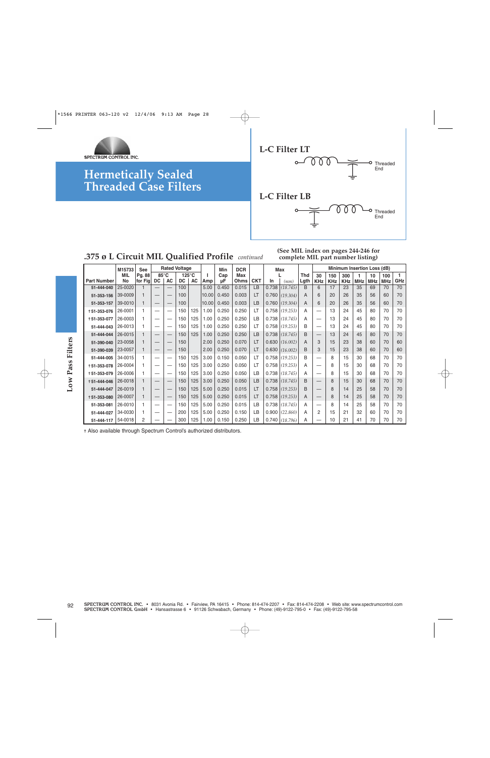SPECTRUM CONTROL INC.

# Hermetically Sealed Threaded Case Filters

## L-C Filter LT

Threaded End

## L-C Filter LB

Threaded End

## .375 ø L Circuit MIL Qualified Profile *continued*

**(See MIL index on pages 244-246 for complete MIL part number listing)**

| Part Number | M15733 MIL No | See Pg. 88 for Fig | Rated Voltage 85°C DC | AC | 125°C DC | AC | I Amp | Min Cap µF | DCR Max Ohms | CKT | Max L In | (mm) | Thd Lgth | 30 KHz | 150 KHz | 300 KHz | 1 MHz | 10 MHz | 100 MHz | 1 GHz |
|---|---|---|---|---|---|---|---|---|---|---|---|---|---|---|---|---|---|---|---|---|
| | | | | | | | | | | | | | | Minimum Insertion Loss (dB) | | | | | | |
| 51-444-040 | 25-0020 | 1 | — | — | 100 | | 5.00 | 0.450 | 0.015 | LB | 0.738 | *(18.745)* | B | 6 | 17 | 23 | 35 | 69 | 70 | 70 |
| 51-353-156 | 39-0009 | 1 | — | — | 100 | | 10.00 | 0.450 | 0.003 | LT | 0.760 | *(19.304)* | A | 6 | 20 | 26 | 35 | 56 | 60 | 70 |
| 51-353-157 | 39-0010 | 1 | — | — | 100 | | 10.00 | 0.450 | 0.003 | LB | 0.760 | *(19.304)* | A | 6 | 20 | 26 | 35 | 56 | 60 | 70 |
| †51-353-076 | 26-0001 | 1 | — | — | 150 | 125 | 1.00 | 0.250 | 0.250 | LT | 0.758 | *(19.253)* | A | — | 13 | 24 | 45 | 80 | 70 | 70 |
| †51-353-077 | 26-0003 | 1 | — | — | 150 | 125 | 1.00 | 0.250 | 0.250 | LB | 0.738 | *(18.745)* | A | — | 13 | 24 | 45 | 80 | 70 | 70 |
| 51-444-043 | 26-0013 | 1 | — | — | 150 | 125 | 1.00 | 0.250 | 0.250 | LT | 0.758 | *(19.253)* | B | — | 13 | 24 | 45 | 80 | 70 | 70 |
| 51-444-044 | 26-0015 | 1 | — | — | 150 | 125 | 1.00 | 0.250 | 0.250 | LB | 0.738 | *(18.745)* | B | — | 13 | 24 | 45 | 80 | 70 | 70 |
| 51-390-040 | 23-0058 | 1 | — | — | 150 | | 2.00 | 0.250 | 0.070 | LT | 0.630 | *(16.002)* | A | 3 | 15 | 23 | 38 | 60 | 70 | 60 |
| 51-390-039 | 23-0057 | 1 | — | — | 150 | | 2.00 | 0.250 | 0.070 | LT | 0.630 | *(16.002)* | B | 3 | 15 | 23 | 38 | 60 | 70 | 60 |
| 51-444-005 | 34-0015 | 1 | — | — | 150 | 125 | 3.00 | 0.150 | 0.050 | LT | 0.758 | *(19.253)* | B | — | 8 | 15 | 30 | 68 | 70 | 70 |
| †51-353-078 | 26-0004 | 1 | — | — | 150 | 125 | 3.00 | 0.250 | 0.050 | LT | 0.758 | *(19.253)* | A | — | 8 | 15 | 30 | 68 | 70 | 70 |
| †51-353-079 | 26-0006 | 1 | — | — | 150 | 125 | 3.00 | 0.250 | 0.050 | LB | 0.738 | *(18.745)* | A | — | 8 | 15 | 30 | 68 | 70 | 70 |
| †51-444-046 | 26-0018 | 1 | — | — | 150 | 125 | 3.00 | 0.250 | 0.050 | LB | 0.738 | *(18.745)* | B | — | 8 | 15 | 30 | 68 | 70 | 70 |
| 51-444-047 | 26-0019 | 1 | — | — | 150 | 125 | 5.00 | 0.250 | 0.015 | LT | 0.758 | *(19.253)* | B | — | 8 | 14 | 25 | 58 | 70 | 70 |
| †51-353-080 | 26-0007 | 1 | — | — | 150 | 125 | 5.00 | 0.250 | 0.015 | LT | 0.758 | *(19.253)* | A | — | 8 | 14 | 25 | 58 | 70 | 70 |
| 51-353-081 | 26-0010 | 1 | — | — | 150 | 125 | 5.00 | 0.250 | 0.015 | LB | 0.738 | *(18.745)* | A | — | 8 | 14 | 25 | 58 | 70 | 70 |
| 51-444-027 | 34-0030 | 1 | — | — | 200 | 125 | 5.00 | 0.250 | 0.150 | LB | 0.900 | *(22.860)* | A | 2 | 15 | 21 | 32 | 60 | 70 | 70 |
| 51-444-117 | 54-0018 | 2 | — | — | 300 | 125 | 1.00 | 0.150 | 0.250 | LB | 0.740 | *(18.796)* | A | — | 10 | 21 | 41 | 70 | 70 | 70 |

† Also available through Spectrum Control's authorized distributors.

Low Pass Filters

SPECTRUM CONTROL INC. • 8031 Avonia Rd. • Fairview, PA 16415 • Phone: 814-474-2207 • Fax: 814-474-2208 • Web site: www.spectrumcontrol.com
SPECTRUM CONTROL GmbH • Hansastrasse 6 • 91126 Schwabach, Germany • Phone: (49)-9122-795-0 • Fax: (49)-9122-795-58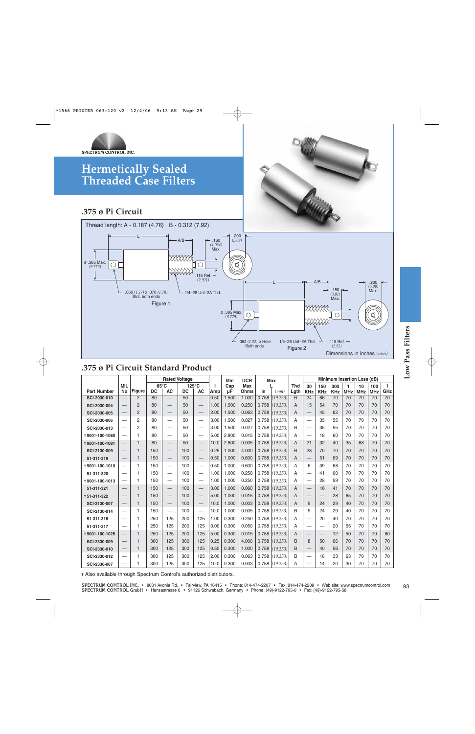# Hermetically Sealed Threaded Case Filters

## .375 ø Pi Circuit

Thread length: A - 0.187 (4.76) B - 0.312 (7.92)

Figure 1

Figure 2

Dimensions in inches *(mm)*

## .375 ø Pi Circuit Standard Product

| Part Number | MIL No | Figure | Rated Voltage 85°C DC | 85°C AC | 125°C DC | 125°C AC | I Amp | Min Cap µF | DCR Max Ohms | Max L In | *(mm)* | Thd Lgth | Minimum Insertion Loss (dB) 30 KHz | 150 KHz | 300 KHz | 1 MHz | 10 MHz | 100 MHz | 1 GHz |
|---|---|---|---|---|---|---|---|---|---|---|---|---|---|---|---|---|---|---|---|
| SCI-2030-010 | — | 2 | 80 | — | 50 | — | 0.50 | 1.500 | 1.000 | 0.758 | *(19.253)* | B | 24 | 66 | 70 | 70 | 70 | 70 | 70 |
| SCI-2030-004 | — | 2 | 80 | — | 50 | — | 1.00 | 1.500 | 0.250 | 0.758 | *(19.253)* | A | 15 | 54 | 70 | 70 | 70 | 70 | 70 |
| SCI-2030-005 | — | 2 | 80 | — | 50 | — | 2.00 | 1.500 | 0.063 | 0.758 | *(19.253)* | A | — | 45 | 62 | 70 | 70 | 70 | 70 |
| SCI-2030-006 | — | 2 | 80 | — | 50 | — | 3.00 | 1.500 | 0.027 | 0.758 | *(19.253)* | A | — | 35 | 55 | 70 | 70 | 70 | 70 |
| SCI-2030-013 | — | 2 | 80 | — | 50 | — | 3.00 | 1.500 | 0.027 | 0.758 | *(19.253)* | B | — | 35 | 55 | 70 | 70 | 70 | 70 |
| †9001-100-1080 | — | 1 | 80 | — | 50 | — | 5.00 | 2.800 | 0.015 | 0.758 | *(19.253)* | A | — | 18 | 60 | 70 | 70 | 70 | 70 |
| †9001-100-1081 | — | 1 | 80 | — | 50 | — | 10.0 | 2.800 | 0.005 | 0.758 | *(19.253)* | A | 21 | 32 | 40 | 35 | 68 | 70 | 70 |
| SCI-2130-009 | — | 1 | 150 | — | 100 | — | 0.25 | 1.000 | 4.000 | 0.758 | *(19.253)* | B | 28 | 70 | 70 | 70 | 70 | 70 | 70 |
| 51-311-319 | — | 1 | 150 | — | 100 | — | 0.50 | 1.000 | 0.600 | 0.758 | *(19.253)* | A | — | 51 | 69 | 70 | 70 | 70 | 70 |
| †9001-100-1010 | — | 1 | 150 | — | 100 | — | 0.50 | 1.000 | 0.600 | 0.758 | *(19.253)* | A | 6 | 39 | 68 | 70 | 70 | 70 | 70 |
| 51-311-320 | — | 1 | 150 | — | 100 | — | 1.00 | 1.000 | 0.250 | 0.758 | *(19.253)* | A | — | 41 | 60 | 70 | 70 | 70 | 70 |
| †9001-100-1013 | — | 1 | 150 | — | 100 | — | 1.00 | 1.000 | 0.250 | 0.758 | *(19.253)* | A | — | 28 | 59 | 70 | 70 | 70 | 70 |
| 51-311-321 | — | 1 | 150 | — | 100 | — | 3.00 | 1.000 | 0.060 | 0.758 | *(19.253)* | A | — | 16 | 41 | 70 | 70 | 70 | 70 |
| †51-311-322 | — | 1 | 150 | — | 100 | — | 5.00 | 1.000 | 0.015 | 0.758 | *(19.253)* | A | — | — | 28 | 65 | 70 | 70 | 70 |
| SCI-2130-007 | — | 1 | 150 | — | 100 | — | 10.0 | 1.000 | 0.003 | 0.758 | *(19.253)* | A | 9 | 24 | 29 | 40 | 70 | 70 | 70 |
| SCI-2130-014 | — | 1 | 150 | — | 100 | — | 10.0 | 1.000 | 0.005 | 0.758 | *(19.253)* | B | 9 | 24 | 29 | 40 | 70 | 70 | 70 |
| 51-311-316 | — | 1 | 250 | 125 | 200 | 125 | 1.00 | 0.300 | 0.250 | 0.758 | *(19.253)* | A | — | 20 | 40 | 70 | 70 | 70 | 70 |
| 51-311-317 | — | 1 | 250 | 125 | 200 | 125 | 3.00 | 0.300 | 0.050 | 0.758 | *(19.253)* | A | — | — | 20 | 55 | 70 | 70 | 70 |
| †9001-100-1025 | — | 1 | 250 | 125 | 200 | 125 | 5.00 | 0.300 | 0.015 | 0.758 | *(19.253)* | A | — | — | 12 | 50 | 70 | 70 | 80 |
| SCI-2330-009 | — | 1 | 300 | 125 | 300 | 125 | 0.25 | 0.300 | 4.000 | 0.758 | *(19.253)* | B | 8 | 50 | 66 | 70 | 70 | 70 | 70 |
| SCI-2330-010 | — | 1 | 300 | 125 | 300 | 125 | 0.50 | 0.300 | 1.000 | 0.758 | *(19.253)* | B | — | 40 | 56 | 70 | 70 | 70 | 70 |
| SCI-2330-012 | — | 1 | 300 | 125 | 300 | 125 | 2.00 | 0.300 | 0.063 | 0.758 | *(19.253)* | B | — | 18 | 33 | 63 | 70 | 70 | 70 |
| SCI-2330-007 | — | 1 | 300 | 125 | 300 | 125 | 10.0 | 0.300 | 0.003 | 0.758 | *(19.253)* | A | — | 14 | 20 | 30 | 70 | 70 | 70 |

† Also available through Spectrum Control's authorized distributors.

SPECTRUM CONTROL INC. • 8031 Avonia Rd. • Fairview, PA 16415 • Phone: 814-474-2207 • Fax: 814-474-2208 • Web site: www.spectrumcontrol.com
SPECTRUM CONTROL GmbH • Hansastrasse 6 • 91126 Schwabach, Germany • Phone: (49)-9122-795-0 • Fax: (49)-9122-795-58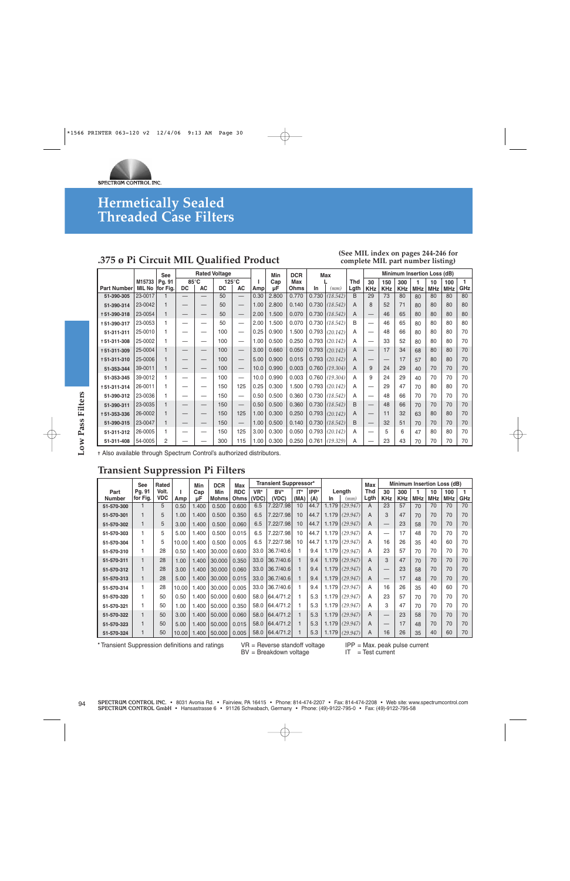# Hermetically Sealed Threaded Case Filters

## .375 ø Pi Circuit MIL Qualified Product

**(See MIL index on pages 244-246 for complete MIL part number listing)**

| Part Number | M15733 MIL No | See Pg. 91 for Fig. | Rated Voltage 85°C DC | 85°C AC | 125°C DC | 125°C AC | I Amp | Min Cap µF | DCR Max Ohms | Max L In | Max L (mm) | Thd Lgth | Minimum Insertion Loss (dB) 30 KHz | 150 KHz | 300 KHz | 1 MHz | 10 MHz | 100 MHz | 1 GHz |
|---|---|---|---|---|---|---|---|---|---|---|---|---|---|---|---|---|---|---|---|
| 51-390-305 | 23-0017 | 1 | — | — | 50 | — | 0.30 | 2.800 | 0.770 | 0.730 | (18.542) | B | 29 | 73 | 80 | 80 | 80 | 80 | 80 |
| 51-390-314 | 23-0042 | 1 | — | — | 50 | — | 1.00 | 2.800 | 0.140 | 0.730 | (18.542) | A | 8 | 52 | 71 | 80 | 80 | 80 | 80 |
| †51-390-318 | 23-0054 | 1 | — | — | 50 | — | 2.00 | 1.500 | 0.070 | 0.730 | (18.542) | A | — | 46 | 65 | 80 | 80 | 80 | 80 |
| †51-390-317 | 23-0053 | 1 | — | — | 50 | — | 2.00 | 1.500 | 0.070 | 0.730 | (18.542) | B | — | 46 | 65 | 80 | 80 | 80 | 80 |
| 51-311-311 | 25-0010 | 1 | — | — | 100 | — | 0.25 | 0.900 | 1.500 | 0.793 | (20.142) | A | — | 48 | 66 | 80 | 80 | 80 | 70 |
| †51-311-308 | 25-0002 | 1 | — | — | 100 | — | 1.00 | 0.500 | 0.250 | 0.793 | (20.142) | A | — | 33 | 52 | 80 | 80 | 80 | 70 |
| †51-311-309 | 25-0004 | 1 | — | — | 100 | — | 3.00 | 0.660 | 0.050 | 0.793 | (20.142) | A | — | 17 | 34 | 68 | 80 | 80 | 70 |
| †51-311-310 | 25-0006 | 1 | — | — | 100 | — | 5.00 | 0.900 | 0.015 | 0.793 | (20.142) | A | — | — | 17 | 57 | 80 | 80 | 70 |
| 51-353-344 | 39-0011 | 1 | — | — | 100 | — | 10.0 | 0.990 | 0.003 | 0.760 | (19.304) | A | 9 | 24 | 29 | 40 | 70 | 70 | 70 |
| 51-353-345 | 39-0012 | 1 | — | — | 100 | — | 10.0 | 0.990 | 0.003 | 0.760 | (19.304) | A | 9 | 24 | 29 | 40 | 70 | 70 | 70 |
| †51-311-314 | 26-0011 | 1 | — | — | 150 | 125 | 0.25 | 0.300 | 1.500 | 0.793 | (20.142) | A | — | 29 | 47 | 70 | 80 | 80 | 70 |
| 51-390-312 | 23-0036 | 1 | — | — | 150 | — | 0.50 | 0.500 | 0.360 | 0.730 | (18.542) | A | — | 48 | 66 | 70 | 70 | 70 | 70 |
| 51-390-311 | 23-0035 | 1 | — | — | 150 | — | 0.50 | 0.500 | 0.360 | 0.730 | (18.542) | B | — | 48 | 66 | 70 | 70 | 70 | 70 |
| †51-353-336 | 26-0002 | 1 | — | — | 150 | 125 | 1.00 | 0.300 | 0.250 | 0.793 | (20.142) | A | — | 11 | 32 | 63 | 80 | 80 | 70 |
| 51-390-315 | 23-0047 | 1 | — | — | 150 | — | 1.00 | 0.500 | 0.140 | 0.730 | (18.542) | B | — | 32 | 51 | 70 | 70 | 70 | 70 |
| 51-311-312 | 26-0005 | 1 | — | — | 150 | 125 | 3.00 | 0.300 | 0.050 | 0.793 | (20.142) | A | — | 5 | 6 | 47 | 80 | 80 | 70 |
| 51-311-408 | 54-0005 | 2 | — | — | 300 | 115 | 1.00 | 0.300 | 0.250 | 0.761 | (19.329) | A | — | 23 | 43 | 70 | 70 | 70 | 70 |

† Also available through Spectrum Control's authorized distributors.

## Transient Suppression Pi Filters

| Part Number | See Pg. 91 for Fig. | Rated Volt. VDC | I Amp | Min Cap µF | DCR Min Mohms | Max RDC Ohms | Transient Suppressor* VR* (VDC) | BV* (VDC) | IT* (MA) | IPP* (A) | Length In | Length (mm) | Max Thd Lgth | Minimum Insertion Loss (dB) 30 KHz | 300 KHz | 1 MHz | 10 MHz | 100 MHz | 1 GHz |
|---|---|---|---|---|---|---|---|---|---|---|---|---|---|---|---|---|---|---|---|
| 51-570-300 | 1 | 5 | 0.50 | 1.400 | 0.500 | 0.600 | 6.5 | 7.22/7.98 | 10 | 44.7 | 1.179 | (29.947) | A | 23 | 57 | 70 | 70 | 70 | 70 |
| 51-570-301 | 1 | 5 | 1.00 | 1.400 | 0.500 | 0.350 | 6.5 | 7.22/7.98 | 10 | 44.7 | 1.179 | (29.947) | A | 3 | 47 | 70 | 70 | 70 | 70 |
| 51-570-302 | 1 | 5 | 3.00 | 1.400 | 0.500 | 0.060 | 6.5 | 7.22/7.98 | 10 | 44.7 | 1.179 | (29.947) | A | — | 23 | 58 | 70 | 70 | 70 |
| 51-570-303 | 1 | 5 | 5.00 | 1.400 | 0.500 | 0.015 | 6.5 | 7.22/7.98 | 10 | 44.7 | 1.179 | (29.947) | A | — | 17 | 48 | 70 | 70 | 70 |
| 51-570-304 | 1 | 5 | 10.00 | 1.400 | 0.500 | 0.005 | 6.5 | 7.22/7.98 | 10 | 44.7 | 1.179 | (29.947) | A | 16 | 26 | 35 | 40 | 60 | 70 |
| 51-570-310 | 1 | 28 | 0.50 | 1.400 | 30.000 | 0.600 | 33.0 | 36.7/40.6 | 1 | 9.4 | 1.179 | (29.947) | A | 23 | 57 | 70 | 70 | 70 | 70 |
| 51-570-311 | 1 | 28 | 1.00 | 1.400 | 30.000 | 0.350 | 33.0 | 36.7/40.6 | 1 | 9.4 | 1.179 | (29.947) | A | 3 | 47 | 70 | 70 | 70 | 70 |
| 51-570-312 | 1 | 28 | 3.00 | 1.400 | 30.000 | 0.060 | 33.0 | 36.7/40.6 | 1 | 9.4 | 1.179 | (29.947) | A | — | 23 | 58 | 70 | 70 | 70 |
| 51-570-313 | 1 | 28 | 5.00 | 1.400 | 30.000 | 0.015 | 33.0 | 36.7/40.6 | 1 | 9.4 | 1.179 | (29.947) | A | — | 17 | 48 | 70 | 70 | 70 |
| 51-570-314 | 1 | 28 | 10.00 | 1.400 | 30.000 | 0.005 | 33.0 | 36.7/40.6 | 1 | 9.4 | 1.179 | (29.947) | A | 16 | 26 | 35 | 40 | 60 | 70 |
| 51-570-320 | 1 | 50 | 0.50 | 1.400 | 50.000 | 0.600 | 58.0 | 64.4/71.2 | 1 | 5.3 | 1.179 | (29.947) | A | 23 | 57 | 70 | 70 | 70 | 70 |
| 51-570-321 | 1 | 50 | 1.00 | 1.400 | 50.000 | 0.350 | 58.0 | 64.4/71.2 | 1 | 5.3 | 1.179 | (29.947) | A | 3 | 47 | 70 | 70 | 70 | 70 |
| 51-570-322 | 1 | 50 | 3.00 | 1.400 | 50.000 | 0.060 | 58.0 | 64.4/71.2 | 1 | 5.3 | 1.179 | (29.947) | A | — | 23 | 58 | 70 | 70 | 70 |
| 51-570-323 | 1 | 50 | 5.00 | 1.400 | 50.000 | 0.015 | 58.0 | 64.4/71.2 | 1 | 5.3 | 1.179 | (29.947) | A | — | 17 | 48 | 70 | 70 | 70 |
| 51-570-324 | 1 | 50 | 10.00 | 1.400 | 50.000 | 0.005 | 58.0 | 64.4/71.2 | 1 | 5.3 | 1.179 | (29.947) | A | 16 | 26 | 35 | 40 | 60 | 70 |

* Transient Suppression definitions and ratings

VR = Reverse standoff voltage
BV = Breakdown voltage
IPP = Max. peak pulse current
IT = Test current

**SPECTRUM CONTROL INC.** • 8031 Avonia Rd. • Fairview, PA 16415 • Phone: 814-474-2207 • Fax: 814-474-2208 • Web site: www.spectrumcontrol.com
**SPECTRUM CONTROL GmbH** • Hansastrasse 6 • 91126 Schwabach, Germany • Phone: (49)-9122-795-0 • Fax: (49)-9122-795-58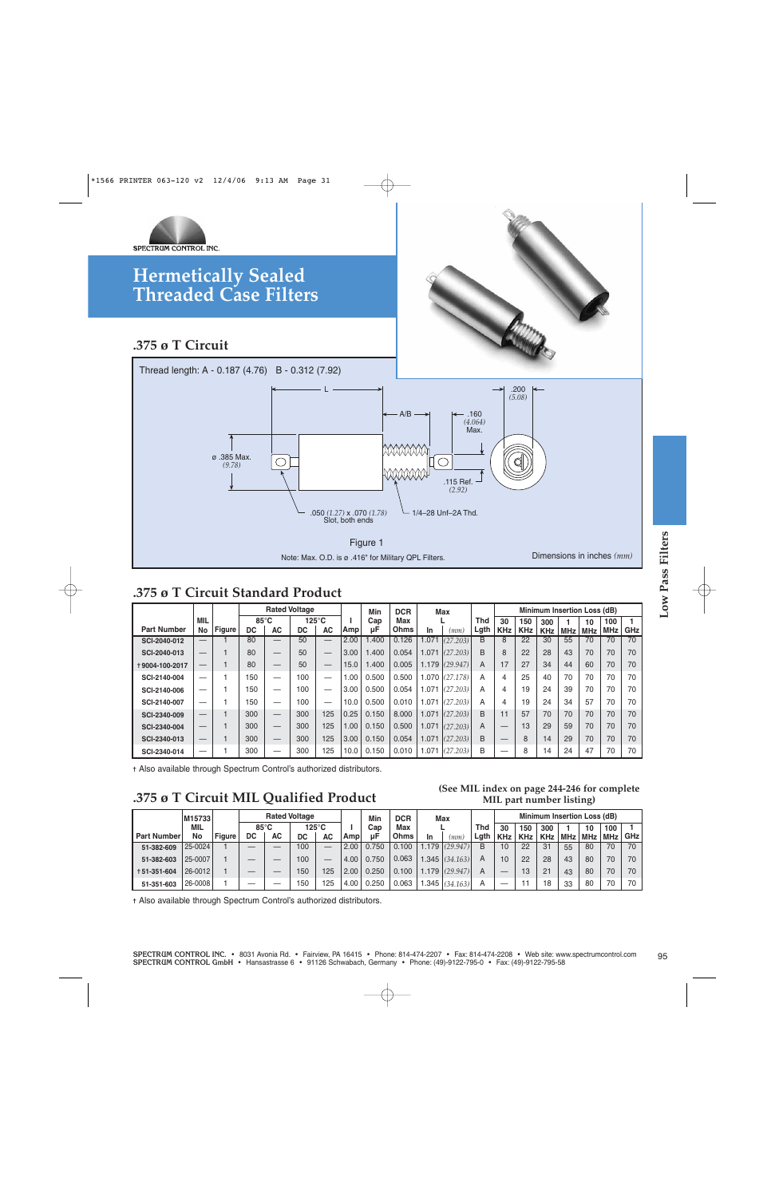SPECTRUM CONTROL INC.

# Hermetically Sealed Threaded Case Filters

## .375 ø T Circuit

Thread length: A - 0.187 (4.76) B - 0.312 (7.92)

L

A/B

.200 (5.08)

.160 (4.064) Max.

ø .385 Max. (9.78)

.115 Ref. (2.92)

.050 (1.27) x .070 (1.78) Slot, both ends

1/4–28 Unf–2A Thd.

Figure 1

Note: Max. O.D. is ø .416" for Military QPL Filters.

Dimensions in inches (mm)

## .375 ø T Circuit Standard Product

| Part Number | MIL No | Figure | Rated Voltage 85°C DC | 85°C AC | 125°C DC | 125°C AC | I Amp | Min Cap µF | DCR Max Ohms | Max L In | (mm) | Thd Lgth | 30 KHz | 150 KHz | 300 KHz | 1 MHz | 10 MHz | 100 MHz | 1 GHz |
|---|---|---|---|---|---|---|---|---|---|---|---|---|---|---|---|---|---|---|---|
| SCI-2040-012 | — | 1 | 80 | — | 50 | — | 2.00 | 1.400 | 0.126 | 1.071 | (27.203) | B | 8 | 22 | 30 | 55 | 70 | 70 | 70 |
| SCI-2040-013 | — | 1 | 80 | — | 50 | — | 3.00 | 1.400 | 0.054 | 1.071 | (27.203) | B | 8 | 22 | 28 | 43 | 70 | 70 | 70 |
| †9004-100-2017 | — | 1 | 80 | — | 50 | — | 15.0 | 1.400 | 0.005 | 1.179 | (29.947) | A | 17 | 27 | 34 | 44 | 60 | 70 | 70 |
| SCI-2140-004 | — | 1 | 150 | — | 100 | — | 1.00 | 0.500 | 0.500 | 1.070 | (27.178) | A | 4 | 25 | 40 | 70 | 70 | 70 | 70 |
| SCI-2140-006 | — | 1 | 150 | — | 100 | — | 3.00 | 0.500 | 0.054 | 1.071 | (27.203) | A | 4 | 19 | 24 | 39 | 70 | 70 | 70 |
| SCI-2140-007 | — | 1 | 150 | — | 100 | — | 10.0 | 0.500 | 0.010 | 1.071 | (27.203) | A | 4 | 19 | 24 | 34 | 57 | 70 | 70 |
| SCI-2340-009 | — | 1 | 300 | — | 300 | 125 | 0.25 | 0.150 | 8.000 | 1.071 | (27.203) | B | 11 | 57 | 70 | 70 | 70 | 70 | 70 |
| SCI-2340-004 | — | 1 | 300 | — | 300 | 125 | 1.00 | 0.150 | 0.500 | 1.071 | (27.203) | A | — | 13 | 29 | 59 | 70 | 70 | 70 |
| SCI-2340-013 | — | 1 | 300 | — | 300 | 125 | 3.00 | 0.150 | 0.054 | 1.071 | (27.203) | B | — | 8 | 14 | 29 | 70 | 70 | 70 |
| SCI-2340-014 | — | 1 | 300 | — | 300 | 125 | 10.0 | 0.150 | 0.010 | 1.071 | (27.203) | B | — | 8 | 14 | 24 | 47 | 70 | 70 |

Minimum Insertion Loss (dB) applies to columns 30 KHz through 1 GHz.

† Also available through Spectrum Control's authorized distributors.

## .375 ø T Circuit MIL Qualified Product

(See MIL index on page 244-246 for complete MIL part number listing)

| Part Number | M15733 MIL No | Figure | Rated Voltage 85°C DC | 85°C AC | 125°C DC | 125°C AC | I Amp | Min Cap µF | DCR Max Ohms | Max L In | (mm) | Thd Lgth | 30 KHz | 150 KHz | 300 KHz | 1 MHz | 10 MHz | 100 MHz | 1 GHz |
|---|---|---|---|---|---|---|---|---|---|---|---|---|---|---|---|---|---|---|---|
| 51-382-609 | 25-0024 | 1 | — | — | 100 | — | 2.00 | 0.750 | 0.100 | 1.179 | (29.947) | B | 10 | 22 | 31 | 55 | 80 | 70 | 70 |
| 51-382-603 | 25-0007 | 1 | — | — | 100 | — | 4.00 | 0.750 | 0.063 | 1.345 | (34.163) | A | 10 | 22 | 28 | 43 | 80 | 70 | 70 |
| †51-351-604 | 26-0012 | 1 | — | — | 150 | 125 | 2.00 | 0.250 | 0.100 | 1.179 | (29.947) | A | — | 13 | 21 | 43 | 80 | 70 | 70 |
| 51-351-603 | 26-0008 | 1 | — | — | 150 | 125 | 4.00 | 0.250 | 0.063 | 1.345 | (34.163) | A | — | 11 | 18 | 33 | 80 | 70 | 70 |

Minimum Insertion Loss (dB) applies to columns 30 KHz through 1 GHz.

† Also available through Spectrum Control's authorized distributors.

SPECTRUM CONTROL INC. • 8031 Avonia Rd. • Fairview, PA 16415 • Phone: 814-474-2207 • Fax: 814-474-2208 • Web site: www.spectrumcontrol.com
SPECTRUM CONTROL GmbH • Hansastrasse 6 • 91126 Schwabach, Germany • Phone: (49)-9122-795-0 • Fax: (49)-9122-795-58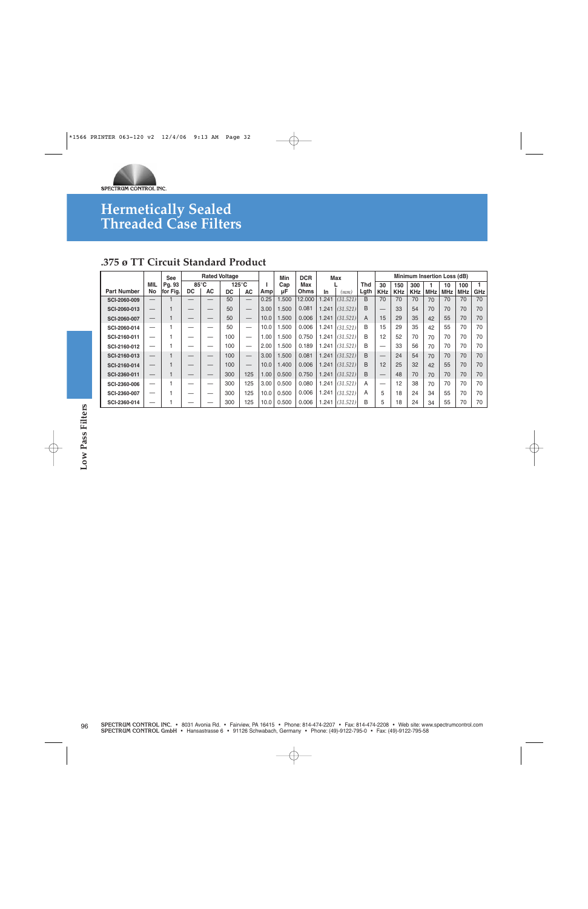SPECTRUM CONTROL INC.

# Hermetically Sealed Threaded Case Filters

## .375 ø TT Circuit Standard Product

| Part Number | MIL No | See Pg. 93 for Fig. | Rated Voltage 85°C DC | | 125°C DC | | I Amp | Min Cap µF | DCR Max Ohms | Max L In | (mm) | Thd Lgth | Minimum Insertion Loss (dB) 30 KHz | 150 KHz | 300 KHz | 1 MHz | 10 MHz | 100 MHz | 1 GHz |
|---|---|---|---|---|---|---|---|---|---|---|---|---|---|---|---|---|---|---|---|
| | | | DC | AC | DC | AC | | | | | | | | | | | | | |
| SCI-2060-009 | — | 1 | — | — | 50 | — | 0.25 | 1.500 | 12.000 | 1.241 | (31.521) | B | 70 | 70 | 70 | 70 | 70 | 70 | 70 |
| SCI-2060-013 | — | 1 | — | — | 50 | — | 3.00 | 1.500 | 0.081 | 1.241 | (31.521) | B | — | 33 | 54 | 70 | 70 | 70 | 70 |
| SCI-2060-007 | — | 1 | — | — | 50 | — | 10.0 | 1.500 | 0.006 | 1.241 | (31.521) | A | 15 | 29 | 35 | 42 | 55 | 70 | 70 |
| SCI-2060-014 | — | 1 | — | — | 50 | — | 10.0 | 1.500 | 0.006 | 1.241 | (31.521) | B | 15 | 29 | 35 | 42 | 55 | 70 | 70 |
| SCI-2160-011 | — | 1 | — | — | 100 | — | 1.00 | 1.500 | 0.750 | 1.241 | (31.521) | B | 12 | 52 | 70 | 70 | 70 | 70 | 70 |
| SCI-2160-012 | — | 1 | — | — | 100 | — | 2.00 | 1.500 | 0.189 | 1.241 | (31.521) | B | — | 33 | 56 | 70 | 70 | 70 | 70 |
| SCI-2160-013 | — | 1 | — | — | 100 | — | 3.00 | 1.500 | 0.081 | 1.241 | (31.521) | B | — | 24 | 54 | 70 | 70 | 70 | 70 |
| SCI-2160-014 | — | 1 | — | — | 100 | — | 10.0 | 1.400 | 0.006 | 1.241 | (31.521) | B | 12 | 25 | 32 | 42 | 55 | 70 | 70 |
| SCI-2360-011 | — | 1 | — | — | 300 | 125 | 1.00 | 0.500 | 0.750 | 1.241 | (31.521) | B | — | 48 | 70 | 70 | 70 | 70 | 70 |
| SCI-2360-006 | — | 1 | — | — | 300 | 125 | 3.00 | 0.500 | 0.080 | 1.241 | (31.521) | A | — | 12 | 38 | 70 | 70 | 70 | 70 |
| SCI-2360-007 | — | 1 | — | — | 300 | 125 | 10.0 | 0.500 | 0.006 | 1.241 | (31.521) | A | 5 | 18 | 24 | 34 | 55 | 70 | 70 |
| SCI-2360-014 | — | 1 | — | — | 300 | 125 | 10.0 | 0.500 | 0.006 | 1.241 | (31.521) | B | 5 | 18 | 24 | 34 | 55 | 70 | 70 |

Low Pass Filters

**SPECTRUM CONTROL INC.** • 8031 Avonia Rd. • Fairview, PA 16415 • Phone: 814-474-2207 • Fax: 814-474-2208 • Web site: www.spectrumcontrol.com
**SPECTRUM CONTROL GmbH** • Hansastrasse 6 • 91126 Schwabach, Germany • Phone: (49)-9122-795-0 • Fax: (49)-9122-795-58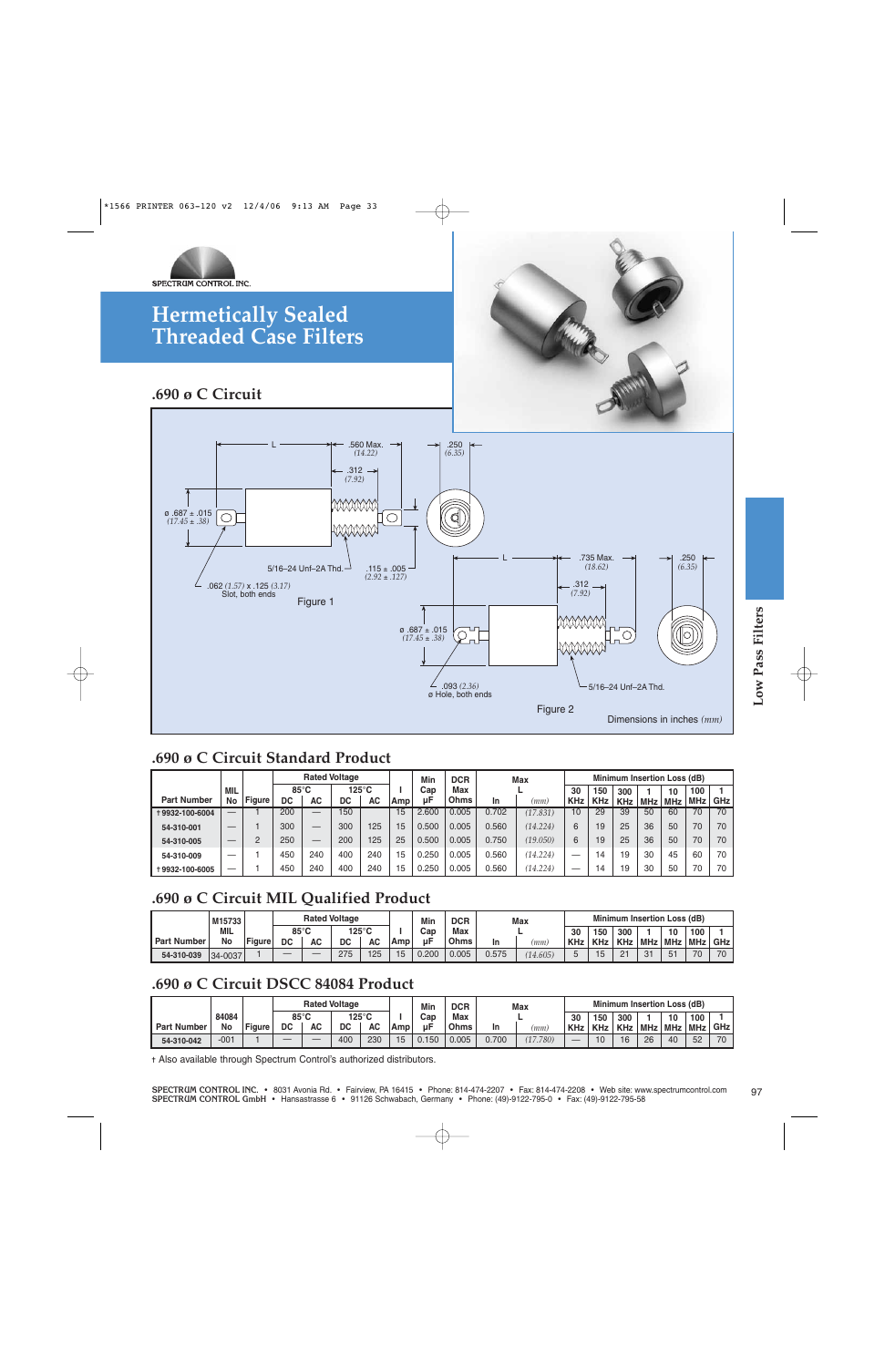# Hermetically Sealed Threaded Case Filters

## .690 ø C Circuit

L — .560 Max. (14.22)

.312 (7.92)

.250 (6.35)

ø .687 ± .015 (17.45 ± .38)

5/16–24 Unf–2A Thd.

.115 ± .005 (2.92 ± .127)

.062 (1.57) x .125 (3.17) Slot, both ends

Figure 1

L — .735 Max. (18.62)

.312 (7.92)

.250 (6.35)

ø .687 ± .015 (17.45 ± .38)

.093 (2.36) ø Hole, both ends

5/16–24 Unf–2A Thd.

Figure 2

Dimensions in inches *(mm)*

## .690 ø C Circuit Standard Product

| Part Number | MIL No | Figure | Rated Voltage 85°C DC | 85°C AC | 125°C DC | 125°C AC | I Amp | Min Cap µF | DCR Max Ohms | Max L In | Max L (mm) | Min Insertion Loss (dB) 30 KHz | 150 KHz | 300 KHz | 1 MHz | 10 MHz | 100 MHz | 1 GHz |
|---|---|---|---|---|---|---|---|---|---|---|---|---|---|---|---|---|---|---|
| †9932-100-6004 | — | 1 | 200 | — | 150 | | 15 | 2.600 | 0.005 | 0.702 | *(17.831)* | 10 | 29 | 39 | 50 | 60 | 70 | 70 |
| 54-310-001 | — | 1 | 300 | — | 300 | 125 | 15 | 0.500 | 0.005 | 0.560 | *(14.224)* | 6 | 19 | 25 | 36 | 50 | 70 | 70 |
| 54-310-005 | — | 2 | 250 | — | 200 | 125 | 25 | 0.500 | 0.005 | 0.750 | *(19.050)* | 6 | 19 | 25 | 36 | 50 | 70 | 70 |
| 54-310-009 | — | 1 | 450 | 240 | 400 | 240 | 15 | 0.250 | 0.005 | 0.560 | *(14.224)* | — | 14 | 19 | 30 | 45 | 60 | 70 |
| †9932-100-6005 | — | 1 | 450 | 240 | 400 | 240 | 15 | 0.250 | 0.005 | 0.560 | *(14.224)* | — | 14 | 19 | 30 | 50 | 70 | 70 |

## .690 ø C Circuit MIL Qualified Product

| Part Number | M15733 MIL No | Figure | Rated Voltage 85°C DC | 85°C AC | 125°C DC | 125°C AC | I Amp | Min Cap µF | DCR Max Ohms | Max L In | Max L (mm) | Min Insertion Loss (dB) 30 KHz | 150 KHz | 300 KHz | 1 MHz | 10 MHz | 100 MHz | 1 GHz |
|---|---|---|---|---|---|---|---|---|---|---|---|---|---|---|---|---|---|---|
| 54-310-039 | 34-0037 | 1 | — | — | 275 | 125 | 15 | 0.200 | 0.005 | 0.575 | *(14.605)* | 5 | 15 | 21 | 31 | 51 | 70 | 70 |

## .690 ø C Circuit DSCC 84084 Product

| Part Number | 84084 No | Figure | Rated Voltage 85°C DC | 85°C AC | 125°C DC | 125°C AC | I Amp | Min Cap µF | DCR Max Ohms | Max L In | Max L (mm) | Min Insertion Loss (dB) 30 KHz | 150 KHz | 300 KHz | 1 MHz | 10 MHz | 100 MHz | 1 GHz |
|---|---|---|---|---|---|---|---|---|---|---|---|---|---|---|---|---|---|---|
| 54-310-042 | -001 | 1 | — | — | 400 | 230 | 15 | 0.150 | 0.005 | 0.700 | *(17.780)* | — | 10 | 16 | 26 | 40 | 52 | 70 |

† Also available through Spectrum Control's authorized distributors.

SPECTRUM CONTROL INC. • 8031 Avonia Rd. • Fairview, PA 16415 • Phone: 814-474-2207 • Fax: 814-474-2208 • Web site: www.spectrumcontrol.com
SPECTRUM CONTROL GmbH • Hansastrasse 6 • 91126 Schwabach, Germany • Phone: (49)-9122-795-0 • Fax: (49)-9122-795-58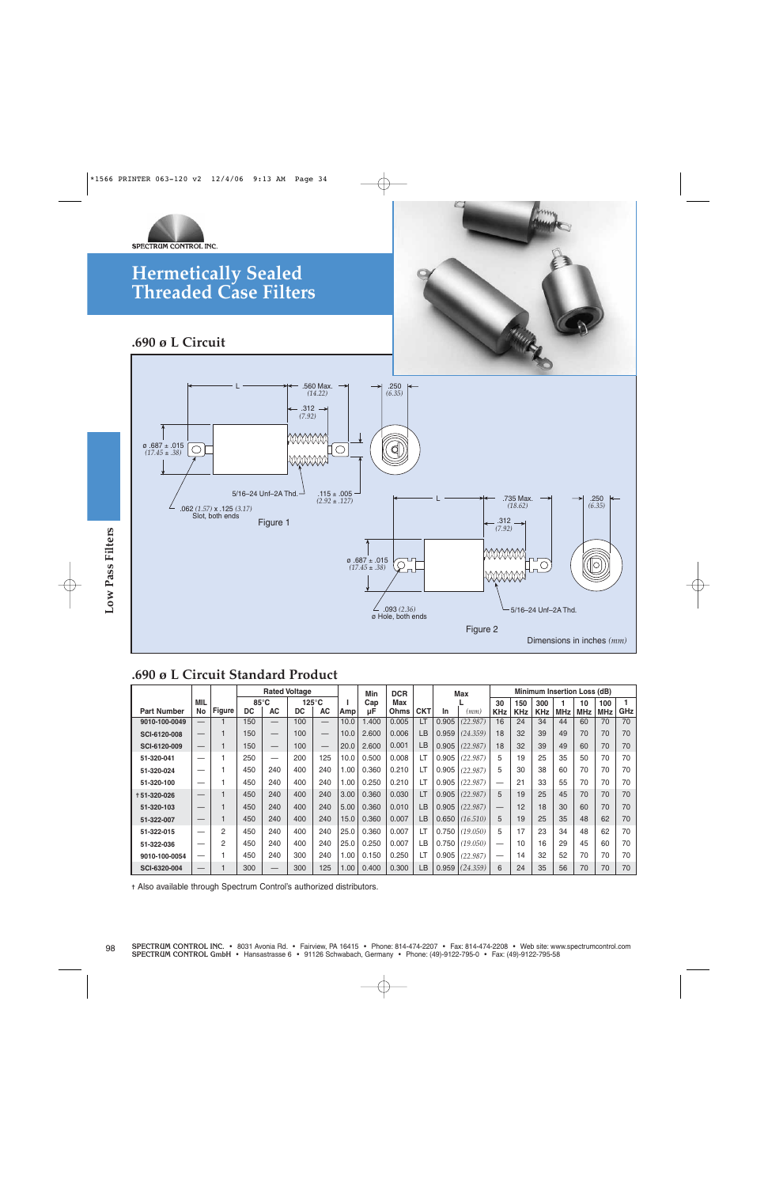SPECTRUM CONTROL INC.

# Hermetically Sealed Threaded Case Filters

## .690 ø L Circuit

L | .560 Max. (14.22) | .312 (7.92) | .250 (6.35)

ø .687 ± .015 (17.45 ± .38)

5/16–24 Unf–2A Thd. | .115 ± .005 (2.92 ± .127)

.062 (1.57) x .125 (3.17) Slot, both ends

Figure 1

L | .735 Max. (18.62) | .312 (7.92) | .250 (6.35)

ø .687 ± .015 (17.45 ± .38)

.093 (2.36) ø Hole, both ends | 5/16–24 Unf–2A Thd.

Figure 2

Dimensions in inches *(mm)*

## .690 ø L Circuit Standard Product

| Part Number | MIL No | Figure | Rated Voltage 85°C DC | | Rated Voltage 125°C DC | | I Amp | Min Cap µF | DCR Max Ohms | CKT | Max L In | *(mm)* | Minimum Insertion Loss (dB) 30 KHz | 150 KHz | 300 KHz | 1 MHz | 10 MHz | 100 MHz | 1 GHz |
|---|---|---|---|---|---|---|---|---|---|---|---|---|---|---|---|---|---|---|---|
| | | | DC | AC | DC | AC | | | | | | | | | | | | | |
| 9010-100-0049 | — | 1 | 150 | — | 100 | — | 10.0 | 1.400 | 0.005 | LT | 0.905 | *(22.987)* | 16 | 24 | 34 | 44 | 60 | 70 | 70 |
| SCI-6120-008 | — | 1 | 150 | — | 100 | — | 10.0 | 2.600 | 0.006 | LB | 0.959 | *(24.359)* | 18 | 32 | 39 | 49 | 70 | 70 | 70 |
| SCI-6120-009 | — | 1 | 150 | — | 100 | — | 20.0 | 2.600 | 0.001 | LB | 0.905 | *(22.987)* | 18 | 32 | 39 | 49 | 60 | 70 | 70 |
| 51-320-041 | — | 1 | 250 | — | 200 | 125 | 10.0 | 0.500 | 0.008 | LT | 0.905 | *(22.987)* | 5 | 19 | 25 | 35 | 50 | 70 | 70 |
| 51-320-024 | — | 1 | 450 | 240 | 400 | 240 | 1.00 | 0.360 | 0.210 | LT | 0.905 | *(22.987)* | 5 | 30 | 38 | 60 | 70 | 70 | 70 |
| 51-320-100 | — | 1 | 450 | 240 | 400 | 240 | 1.00 | 0.250 | 0.210 | LT | 0.905 | *(22.987)* | — | 21 | 33 | 55 | 70 | 70 | 70 |
| † 51-320-026 | — | 1 | 450 | 240 | 400 | 240 | 3.00 | 0.360 | 0.030 | LT | 0.905 | *(22.987)* | 5 | 19 | 25 | 45 | 70 | 70 | 70 |
| 51-320-103 | — | 1 | 450 | 240 | 400 | 240 | 5.00 | 0.360 | 0.010 | LB | 0.905 | *(22.987)* | — | 12 | 18 | 30 | 60 | 70 | 70 |
| 51-322-007 | — | 1 | 450 | 240 | 400 | 240 | 15.0 | 0.360 | 0.007 | LB | 0.650 | *(16.510)* | 5 | 19 | 25 | 35 | 48 | 62 | 70 |
| 51-322-015 | — | 2 | 450 | 240 | 400 | 240 | 25.0 | 0.360 | 0.007 | LT | 0.750 | *(19.050)* | 5 | 17 | 23 | 34 | 48 | 62 | 70 |
| 51-322-036 | — | 2 | 450 | 240 | 400 | 240 | 25.0 | 0.250 | 0.007 | LB | 0.750 | *(19.050)* | — | 10 | 16 | 29 | 45 | 60 | 70 |
| 9010-100-0054 | — | 1 | 450 | 240 | 300 | 240 | 1.00 | 0.150 | 0.250 | LT | 0.905 | *(22.987)* | — | 14 | 32 | 52 | 70 | 70 | 70 |
| SCI-6320-004 | — | 1 | 300 | — | 300 | 125 | 1.00 | 0.400 | 0.300 | LB | 0.959 | *(24.359)* | 6 | 24 | 35 | 56 | 70 | 70 | 70 |

† Also available through Spectrum Control's authorized distributors.

Low Pass Filters

**SPECTRUM CONTROL INC.** • 8031 Avonia Rd. • Fairview, PA 16415 • Phone: 814-474-2207 • Fax: 814-474-2208 • Web site: www.spectrumcontrol.com
**SPECTRUM CONTROL GmbH** • Hansastrasse 6 • 91126 Schwabach, Germany • Phone: (49)-9122-795-0 • Fax: (49)-9122-795-58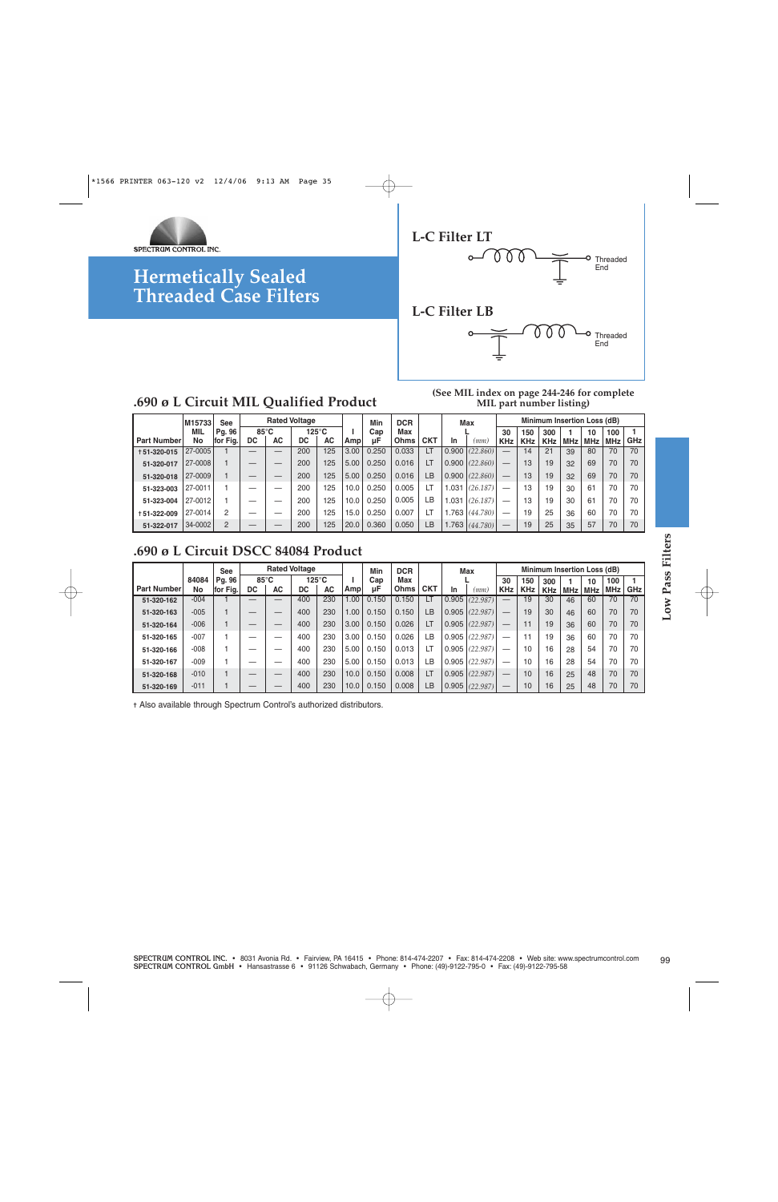SPECTRUM CONTROL INC.

# Hermetically Sealed Threaded Case Filters

**L-C Filter LT**

Threaded End

**L-C Filter LB**

Threaded End

## .690 ø L Circuit MIL Qualified Product

(See MIL index on page 244-246 for complete MIL part number listing)

| Part Number | M15733 MIL No | See Pg. 96 for Fig. | Rated Voltage 85°C DC | 85°C AC | 125°C DC | 125°C AC | I Amp | Min Cap µF | DCR Max Ohms | CKT | Max L In | (mm) | Minimum Insertion Loss (dB) 30 KHz | 150 KHz | 300 KHz | 1 MHz | 10 MHz | 100 MHz | 1 GHz |
|---|---|---|---|---|---|---|---|---|---|---|---|---|---|---|---|---|---|---|---|
| †51-320-015 | 27-0005 | 1 | — | — | 200 | 125 | 3.00 | 0.250 | 0.033 | LT | 0.900 | (22.860) | — | 14 | 21 | 39 | 80 | 70 | 70 |
| 51-320-017 | 27-0008 | 1 | — | — | 200 | 125 | 5.00 | 0.250 | 0.016 | LT | 0.900 | (22.860) | — | 13 | 19 | 32 | 69 | 70 | 70 |
| 51-320-018 | 27-0009 | 1 | — | — | 200 | 125 | 5.00 | 0.250 | 0.016 | LB | 0.900 | (22.860) | — | 13 | 19 | 32 | 69 | 70 | 70 |
| 51-323-003 | 27-0011 | 1 | — | — | 200 | 125 | 10.0 | 0.250 | 0.005 | LT | 1.031 | (26.187) | — | 13 | 19 | 30 | 61 | 70 | 70 |
| 51-323-004 | 27-0012 | 1 | — | — | 200 | 125 | 10.0 | 0.250 | 0.005 | LB | 1.031 | (26.187) | — | 13 | 19 | 30 | 61 | 70 | 70 |
| †51-322-009 | 27-0014 | 2 | — | — | 200 | 125 | 15.0 | 0.250 | 0.007 | LT | 1.763 | (44.780) | — | 19 | 25 | 36 | 60 | 70 | 70 |
| 51-322-017 | 34-0002 | 2 | — | — | 200 | 125 | 20.0 | 0.360 | 0.050 | LB | 1.763 | (44.780) | — | 19 | 25 | 35 | 57 | 70 | 70 |

## .690 ø L Circuit DSCC 84084 Product

| Part Number | 84084 No | See Pg. 96 for Fig. | Rated Voltage 85°C DC | 85°C AC | 125°C DC | 125°C AC | I Amp | Min Cap µF | DCR Max Ohms | CKT | Max L In | (mm) | Minimum Insertion Loss (dB) 30 KHz | 150 KHz | 300 KHz | 1 MHz | 10 MHz | 100 MHz | 1 GHz |
|---|---|---|---|---|---|---|---|---|---|---|---|---|---|---|---|---|---|---|---|
| 51-320-162 | -004 | 1 | — | — | 400 | 230 | 1.00 | 0.150 | 0.150 | LT | 0.905 | (22.987) | — | 19 | 30 | 46 | 60 | 70 | 70 |
| 51-320-163 | -005 | 1 | — | — | 400 | 230 | 1.00 | 0.150 | 0.150 | LB | 0.905 | (22.987) | — | 19 | 30 | 46 | 60 | 70 | 70 |
| 51-320-164 | -006 | 1 | — | — | 400 | 230 | 3.00 | 0.150 | 0.026 | LT | 0.905 | (22.987) | — | 11 | 19 | 36 | 60 | 70 | 70 |
| 51-320-165 | -007 | 1 | — | — | 400 | 230 | 3.00 | 0.150 | 0.026 | LB | 0.905 | (22.987) | — | 11 | 19 | 36 | 60 | 70 | 70 |
| 51-320-166 | -008 | 1 | — | — | 400 | 230 | 5.00 | 0.150 | 0.013 | LT | 0.905 | (22.987) | — | 10 | 16 | 28 | 54 | 70 | 70 |
| 51-320-167 | -009 | 1 | — | — | 400 | 230 | 5.00 | 0.150 | 0.013 | LB | 0.905 | (22.987) | — | 10 | 16 | 28 | 54 | 70 | 70 |
| 51-320-168 | -010 | 1 | — | — | 400 | 230 | 10.0 | 0.150 | 0.008 | LT | 0.905 | (22.987) | — | 10 | 16 | 25 | 48 | 70 | 70 |
| 51-320-169 | -011 | 1 | — | — | 400 | 230 | 10.0 | 0.150 | 0.008 | LB | 0.905 | (22.987) | — | 10 | 16 | 25 | 48 | 70 | 70 |

† Also available through Spectrum Control's authorized distributors.

Low Pass Filters

SPECTRUM CONTROL INC. • 8031 Avonia Rd. • Fairview, PA 16415 • Phone: 814-474-2207 • Fax: 814-474-2208 • Web site: www.spectrumcontrol.com
SPECTRUM CONTROL GmbH • Hansastrasse 6 • 91126 Schwabach, Germany • Phone: (49)-9122-795-0 • Fax: (49)-9122-795-58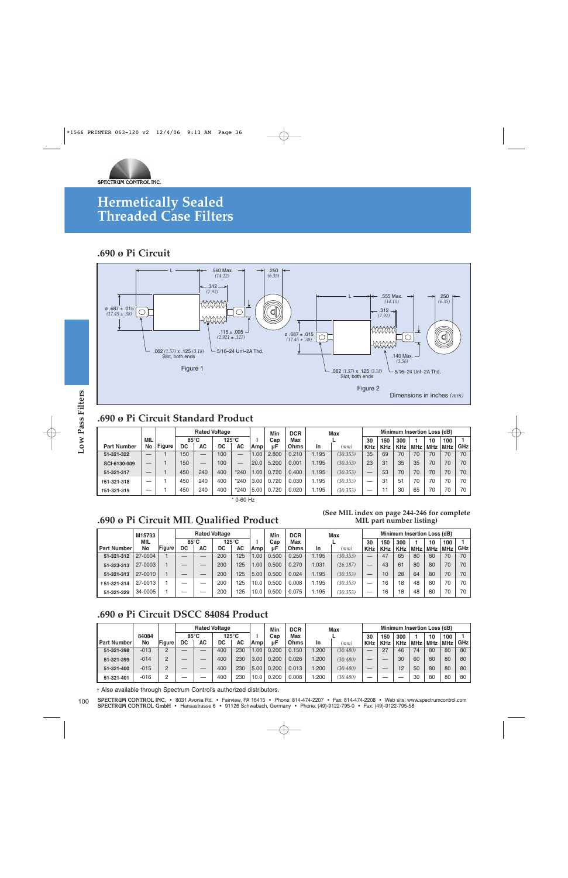SPECTRUM CONTROL INC.

# Hermetically Sealed Threaded Case Filters

## .690 ø Pi Circuit

Figure 1

Figure 2

Dimensions in inches (mm)

## .690 ø Pi Circuit Standard Product

| Part Number | MIL No | Figure | Rated Voltage 85°C DC | 85°C AC | 125°C DC | 125°C AC | I Amp | Min Cap µF | DCR Max Ohms | Max L In | (mm) | 30 KHz | 150 KHz | 300 KHz | 1 MHz | 10 MHz | 100 MHz | 1 GHz |
|---|---|---|---|---|---|---|---|---|---|---|---|---|---|---|---|---|---|---|
| 51-321-322 | — | 1 | 150 | — | 100 | — | 1.00 | 2.800 | 0.210 | 1.195 | (30.353) | 35 | 69 | 70 | 70 | 70 | 70 | 70 |
| SCI-6130-009 | — | 1 | 150 | — | 100 | — | 20.0 | 5.200 | 0.001 | 1.195 | (30.353) | 23 | 31 | 35 | 35 | 70 | 70 | 70 |
| 51-321-317 | — | 1 | 450 | 240 | 400 | *240 | 1.00 | 0.720 | 0.400 | 1.195 | (30.353) | — | 53 | 70 | 70 | 70 | 70 | 70 |
| †51-321-318 | — | 1 | 450 | 240 | 400 | *240 | 3.00 | 0.720 | 0.030 | 1.195 | (30.353) | — | 31 | 51 | 70 | 70 | 70 | 70 |
| †51-321-319 | — | 1 | 450 | 240 | 400 | *240 | 5.00 | 0.720 | 0.020 | 1.195 | (30.353) | — | 11 | 30 | 65 | 70 | 70 | 70 |

\* 0-60 Hz

## .690 ø Pi Circuit MIL Qualified Product

(See MIL index on page 244-246 for complete MIL part number listing)

| Part Number | M15733 MIL No | Figure | Rated Voltage 85°C DC | 85°C AC | 125°C DC | 125°C AC | I Amp | Min Cap µF | DCR Max Ohms | Max L In | (mm) | 30 KHz | 150 KHz | 300 KHz | 1 MHz | 10 MHz | 100 MHz | 1 GHz |
|---|---|---|---|---|---|---|---|---|---|---|---|---|---|---|---|---|---|---|
| 51-321-312 | 27-0004 | 1 | — | — | 200 | 125 | 1.00 | 0.500 | 0.250 | 1.195 | (30.353) | — | 47 | 65 | 80 | 80 | 70 | 70 |
| 51-323-313 | 27-0003 | 1 | — | — | 200 | 125 | 1.00 | 0.500 | 0.270 | 1.031 | (26.187) | — | 43 | 61 | 80 | 80 | 70 | 70 |
| 51-321-313 | 27-0010 | 1 | — | — | 200 | 125 | 5.00 | 0.500 | 0.024 | 1.195 | (30.353) | — | 10 | 28 | 64 | 80 | 70 | 70 |
| †51-321-314 | 27-0013 | 1 | — | — | 200 | 125 | 10.0 | 0.500 | 0.008 | 1.195 | (30.353) | — | 16 | 18 | 48 | 80 | 70 | 70 |
| 51-321-329 | 34-0005 | 1 | — | — | 200 | 125 | 10.0 | 0.500 | 0.075 | 1.195 | (30.353) | — | 16 | 18 | 48 | 80 | 70 | 70 |

## .690 ø Pi Circuit DSCC 84084 Product

| Part Number | 84084 MIL No | Figure | Rated Voltage 85°C DC | 85°C AC | 125°C DC | 125°C AC | I Amp | Min Cap µF | DCR Max Ohms | Max L In | (mm) | 30 KHz | 150 KHz | 300 KHz | 1 MHz | 10 MHz | 100 MHz | 1 GHz |
|---|---|---|---|---|---|---|---|---|---|---|---|---|---|---|---|---|---|---|
| 51-321-398 | -013 | 2 | — | — | 400 | 230 | 1.00 | 0.200 | 0.150 | 1.200 | (30.480) | — | 27 | 46 | 74 | 80 | 80 | 80 |
| 51-321-399 | -014 | 2 | — | — | 400 | 230 | 3.00 | 0.200 | 0.026 | 1.200 | (30.480) | — | — | 30 | 60 | 80 | 80 | 80 |
| 51-321-400 | -015 | 2 | — | — | 400 | 230 | 5.00 | 0.200 | 0.013 | 1.200 | (30.480) | — | — | 12 | 50 | 80 | 80 | 80 |
| 51-321-401 | -016 | 2 | — | — | 400 | 230 | 10.0 | 0.200 | 0.008 | 1.200 | (30.480) | — | — | — | 30 | 80 | 80 | 80 |

Minimum Insertion Loss (dB) applies to the 30 KHz – 1 GHz columns.

† Also available through Spectrum Control's authorized distributors.

SPECTRUM CONTROL INC. • 8031 Avonia Rd. • Fairview, PA 16415 • Phone: 814-474-2207 • Fax: 814-474-2208 • Web site: www.spectrumcontrol.com
SPECTRUM CONTROL GmbH • Hansastrasse 6 • 91126 Schwabach, Germany • Phone: (49)-9122-795-0 • Fax: (49)-9122-795-58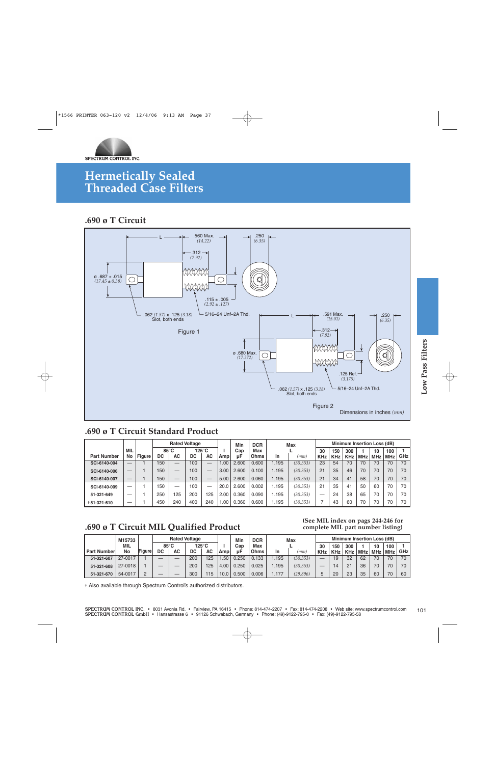# Hermetically Sealed Threaded Case Filters

## .690 ø T Circuit

L — .560 Max. (14.22) — .250 (6.35)

.312 (7.92)

ø .687 ± .015 (17.45 ± 0.38)

.115 ± .005 (2.92 ± .127)

.062 (1.57) x .125 (3.18) Slot, both ends

5/16–24 Unf–2A Thd.

Figure 1

L — .591 Max. (15.01) — .250 (6.35)

.312 (7.92)

ø .680 Max. (17.272)

.125 Ref. (3.175)

.062 (1.57) x .125 (3.18) Slot, both ends

5/16–24 Unf–2A Thd.

Figure 2

Dimensions in inches *(mm)*

## .690 ø T Circuit Standard Product

| Part Number | MIL No | Figure | Rated Voltage 85°C DC | 85°C AC | 125°C DC | 125°C AC | I Amp | Min Cap µF | DCR Max Ohms | Max L In | *(mm)* | Minimum Insertion Loss (dB) 30 KHz | 150 KHz | 300 KHz | 1 MHz | 10 MHz | 100 MHz | 1 GHz |
|---|---|---|---|---|---|---|---|---|---|---|---|---|---|---|---|---|---|---|
| SCI-6140-004 | — | 1 | 150 | — | 100 | — | 1.00 | 2.600 | 0.600 | 1.195 | *(30.353)* | 23 | 54 | 70 | 70 | 70 | 70 | 70 |
| SCI-6140-006 | — | 1 | 150 | — | 100 | — | 3.00 | 2.600 | 0.100 | 1.195 | *(30.353)* | 21 | 35 | 46 | 70 | 70 | 70 | 70 |
| SCI-6140-007 | — | 1 | 150 | — | 100 | — | 5.00 | 2.600 | 0.060 | 1.195 | *(30.353)* | 21 | 34 | 41 | 58 | 70 | 70 | 70 |
| SCI-6140-009 | — | 1 | 150 | — | 100 | — | 20.0 | 2.600 | 0.002 | 1.195 | *(30.353)* | 21 | 35 | 41 | 50 | 60 | 70 | 70 |
| 51-321-649 | — | 1 | 250 | 125 | 200 | 125 | 2.00 | 0.360 | 0.090 | 1.195 | *(30.353)* | — | 24 | 38 | 65 | 70 | 70 | 70 |
| † 51-321-610 | — | 1 | 450 | 240 | 400 | 240 | 1.00 | 0.360 | 0.600 | 1.195 | *(30.353)* | 7 | 43 | 60 | 70 | 70 | 70 | 70 |

## .690 ø T Circuit MIL Qualified Product

**(See MIL index on pags 244-246 for complete MIL part number listing)**

| Part Number | M15733 MIL No | Figure | Rated Voltage 85°C DC | 85°C AC | 125°C DC | 125°C AC | I Amp | Min Cap µF | DCR Max Ohms | Max L In | *(mm)* | Minimum Insertion Loss (dB) 30 KHz | 150 KHz | 300 KHz | 1 MHz | 10 MHz | 100 MHz | 1 GHz |
|---|---|---|---|---|---|---|---|---|---|---|---|---|---|---|---|---|---|---|
| 51-321-607 | 27-0017 | 1 | — | — | 200 | 125 | 1.50 | 0.250 | 0.133 | 1.195 | *(30.353)* | — | 19 | 32 | 62 | 70 | 70 | 70 |
| 51-321-608 | 27-0018 | 1 | — | — | 200 | 125 | 4.00 | 0.250 | 0.025 | 1.195 | *(30.353)* | — | 14 | 21 | 36 | 70 | 70 | 70 |
| 51-321-670 | 54-0017 | 2 | — | — | 300 | 115 | 10.0 | 0.500 | 0.006 | 1.177 | *(29.896)* | 5 | 20 | 23 | 35 | 60 | 70 | 60 |

† Also available through Spectrum Control's authorized distributors.

SPECTRUM CONTROL INC. • 8031 Avonia Rd. • Fairview, PA 16415 • Phone: 814-474-2207 • Fax: 814-474-2208 • Web site: www.spectrumcontrol.com
SPECTRUM CONTROL GmbH • Hansastrasse 6 • 91126 Schwabach, Germany • Phone: (49)-9122-795-0 • Fax: (49)-9122-795-58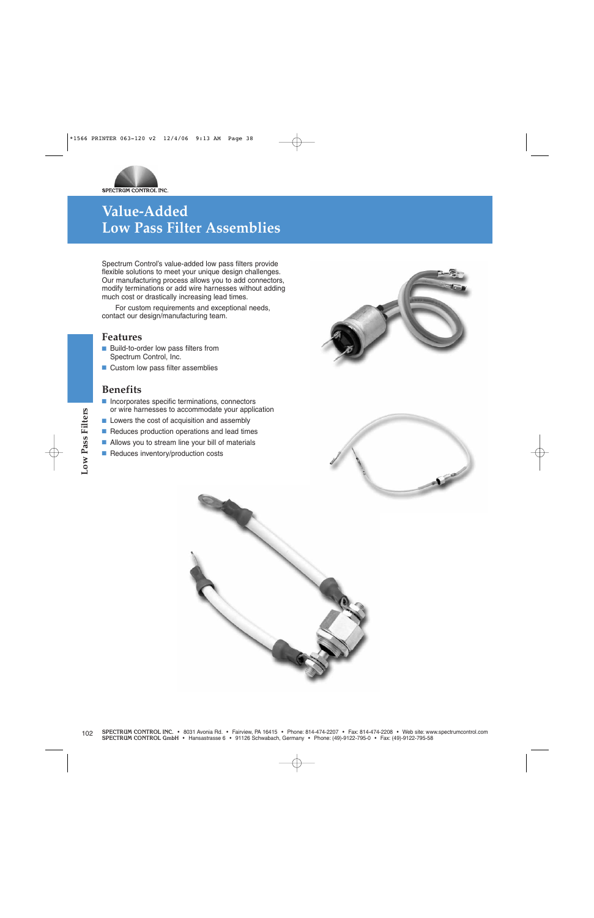# Value-Added Low Pass Filter Assemblies

Spectrum Control's value-added low pass filters provide flexible solutions to meet your unique design challenges. Our manufacturing process allows you to add connectors, modify terminations or add wire harnesses without adding much cost or drastically increasing lead times.

For custom requirements and exceptional needs, contact our design/manufacturing team.

## Features

- Build-to-order low pass filters from Spectrum Control, Inc.
- Custom low pass filter assemblies

## Benefits

- Incorporates specific terminations, connectors or wire harnesses to accommodate your application
- Lowers the cost of acquisition and assembly
- Reduces production operations and lead times
- Allows you to stream line your bill of materials
- Reduces inventory/production costs